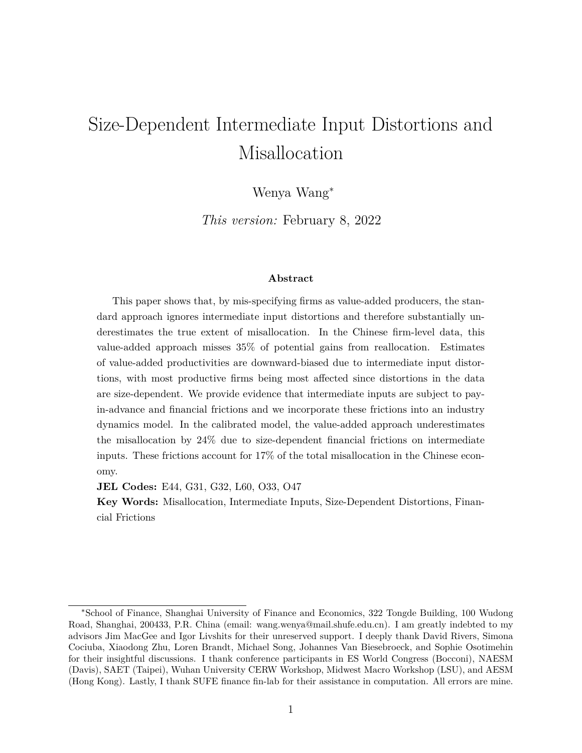# Size-Dependent Intermediate Input Distortions and Misallocation

Wenya Wang[*]

*This version:* February 8, 2022

### Abstract

This paper shows that, by mis-specifying firms as value-added producers, the standard approach ignores intermediate input distortions and therefore substantially underestimates the true extent of misallocation. In the Chinese firm-level data, this value-added approach misses 35% of potential gains from reallocation. Estimates of value-added productivities are downward-biased due to intermediate input distortions, with most productive firms being most affected since distortions in the data are size-dependent. We provide evidence that intermediate inputs are subject to pay-in-advance and financial frictions and we incorporate these frictions into an industry dynamics model. In the calibrated model, the value-added approach underestimates the misallocation by 24% due to size-dependent financial frictions on intermediate inputs. These frictions account for 17% of the total misallocation in the Chinese economy.

**JEL Codes:** E44, G31, G32, L60, O33, O47

**Key Words:** Misallocation, Intermediate Inputs, Size-Dependent Distortions, Financial Frictions

---

[*]School of Finance, Shanghai University of Finance and Economics, 322 Tongde Building, 100 Wudong Road, Shanghai, 200433, P.R. China (email: wang.wenya@mail.shufe.edu.cn). I am greatly indebted to my advisors Jim MacGee and Igor Livshits for their unreserved support. I deeply thank David Rivers, Simona Cociuba, Xiaodong Zhu, Loren Brandt, Michael Song, Johannes Van Biesebroeck, and Sophie Osotimehin for their insightful discussions. I thank conference participants in ES World Congress (Bocconi), NAESM (Davis), SAET (Taipei), Wuhan University CERW Workshop, Midwest Macro Workshop (LSU), and AESM (Hong Kong). Lastly, I thank SUFE finance fin-lab for their assistance in computation. All errors are mine.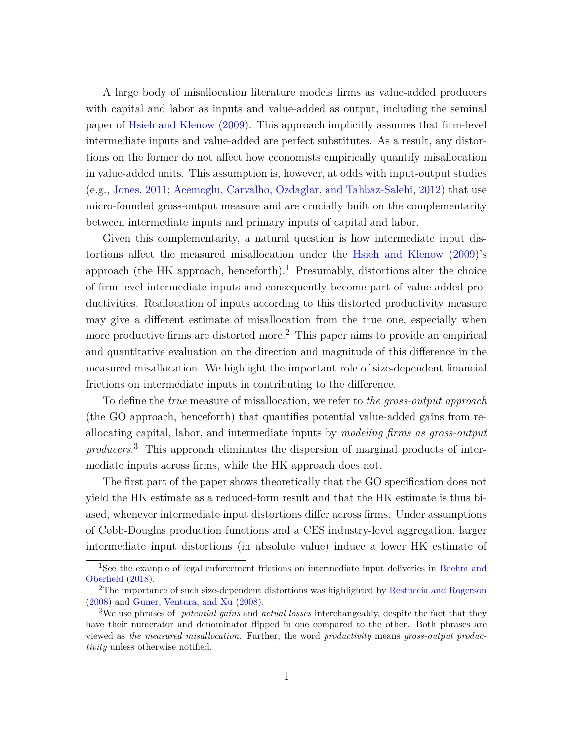A large body of misallocation literature models firms as value-added producers with capital and labor as inputs and value-added as output, including the seminal paper of Hsieh and Klenow (2009). This approach implicitly assumes that firm-level intermediate inputs and value-added are perfect substitutes. As a result, any distortions on the former do not affect how economists empirically quantify misallocation in value-added units. This assumption is, however, at odds with input-output studies (e.g., Jones, 2011; Acemoglu, Carvalho, Ozdaglar, and Tahbaz-Salehi, 2012) that use micro-founded gross-output measure and are crucially built on the complementarity between intermediate inputs and primary inputs of capital and labor.

Given this complementarity, a natural question is how intermediate input distortions affect the measured misallocation under the Hsieh and Klenow (2009)'s approach (the HK approach, henceforth).[1] Presumably, distortions alter the choice of firm-level intermediate inputs and consequently become part of value-added productivities. Reallocation of inputs according to this distorted productivity measure may give a different estimate of misallocation from the true one, especially when more productive firms are distorted more.[2] This paper aims to provide an empirical and quantitative evaluation on the direction and magnitude of this difference in the measured misallocation. We highlight the important role of size-dependent financial frictions on intermediate inputs in contributing to the difference.

To define the *true* measure of misallocation, we refer to *the gross-output approach* (the GO approach, henceforth) that quantifies potential value-added gains from reallocating capital, labor, and intermediate inputs by *modeling firms as gross-output producers*.[3] This approach eliminates the dispersion of marginal products of intermediate inputs across firms, while the HK approach does not.

The first part of the paper shows theoretically that the GO specification does not yield the HK estimate as a reduced-form result and that the HK estimate is thus biased, whenever intermediate input distortions differ across firms. Under assumptions of Cobb-Douglas production functions and a CES industry-level aggregation, larger intermediate input distortions (in absolute value) induce a lower HK estimate of

---

[1] See the example of legal enforcement frictions on intermediate input deliveries in Boehm and Oberfield (2018).

[2] The importance of such size-dependent distortions was highlighted by Restuccia and Rogerson (2008) and Guner, Ventura, and Xu (2008).

[3] We use phrases of *potential gains* and *actual losses* interchangeably, despite the fact that they have their numerator and denominator flipped in one compared to the other. Both phrases are viewed as *the measured misallocation*. Further, the word *productivity* means *gross-output productivity* unless otherwise notified.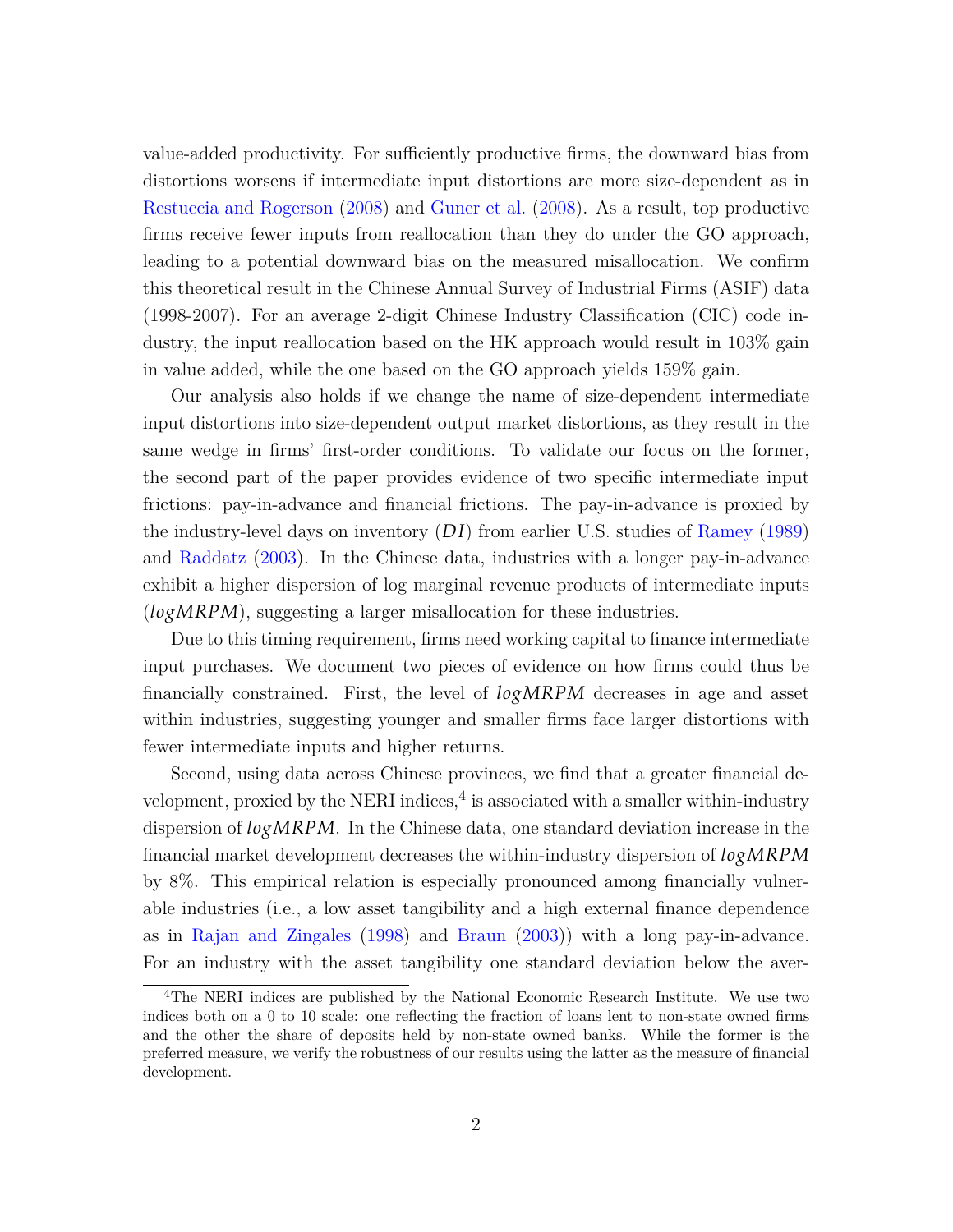value-added productivity. For sufficiently productive firms, the downward bias from distortions worsens if intermediate input distortions are more size-dependent as in Restuccia and Rogerson (2008) and Guner et al. (2008). As a result, top productive firms receive fewer inputs from reallocation than they do under the GO approach, leading to a potential downward bias on the measured misallocation. We confirm this theoretical result in the Chinese Annual Survey of Industrial Firms (ASIF) data (1998-2007). For an average 2-digit Chinese Industry Classification (CIC) code industry, the input reallocation based on the HK approach would result in 103% gain in value added, while the one based on the GO approach yields 159% gain.

Our analysis also holds if we change the name of size-dependent intermediate input distortions into size-dependent output market distortions, as they result in the same wedge in firms' first-order conditions. To validate our focus on the former, the second part of the paper provides evidence of two specific intermediate input frictions: pay-in-advance and financial frictions. The pay-in-advance is proxied by the industry-level days on inventory ($DI$) from earlier U.S. studies of Ramey (1989) and Raddatz (2003). In the Chinese data, industries with a longer pay-in-advance exhibit a higher dispersion of log marginal revenue products of intermediate inputs ($logMRPM$), suggesting a larger misallocation for these industries.

Due to this timing requirement, firms need working capital to finance intermediate input purchases. We document two pieces of evidence on how firms could thus be financially constrained. First, the level of $logMRPM$ decreases in age and asset within industries, suggesting younger and smaller firms face larger distortions with fewer intermediate inputs and higher returns.

Second, using data across Chinese provinces, we find that a greater financial development, proxied by the NERI indices,[4] is associated with a smaller within-industry dispersion of $logMRPM$. In the Chinese data, one standard deviation increase in the financial market development decreases the within-industry dispersion of $logMRPM$ by 8%. This empirical relation is especially pronounced among financially vulnerable industries (i.e., a low asset tangibility and a high external finance dependence as in Rajan and Zingales (1998) and Braun (2003)) with a long pay-in-advance. For an industry with the asset tangibility one standard deviation below the aver-

[4] The NERI indices are published by the National Economic Research Institute. We use two indices both on a 0 to 10 scale: one reflecting the fraction of loans lent to non-state owned firms and the other the share of deposits held by non-state owned banks. While the former is the preferred measure, we verify the robustness of our results using the latter as the measure of financial development.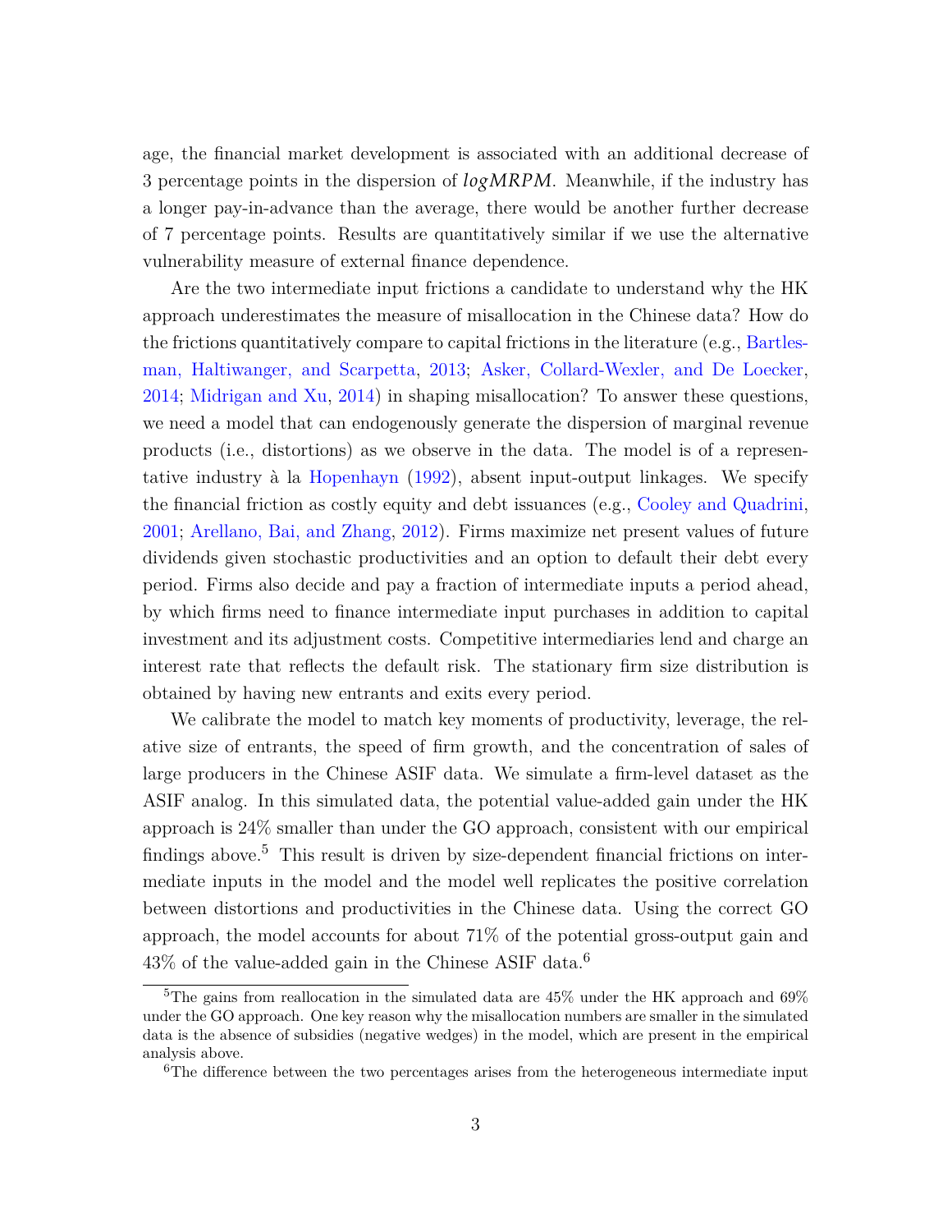age, the financial market development is associated with an additional decrease of 3 percentage points in the dispersion of $logMRPM$. Meanwhile, if the industry has a longer pay-in-advance than the average, there would be another further decrease of 7 percentage points. Results are quantitatively similar if we use the alternative vulnerability measure of external finance dependence.

Are the two intermediate input frictions a candidate to understand why the HK approach underestimates the measure of misallocation in the Chinese data? How do the frictions quantitatively compare to capital frictions in the literature (e.g., Bartelsman, Haltiwanger, and Scarpetta, 2013; Asker, Collard-Wexler, and De Loecker, 2014; Midrigan and Xu, 2014) in shaping misallocation? To answer these questions, we need a model that can endogenously generate the dispersion of marginal revenue products (i.e., distortions) as we observe in the data. The model is of a representative industry à la Hopenhayn (1992), absent input-output linkages. We specify the financial friction as costly equity and debt issuances (e.g., Cooley and Quadrini, 2001; Arellano, Bai, and Zhang, 2012). Firms maximize net present values of future dividends given stochastic productivities and an option to default their debt every period. Firms also decide and pay a fraction of intermediate inputs a period ahead, by which firms need to finance intermediate input purchases in addition to capital investment and its adjustment costs. Competitive intermediaries lend and charge an interest rate that reflects the default risk. The stationary firm size distribution is obtained by having new entrants and exits every period.

We calibrate the model to match key moments of productivity, leverage, the relative size of entrants, the speed of firm growth, and the concentration of sales of large producers in the Chinese ASIF data. We simulate a firm-level dataset as the ASIF analog. In this simulated data, the potential value-added gain under the HK approach is 24% smaller than under the GO approach, consistent with our empirical findings above.[5] This result is driven by size-dependent financial frictions on intermediate inputs in the model and the model well replicates the positive correlation between distortions and productivities in the Chinese data. Using the correct GO approach, the model accounts for about 71% of the potential gross-output gain and 43% of the value-added gain in the Chinese ASIF data.[6]

[5]The gains from reallocation in the simulated data are 45% under the HK approach and 69% under the GO approach. One key reason why the misallocation numbers are smaller in the simulated data is the absence of subsidies (negative wedges) in the model, which are present in the empirical analysis above.

[6]The difference between the two percentages arises from the heterogeneous intermediate input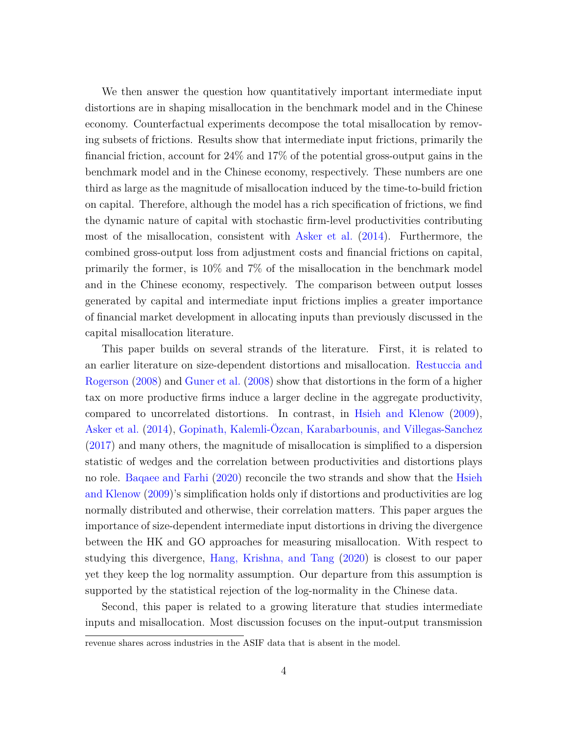We then answer the question how quantitatively important intermediate input distortions are in shaping misallocation in the benchmark model and in the Chinese economy. Counterfactual experiments decompose the total misallocation by removing subsets of frictions. Results show that intermediate input frictions, primarily the financial friction, account for 24% and 17% of the potential gross-output gains in the benchmark model and in the Chinese economy, respectively. These numbers are one third as large as the magnitude of misallocation induced by the time-to-build friction on capital. Therefore, although the model has a rich specification of frictions, we find the dynamic nature of capital with stochastic firm-level productivities contributing most of the misallocation, consistent with Asker et al. (2014). Furthermore, the combined gross-output loss from adjustment costs and financial frictions on capital, primarily the former, is 10% and 7% of the misallocation in the benchmark model and in the Chinese economy, respectively. The comparison between output losses generated by capital and intermediate input frictions implies a greater importance of financial market development in allocating inputs than previously discussed in the capital misallocation literature.

This paper builds on several strands of the literature. First, it is related to an earlier literature on size-dependent distortions and misallocation. Restuccia and Rogerson (2008) and Guner et al. (2008) show that distortions in the form of a higher tax on more productive firms induce a larger decline in the aggregate productivity, compared to uncorrelated distortions. In contrast, in Hsieh and Klenow (2009), Asker et al. (2014), Gopinath, Kalemli-Özcan, Karabarbounis, and Villegas-Sanchez (2017) and many others, the magnitude of misallocation is simplified to a dispersion statistic of wedges and the correlation between productivities and distortions plays no role. Baqaee and Farhi (2020) reconcile the two strands and show that the Hsieh and Klenow (2009)'s simplification holds only if distortions and productivities are log normally distributed and otherwise, their correlation matters. This paper argues the importance of size-dependent intermediate input distortions in driving the divergence between the HK and GO approaches for measuring misallocation. With respect to studying this divergence, Hang, Krishna, and Tang (2020) is closest to our paper yet they keep the log normality assumption. Our departure from this assumption is supported by the statistical rejection of the log-normality in the Chinese data.

Second, this paper is related to a growing literature that studies intermediate inputs and misallocation. Most discussion focuses on the input-output transmission

revenue shares across industries in the ASIF data that is absent in the model.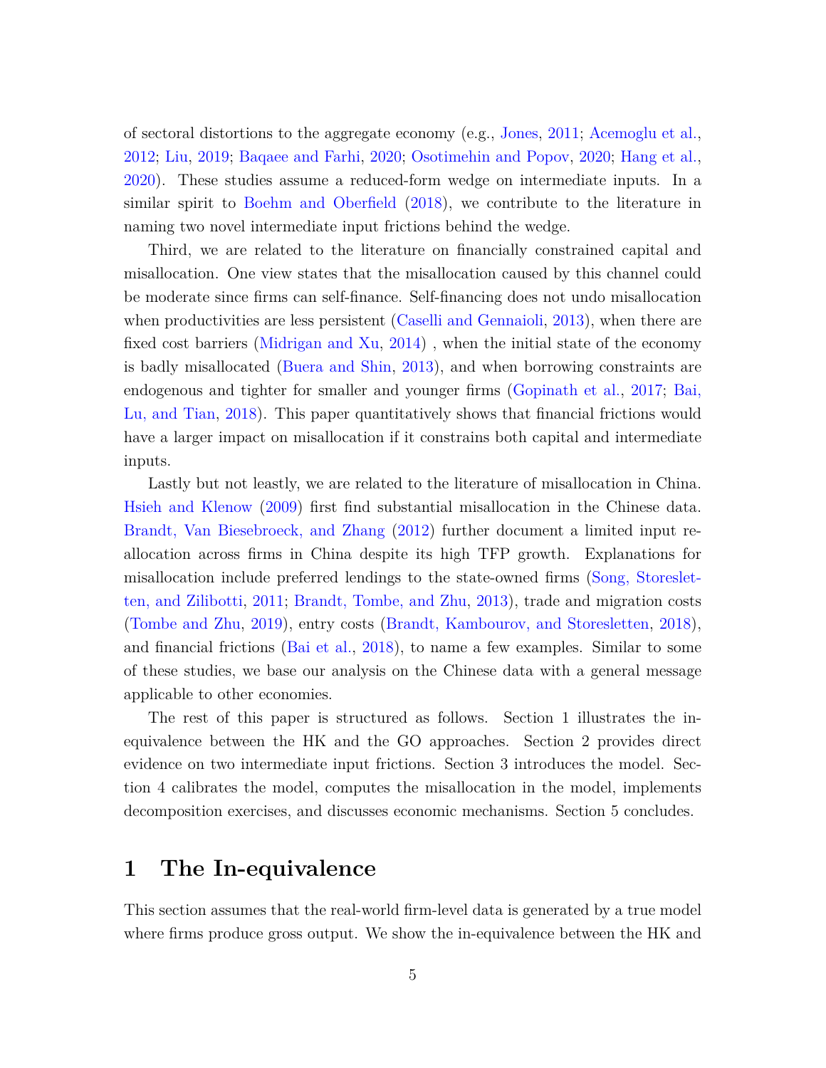of sectoral distortions to the aggregate economy (e.g., Jones, 2011; Acemoglu et al., 2012; Liu, 2019; Baqaee and Farhi, 2020; Osotimehin and Popov, 2020; Hang et al., 2020). These studies assume a reduced-form wedge on intermediate inputs. In a similar spirit to Boehm and Oberfield (2018), we contribute to the literature in naming two novel intermediate input frictions behind the wedge.

Third, we are related to the literature on financially constrained capital and misallocation. One view states that the misallocation caused by this channel could be moderate since firms can self-finance. Self-financing does not undo misallocation when productivities are less persistent (Caselli and Gennaioli, 2013), when there are fixed cost barriers (Midrigan and Xu, 2014) , when the initial state of the economy is badly misallocated (Buera and Shin, 2013), and when borrowing constraints are endogenous and tighter for smaller and younger firms (Gopinath et al., 2017; Bai, Lu, and Tian, 2018). This paper quantitatively shows that financial frictions would have a larger impact on misallocation if it constrains both capital and intermediate inputs.

Lastly but not leastly, we are related to the literature of misallocation in China. Hsieh and Klenow (2009) first find substantial misallocation in the Chinese data. Brandt, Van Biesebroeck, and Zhang (2012) further document a limited input reallocation across firms in China despite its high TFP growth. Explanations for misallocation include preferred lendings to the state-owned firms (Song, Storesletten, and Zilibotti, 2011; Brandt, Tombe, and Zhu, 2013), trade and migration costs (Tombe and Zhu, 2019), entry costs (Brandt, Kambourov, and Storesletten, 2018), and financial frictions (Bai et al., 2018), to name a few examples. Similar to some of these studies, we base our analysis on the Chinese data with a general message applicable to other economies.

The rest of this paper is structured as follows. Section 1 illustrates the in-equivalence between the HK and the GO approaches. Section 2 provides direct evidence on two intermediate input frictions. Section 3 introduces the model. Section 4 calibrates the model, computes the misallocation in the model, implements decomposition exercises, and discusses economic mechanisms. Section 5 concludes.

# 1 The In-equivalence

This section assumes that the real-world firm-level data is generated by a true model where firms produce gross output. We show the in-equivalence between the HK and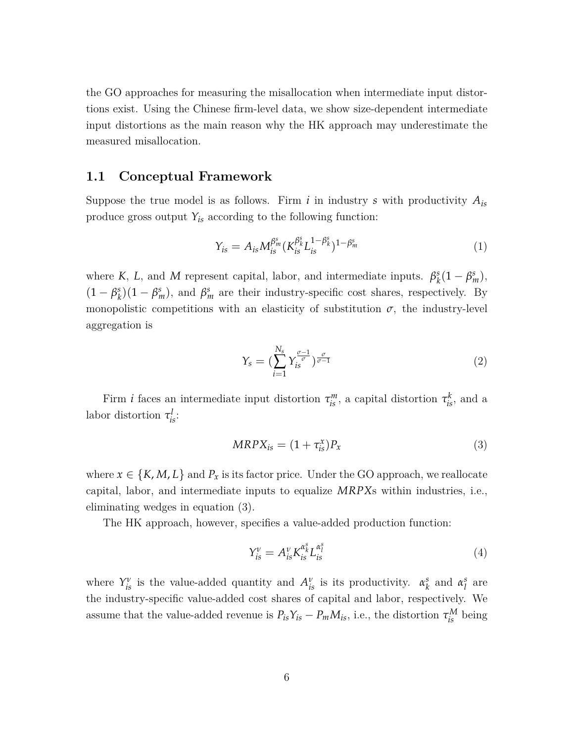the GO approaches for measuring the misallocation when intermediate input distortions exist. Using the Chinese firm-level data, we show size-dependent intermediate input distortions as the main reason why the HK approach may underestimate the measured misallocation.

## 1.1 Conceptual Framework

Suppose the true model is as follows. Firm $i$ in industry $s$ with productivity $A_{is}$ produce gross output $Y_{is}$ according to the following function:

$$Y_{is} = A_{is} M_{is}^{\beta_m^s} (K_{is}^{\beta_k^s} L_{is}^{1-\beta_k^s})^{1-\beta_m^s} \tag{1}$$

where $K$, $L$, and $M$ represent capital, labor, and intermediate inputs. $\beta_k^s(1-\beta_m^s)$, $(1-\beta_k^s)(1-\beta_m^s)$, and $\beta_m^s$ are their industry-specific cost shares, respectively. By monopolistic competitions with an elasticity of substitution $\sigma$, the industry-level aggregation is

$$Y_s = (\sum_{i=1}^{N_s} Y_{is}^{\frac{\sigma-1}{\sigma}})^{\frac{\sigma}{\sigma-1}} \tag{2}$$

Firm $i$ faces an intermediate input distortion $\tau_{is}^m$, a capital distortion $\tau_{is}^k$, and a labor distortion $\tau_{is}^l$:

$$MRPX_{is} = (1 + \tau_{is}^x) P_x \tag{3}$$

where $x \in \{K, M, L\}$ and $P_x$ is its factor price. Under the GO approach, we reallocate capital, labor, and intermediate inputs to equalize $MRPX$s within industries, i.e., eliminating wedges in equation (3).

The HK approach, however, specifies a value-added production function:

$$Y_{is}^v = A_{is}^v K_{is}^{\alpha_k^s} L_{is}^{\alpha_l^s} \tag{4}$$

where $Y_{is}^v$ is the value-added quantity and $A_{is}^v$ is its productivity. $\alpha_k^s$ and $\alpha_l^s$ are the industry-specific value-added cost shares of capital and labor, respectively. We assume that the value-added revenue is $P_{is}Y_{is} - P_m M_{is}$, i.e., the distortion $\tau_{is}^M$ being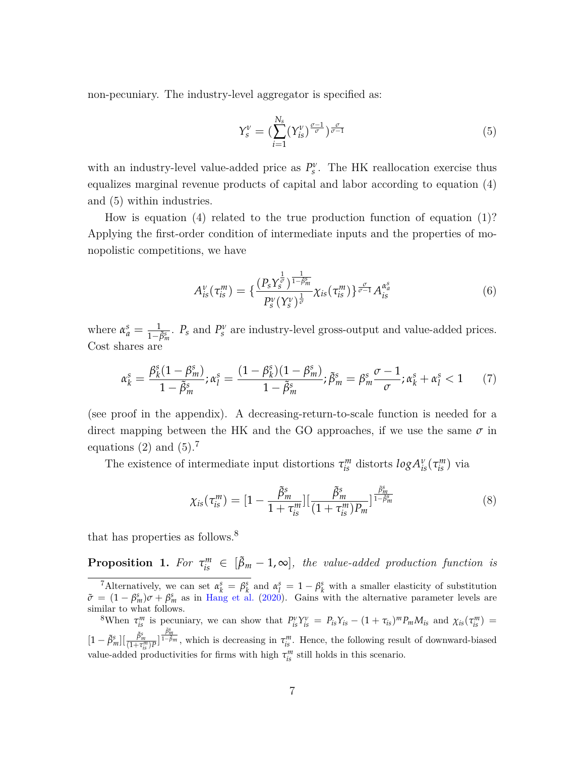non-pecuniary. The industry-level aggregator is specified as:

$$Y_s^v = (\sum_{i=1}^{N_s} (Y_{is}^v)^{\frac{\sigma-1}{\sigma}})^{\frac{\sigma}{\sigma-1}} \tag{5}$$

with an industry-level value-added price as $P_s^v$. The HK reallocation exercise thus equalizes marginal revenue products of capital and labor according to equation (4) and (5) within industries.

How is equation (4) related to the true production function of equation (1)? Applying the first-order condition of intermediate inputs and the properties of monopolistic competitions, we have

$$A_{is}^v(\tau_{is}^m) = \{\frac{(P_s Y_s^{\frac{1}{\sigma}})^{\frac{1}{1-\beta_m^s}}}{P_s^v (Y_s^v)^{\frac{1}{\sigma}}} \chi_{is}(\tau_{is}^m)\}^{\frac{\sigma}{\sigma-1}} A_{is}^{\alpha_a^s} \tag{6}$$

where $\alpha_a^s = \frac{1}{1-\tilde{\beta}_m^s}$. $P_s$ and $P_s^v$ are industry-level gross-output and value-added prices. Cost shares are

$$\alpha_k^s = \frac{\beta_k^s(1-\beta_m^s)}{1-\tilde{\beta}_m^s}; \alpha_l^s = \frac{(1-\beta_k^s)(1-\beta_m^s)}{1-\tilde{\beta}_m^s}; \tilde{\beta}_m^s = \beta_m^s \frac{\sigma-1}{\sigma}; \alpha_k^s + \alpha_l^s < 1 \tag{7}$$

(see proof in the appendix). A decreasing-return-to-scale function is needed for a direct mapping between the HK and the GO approaches, if we use the same $\sigma$ in equations (2) and (5).[7]

The existence of intermediate input distortions $\tau_{is}^m$ distorts $log A_{is}^v(\tau_{is}^m)$ via

$$\chi_{is}(\tau_{is}^m) = [1 - \frac{\tilde{\beta}_m^s}{1+\tau_{is}^m}][\frac{\tilde{\beta}_m^s}{(1+\tau_{is}^m)P_m}]^{\frac{\tilde{\beta}_m^s}{1-\tilde{\beta}_m^s}} \tag{8}$$

that has properties as follows.[8]

**Proposition 1.** *For $\tau_{is}^m \in [\tilde{\beta}_m - 1, \infty]$, the value-added production function is*

---

[7] Alternatively, we can set $\alpha_k^s = \beta_k^s$ and $\alpha_l^s = 1 - \beta_k^s$ with a smaller elasticity of substitution $\tilde{\sigma} = (1-\beta_m^s)\sigma + \beta_m^s$ as in Hang et al. (2020). Gains with the alternative parameter levels are similar to what follows.

[8] When $\tau_{is}^m$ is pecuniary, we can show that $P_{is}^v Y_{is}^v = P_{is} Y_{is} - (1+\tau_{is})^m P_m M_{is}$ and $\chi_{is}(\tau_{is}^m) = [1-\tilde{\beta}_m^s][\frac{\tilde{\beta}_m^s}{(1+\tau_{is}^m)P}]^{\frac{\tilde{\beta}_m^s}{1-\tilde{\beta}_m}}$, which is decreasing in $\tau_{is}^m$. Hence, the following result of downward-biased value-added productivities for firms with high $\tau_{is}^m$ still holds in this scenario.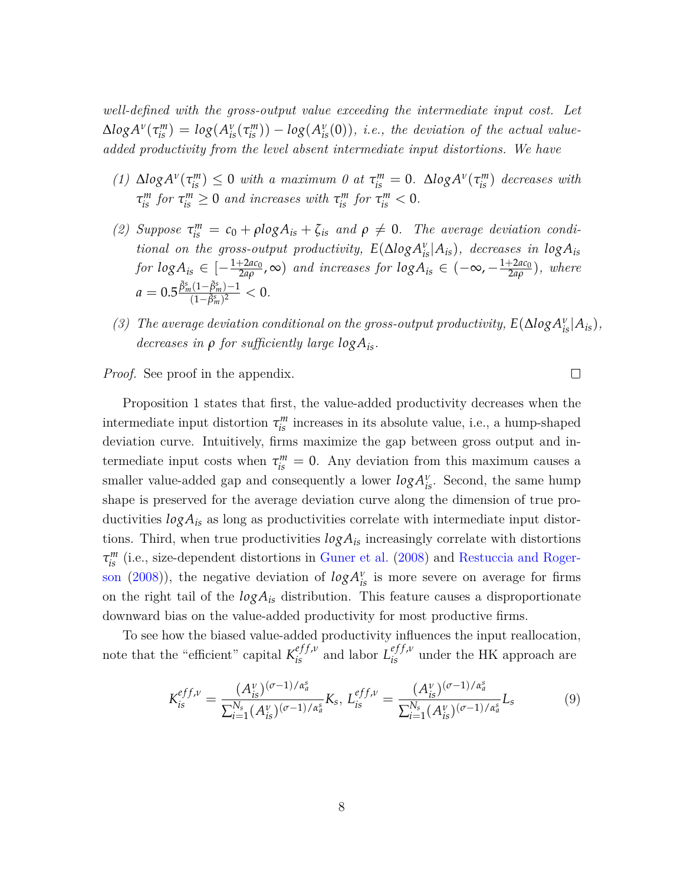*well-defined with the gross-output value exceeding the intermediate input cost. Let* $\Delta log A^v(\tau_{is}^m) = log(A_{is}^v(\tau_{is}^m)) - log(A_{is}^v(0))$*, i.e., the deviation of the actual value-added productivity from the level absent intermediate input distortions. We have*

*(1)* $\Delta log A^v(\tau_{is}^m) \leq 0$ *with a maximum 0 at* $\tau_{is}^m = 0$*.* $\Delta log A^v(\tau_{is}^m)$ *decreases with* $\tau_{is}^m$ *for* $\tau_{is}^m \geq 0$ *and increases with* $\tau_{is}^m$ *for* $\tau_{is}^m < 0$*.*

*(2) Suppose* $\tau_{is}^m = c_0 + \rho log A_{is} + \zeta_{is}$ *and* $\rho \neq 0$*. The average deviation conditional on the gross-output productivity,* $E(\Delta log A_{is}^v | A_{is})$*, decreases in* $log A_{is}$ *for* $log A_{is} \in [-\frac{1+2ac_0}{2a\rho}, \infty)$ *and increases for* $log A_{is} \in (-\infty, -\frac{1+2ac_0}{2a\rho})$*, where* $a = 0.5\frac{\tilde{\beta}_m^s(1-\tilde{\beta}_m^s)-1}{(1-\tilde{\beta}_m^s)^2} < 0$*.*

*(3) The average deviation conditional on the gross-output productivity,* $E(\Delta log A_{is}^v | A_{is})$*, decreases in* $\rho$ *for sufficiently large* $log A_{is}$*.*

*Proof.* See proof in the appendix. □

Proposition 1 states that first, the value-added productivity decreases when the intermediate input distortion $\tau_{is}^m$ increases in its absolute value, i.e., a hump-shaped deviation curve. Intuitively, firms maximize the gap between gross output and intermediate input costs when $\tau_{is}^m = 0$. Any deviation from this maximum causes a smaller value-added gap and consequently a lower $log A_{is}^v$. Second, the same hump shape is preserved for the average deviation curve along the dimension of true productivities $log A_{is}$ as long as productivities correlate with intermediate input distortions. Third, when true productivities $log A_{is}$ increasingly correlate with distortions $\tau_{is}^m$ (i.e., size-dependent distortions in Guner et al. (2008) and Restuccia and Rogerson (2008)), the negative deviation of $log A_{is}^v$ is more severe on average for firms on the right tail of the $log A_{is}$ distribution. This feature causes a disproportionate downward bias on the value-added productivity for most productive firms.

To see how the biased value-added productivity influences the input reallocation, note that the "efficient" capital $K_{is}^{eff,v}$ and labor $L_{is}^{eff,v}$ under the HK approach are

$$K_{is}^{eff,v} = \frac{(A_{is}^v)^{(\sigma-1)/\alpha_a^s}}{\sum_{i=1}^{N_s}(A_{is}^v)^{(\sigma-1)/\alpha_a^s}} K_s, \; L_{is}^{eff,v} = \frac{(A_{is}^v)^{(\sigma-1)/\alpha_a^s}}{\sum_{i=1}^{N_s}(A_{is}^v)^{(\sigma-1)/\alpha_a^s}} L_s \tag{9}$$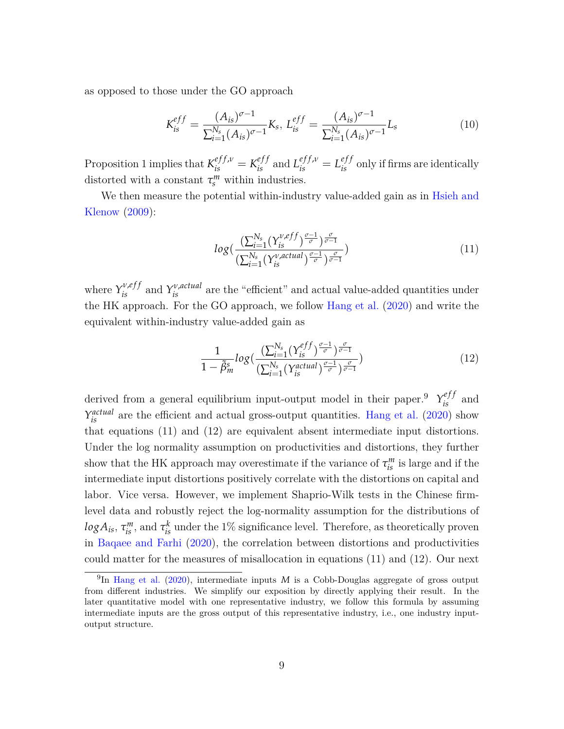as opposed to those under the GO approach

$$K_{is}^{eff} = \frac{(A_{is})^{\sigma-1}}{\sum_{i=1}^{N_s}(A_{is})^{\sigma-1}}K_s,\ L_{is}^{eff} = \frac{(A_{is})^{\sigma-1}}{\sum_{i=1}^{N_s}(A_{is})^{\sigma-1}}L_s \tag{10}$$

Proposition 1 implies that $K_{is}^{eff,v} = K_{is}^{eff}$ and $L_{is}^{eff,v} = L_{is}^{eff}$ only if firms are identically distorted with a constant $\tau_s^m$ within industries.

We then measure the potential within-industry value-added gain as in Hsieh and Klenow (2009):

$$log(\frac{(\sum_{i=1}^{N_s}(Y_{is}^{v,eff})^{\frac{\sigma-1}{\sigma}})^{\frac{\sigma}{\sigma-1}}}{(\sum_{i=1}^{N_s}(Y_{is}^{v,actual})^{\frac{\sigma-1}{\sigma}})^{\frac{\sigma}{\sigma-1}}}) \tag{11}$$

where $Y_{is}^{v,eff}$ and $Y_{is}^{v,actual}$ are the "efficient" and actual value-added quantities under the HK approach. For the GO approach, we follow Hang et al. (2020) and write the equivalent within-industry value-added gain as

$$\frac{1}{1-\tilde{\beta}_m^s}log(\frac{(\sum_{i=1}^{N_s}(Y_{is}^{eff})^{\frac{\sigma-1}{\sigma}})^{\frac{\sigma}{\sigma-1}}}{(\sum_{i=1}^{N_s}(Y_{is}^{actual})^{\frac{\sigma-1}{\sigma}})^{\frac{\sigma}{\sigma-1}}}) \tag{12}$$

derived from a general equilibrium input-output model in their paper.[9] $Y_{is}^{eff}$ and $Y_{is}^{actual}$ are the efficient and actual gross-output quantities. Hang et al. (2020) show that equations (11) and (12) are equivalent absent intermediate input distortions. Under the log normality assumption on productivities and distortions, they further show that the HK approach may overestimate if the variance of $\tau_{is}^m$ is large and if the intermediate input distortions positively correlate with the distortions on capital and labor. Vice versa. However, we implement Shaprio-Wilk tests in the Chinese firm-level data and robustly reject the log-normality assumption for the distributions of $logA_{is}$, $\tau_{is}^m$, and $\tau_{is}^k$ under the 1% significance level. Therefore, as theoretically proven in Baqaee and Farhi (2020), the correlation between distortions and productivities could matter for the measures of misallocation in equations (11) and (12). Our next

[9]In Hang et al. (2020), intermediate inputs $M$ is a Cobb-Douglas aggregate of gross output from different industries. We simplify our exposition by directly applying their result. In the later quantitative model with one representative industry, we follow this formula by assuming intermediate inputs are the gross output of this representative industry, i.e., one industry input-output structure.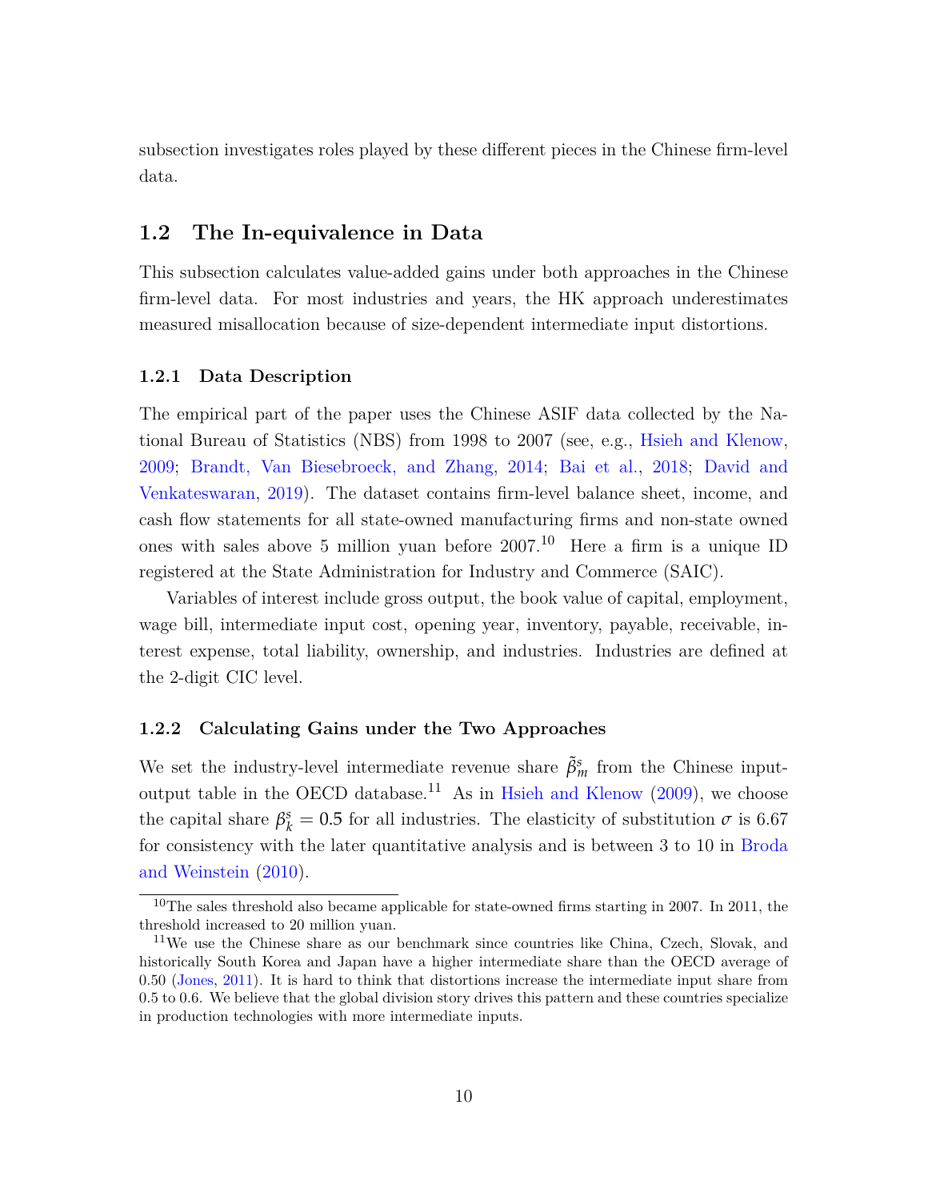subsection investigates roles played by these different pieces in the Chinese firm-level data.

## 1.2 The In-equivalence in Data

This subsection calculates value-added gains under both approaches in the Chinese firm-level data. For most industries and years, the HK approach underestimates measured misallocation because of size-dependent intermediate input distortions.

### 1.2.1 Data Description

The empirical part of the paper uses the Chinese ASIF data collected by the National Bureau of Statistics (NBS) from 1998 to 2007 (see, e.g., Hsieh and Klenow, 2009; Brandt, Van Biesebroeck, and Zhang, 2014; Bai et al., 2018; David and Venkateswaran, 2019). The dataset contains firm-level balance sheet, income, and cash flow statements for all state-owned manufacturing firms and non-state owned ones with sales above 5 million yuan before 2007.[10] Here a firm is a unique ID registered at the State Administration for Industry and Commerce (SAIC).

Variables of interest include gross output, the book value of capital, employment, wage bill, intermediate input cost, opening year, inventory, payable, receivable, interest expense, total liability, ownership, and industries. Industries are defined at the 2-digit CIC level.

### 1.2.2 Calculating Gains under the Two Approaches

We set the industry-level intermediate revenue share $\tilde{\beta}_m^s$ from the Chinese input-output table in the OECD database.[11] As in Hsieh and Klenow (2009), we choose the capital share $\beta_k^s = 0.5$ for all industries. The elasticity of substitution $\sigma$ is 6.67 for consistency with the later quantitative analysis and is between 3 to 10 in Broda and Weinstein (2010).

[10] The sales threshold also became applicable for state-owned firms starting in 2007. In 2011, the threshold increased to 20 million yuan.

[11] We use the Chinese share as our benchmark since countries like China, Czech, Slovak, and historically South Korea and Japan have a higher intermediate share than the OECD average of 0.50 (Jones, 2011). It is hard to think that distortions increase the intermediate input share from 0.5 to 0.6. We believe that the global division story drives this pattern and these countries specialize in production technologies with more intermediate inputs.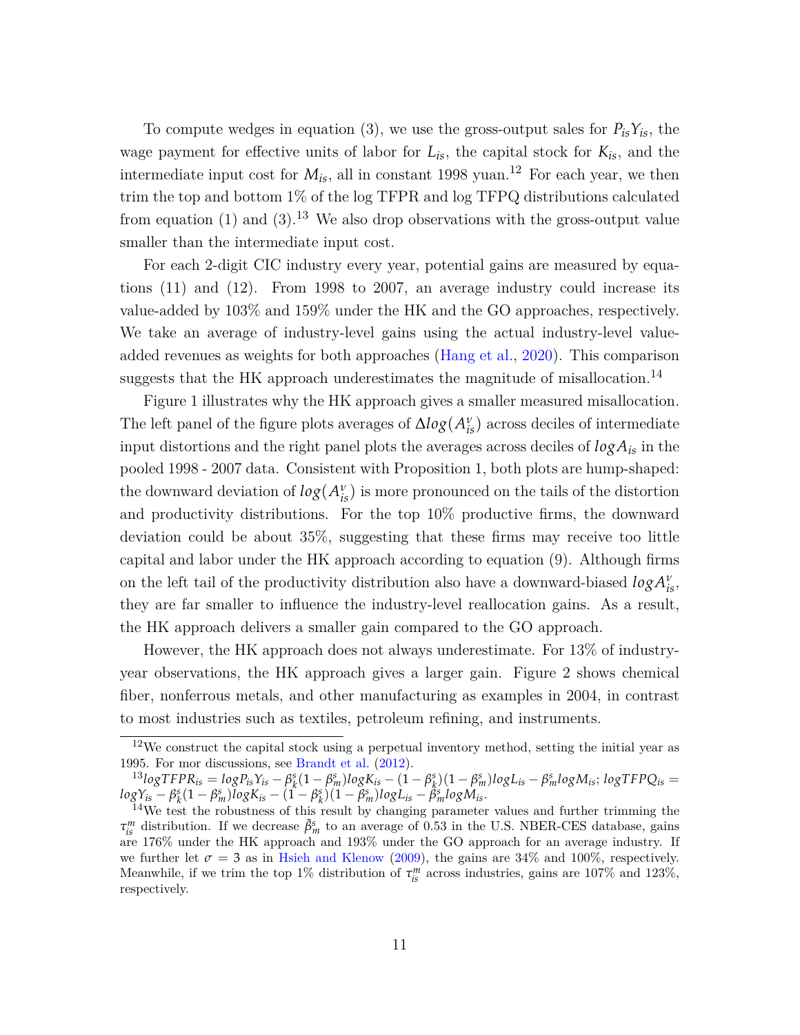To compute wedges in equation (3), we use the gross-output sales for $P_{is}Y_{is}$, the wage payment for effective units of labor for $L_{is}$, the capital stock for $K_{is}$, and the intermediate input cost for $M_{is}$, all in constant 1998 yuan.[12] For each year, we then trim the top and bottom 1% of the log TFPR and log TFPQ distributions calculated from equation (1) and (3).[13] We also drop observations with the gross-output value smaller than the intermediate input cost.

For each 2-digit CIC industry every year, potential gains are measured by equations (11) and (12). From 1998 to 2007, an average industry could increase its value-added by 103% and 159% under the HK and the GO approaches, respectively. We take an average of industry-level gains using the actual industry-level value-added revenues as weights for both approaches (Hang et al., 2020). This comparison suggests that the HK approach underestimates the magnitude of misallocation.[14]

Figure 1 illustrates why the HK approach gives a smaller measured misallocation. The left panel of the figure plots averages of $\Delta log(A^{v}_{is})$ across deciles of intermediate input distortions and the right panel plots the averages across deciles of $logA_{is}$ in the pooled 1998 - 2007 data. Consistent with Proposition 1, both plots are hump-shaped: the downward deviation of $log(A^{v}_{is})$ is more pronounced on the tails of the distortion and productivity distributions. For the top 10% productive firms, the downward deviation could be about 35%, suggesting that these firms may receive too little capital and labor under the HK approach according to equation (9). Although firms on the left tail of the productivity distribution also have a downward-biased $logA^{v}_{is}$, they are far smaller to influence the industry-level reallocation gains. As a result, the HK approach delivers a smaller gain compared to the GO approach.

However, the HK approach does not always underestimate. For 13% of industry-year observations, the HK approach gives a larger gain. Figure 2 shows chemical fiber, nonferrous metals, and other manufacturing as examples in 2004, in contrast to most industries such as textiles, petroleum refining, and instruments.

---

[12] We construct the capital stock using a perpetual inventory method, setting the initial year as 1995. For mor discussions, see Brandt et al. (2012).

[13] $logTFPR_{is} = logP_{is}Y_{is} - \beta^{s}_{k}(1-\beta^{s}_{m})logK_{is} - (1-\beta^{s}_{k})(1-\beta^{s}_{m})logL_{is} - \beta^{s}_{m}logM_{is}$; $logTFPQ_{is} = logY_{is} - \beta^{s}_{k}(1-\beta^{s}_{m})logK_{is} - (1-\beta^{s}_{k})(1-\beta^{s}_{m})logL_{is} - \beta^{s}_{m}logM_{is}$.

[14] We test the robustness of this result by changing parameter values and further trimming the $\tau^{m}_{is}$ distribution. If we decrease $\tilde{\beta}^{s}_{m}$ to an average of 0.53 in the U.S. NBER-CES database, gains are 176% under the HK approach and 193% under the GO approach for an average industry. If we further let $\sigma = 3$ as in Hsieh and Klenow (2009), the gains are 34% and 100%, respectively. Meanwhile, if we trim the top 1% distribution of $\tau^{m}_{is}$ across industries, gains are 107% and 123%, respectively.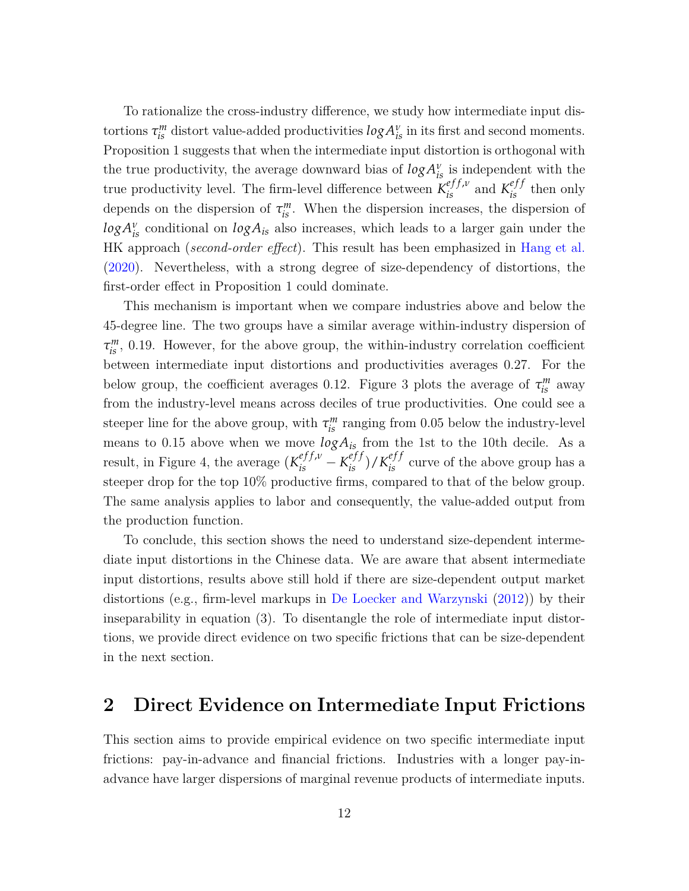To rationalize the cross-industry difference, we study how intermediate input distortions $\tau_{is}^{m}$ distort value-added productivities $logA_{is}^{v}$ in its first and second moments. Proposition 1 suggests that when the intermediate input distortion is orthogonal with the true productivity, the average downward bias of $logA_{is}^{v}$ is independent with the true productivity level. The firm-level difference between $K_{is}^{eff,v}$ and $K_{is}^{eff}$ then only depends on the dispersion of $\tau_{is}^{m}$. When the dispersion increases, the dispersion of $logA_{is}^{v}$ conditional on $logA_{is}$ also increases, which leads to a larger gain under the HK approach (*second-order effect*). This result has been emphasized in Hang et al. (2020). Nevertheless, with a strong degree of size-dependency of distortions, the first-order effect in Proposition 1 could dominate.

This mechanism is important when we compare industries above and below the 45-degree line. The two groups have a similar average within-industry dispersion of $\tau_{is}^{m}$, 0.19. However, for the above group, the within-industry correlation coefficient between intermediate input distortions and productivities averages 0.27. For the below group, the coefficient averages 0.12. Figure 3 plots the average of $\tau_{is}^{m}$ away from the industry-level means across deciles of true productivities. One could see a steeper line for the above group, with $\tau_{is}^{m}$ ranging from 0.05 below the industry-level means to 0.15 above when we move $logA_{is}$ from the 1st to the 10th decile. As a result, in Figure 4, the average $(K_{is}^{eff,v} - K_{is}^{eff})/K_{is}^{eff}$ curve of the above group has a steeper drop for the top 10% productive firms, compared to that of the below group. The same analysis applies to labor and consequently, the value-added output from the production function.

To conclude, this section shows the need to understand size-dependent intermediate input distortions in the Chinese data. We are aware that absent intermediate input distortions, results above still hold if there are size-dependent output market distortions (e.g., firm-level markups in De Loecker and Warzynski (2012)) by their inseparability in equation (3). To disentangle the role of intermediate input distortions, we provide direct evidence on two specific frictions that can be size-dependent in the next section.

# 2 Direct Evidence on Intermediate Input Frictions

This section aims to provide empirical evidence on two specific intermediate input frictions: pay-in-advance and financial frictions. Industries with a longer pay-in-advance have larger dispersions of marginal revenue products of intermediate inputs.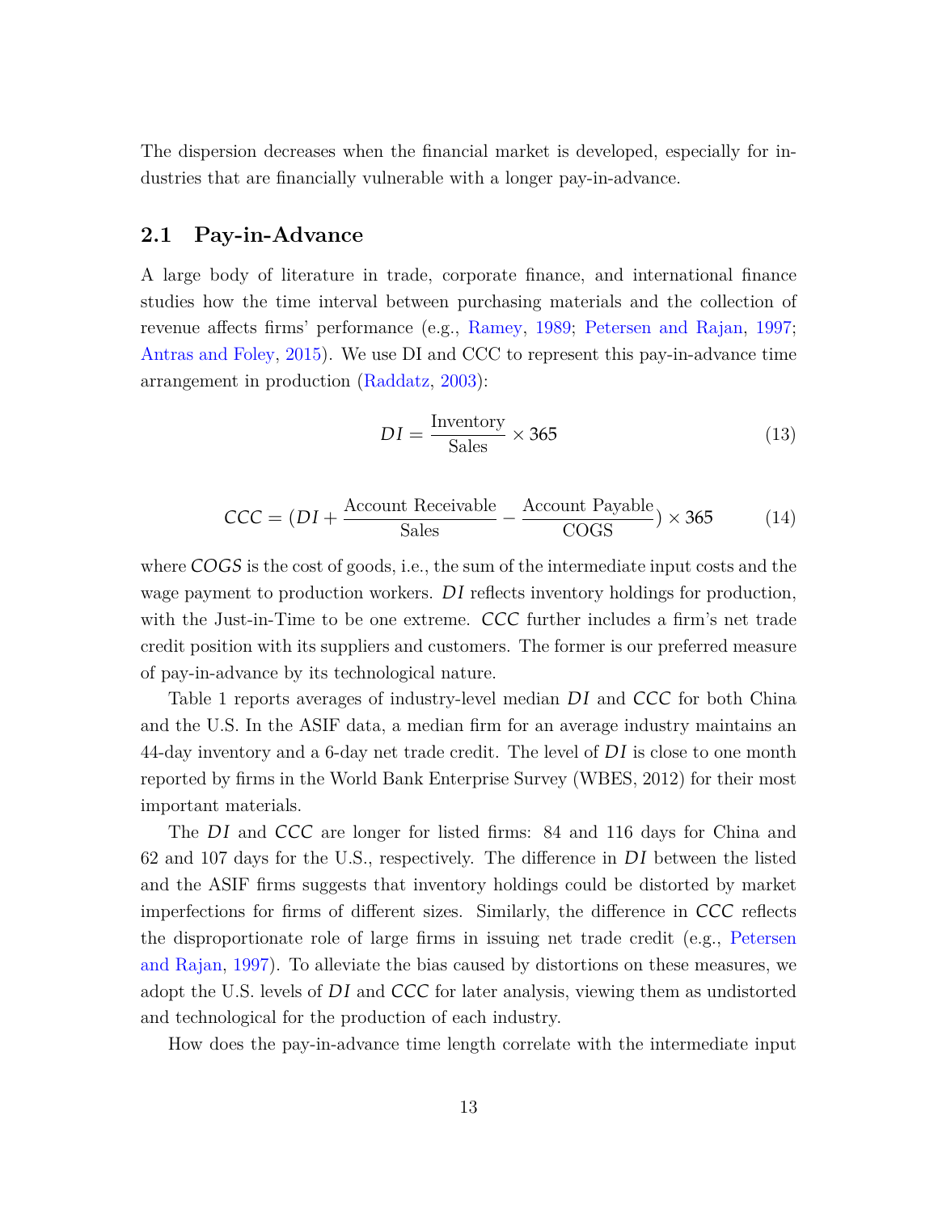The dispersion decreases when the financial market is developed, especially for industries that are financially vulnerable with a longer pay-in-advance.

## 2.1 Pay-in-Advance

A large body of literature in trade, corporate finance, and international finance studies how the time interval between purchasing materials and the collection of revenue affects firms' performance (e.g., Ramey, 1989; Petersen and Rajan, 1997; Antras and Foley, 2015). We use DI and CCC to represent this pay-in-advance time arrangement in production (Raddatz, 2003):

$$DI = \frac{\text{Inventory}}{\text{Sales}} \times 365 \tag{13}$$

$$CCC = (DI + \frac{\text{Account Receivable}}{\text{Sales}} - \frac{\text{Account Payable}}{\text{COGS}}) \times 365 \tag{14}$$

where $COGS$ is the cost of goods, i.e., the sum of the intermediate input costs and the wage payment to production workers. $DI$ reflects inventory holdings for production, with the Just-in-Time to be one extreme. $CCC$ further includes a firm's net trade credit position with its suppliers and customers. The former is our preferred measure of pay-in-advance by its technological nature.

Table 1 reports averages of industry-level median $DI$ and $CCC$ for both China and the U.S. In the ASIF data, a median firm for an average industry maintains an 44-day inventory and a 6-day net trade credit. The level of $DI$ is close to one month reported by firms in the World Bank Enterprise Survey (WBES, 2012) for their most important materials.

The $DI$ and $CCC$ are longer for listed firms: 84 and 116 days for China and 62 and 107 days for the U.S., respectively. The difference in $DI$ between the listed and the ASIF firms suggests that inventory holdings could be distorted by market imperfections for firms of different sizes. Similarly, the difference in $CCC$ reflects the disproportionate role of large firms in issuing net trade credit (e.g., Petersen and Rajan, 1997). To alleviate the bias caused by distortions on these measures, we adopt the U.S. levels of $DI$ and $CCC$ for later analysis, viewing them as undistorted and technological for the production of each industry.

How does the pay-in-advance time length correlate with the intermediate input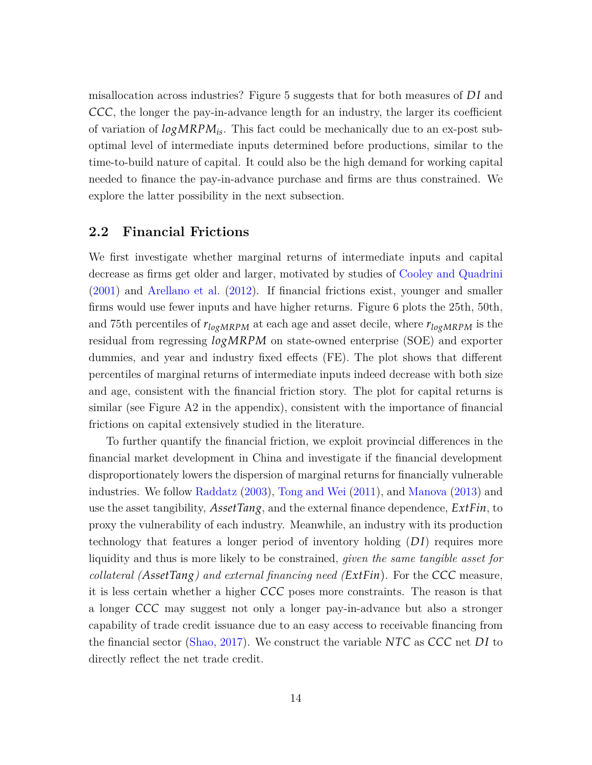misallocation across industries? Figure 5 suggests that for both measures of $DI$ and $CCC$, the longer the pay-in-advance length for an industry, the larger its coefficient of variation of $logMRPM_{is}$. This fact could be mechanically due to an ex-post sub-optimal level of intermediate inputs determined before productions, similar to the time-to-build nature of capital. It could also be the high demand for working capital needed to finance the pay-in-advance purchase and firms are thus constrained. We explore the latter possibility in the next subsection.

## 2.2 Financial Frictions

We first investigate whether marginal returns of intermediate inputs and capital decrease as firms get older and larger, motivated by studies of Cooley and Quadrini (2001) and Arellano et al. (2012). If financial frictions exist, younger and smaller firms would use fewer inputs and have higher returns. Figure 6 plots the 25th, 50th, and 75th percentiles of $r_{logMRPM}$ at each age and asset decile, where $r_{logMRPM}$ is the residual from regressing $logMRPM$ on state-owned enterprise (SOE) and exporter dummies, and year and industry fixed effects (FE). The plot shows that different percentiles of marginal returns of intermediate inputs indeed decrease with both size and age, consistent with the financial friction story. The plot for capital returns is similar (see Figure A2 in the appendix), consistent with the importance of financial frictions on capital extensively studied in the literature.

To further quantify the financial friction, we exploit provincial differences in the financial market development in China and investigate if the financial development disproportionately lowers the dispersion of marginal returns for financially vulnerable industries. We follow Raddatz (2003), Tong and Wei (2011), and Manova (2013) and use the asset tangibility, $AssetTang$, and the external finance dependence, $ExtFin$, to proxy the vulnerability of each industry. Meanwhile, an industry with its production technology that features a longer period of inventory holding ($DI$) requires more liquidity and thus is more likely to be constrained, *given the same tangible asset for collateral ($AssetTang$) and external financing need ($ExtFin$)*. For the $CCC$ measure, it is less certain whether a higher $CCC$ poses more constraints. The reason is that a longer $CCC$ may suggest not only a longer pay-in-advance but also a stronger capability of trade credit issuance due to an easy access to receivable financing from the financial sector (Shao, 2017). We construct the variable $NTC$ as $CCC$ net $DI$ to directly reflect the net trade credit.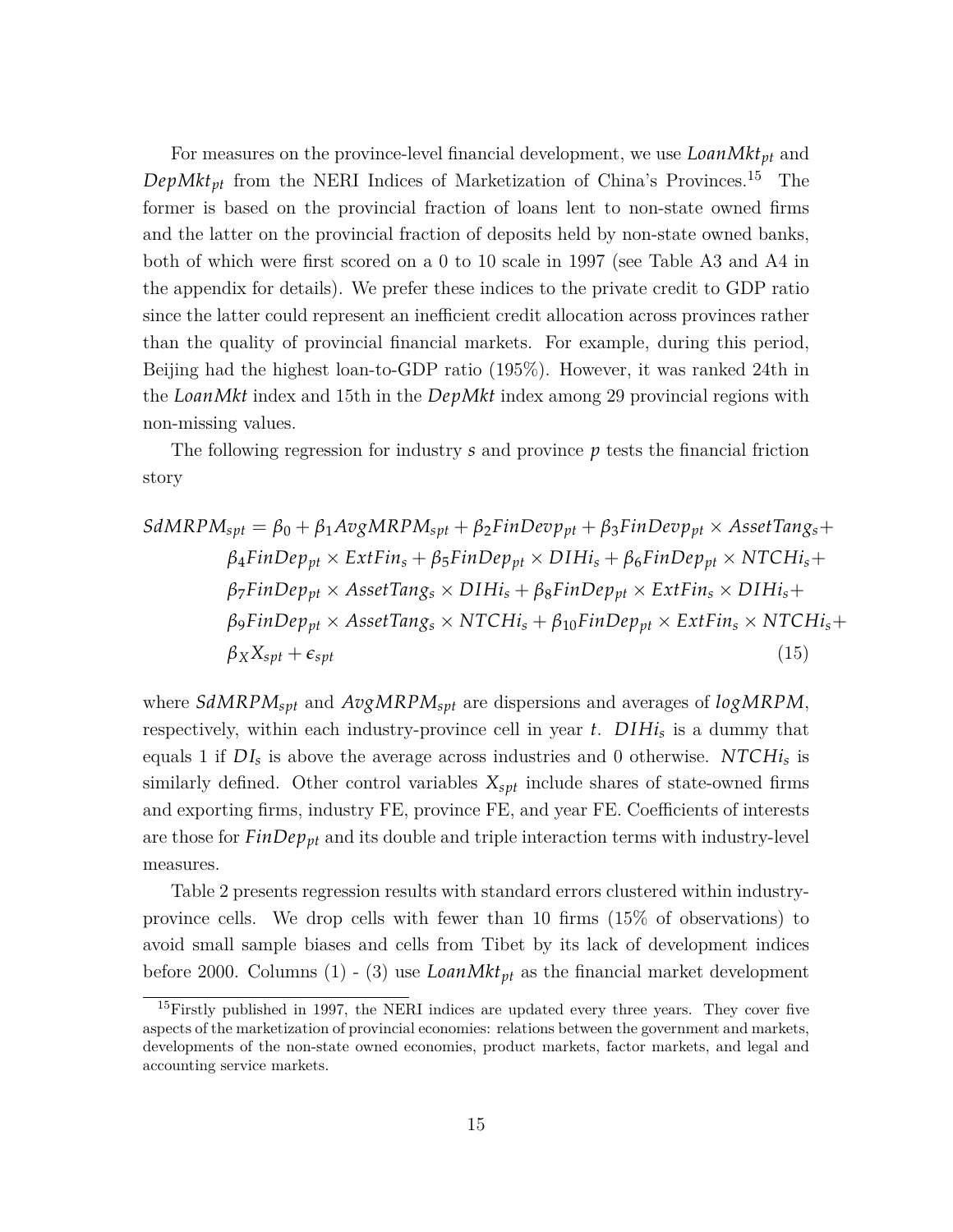For measures on the province-level financial development, we use $LoanMkt_{pt}$ and $DepMkt_{pt}$ from the NERI Indices of Marketization of China's Provinces.[15] The former is based on the provincial fraction of loans lent to non-state owned firms and the latter on the provincial fraction of deposits held by non-state owned banks, both of which were first scored on a 0 to 10 scale in 1997 (see Table A3 and A4 in the appendix for details). We prefer these indices to the private credit to GDP ratio since the latter could represent an inefficient credit allocation across provinces rather than the quality of provincial financial markets. For example, during this period, Beijing had the highest loan-to-GDP ratio (195%). However, it was ranked 24th in the $LoanMkt$ index and 15th in the $DepMkt$ index among 29 provincial regions with non-missing values.

The following regression for industry $s$ and province $p$ tests the financial friction story

$$
\begin{aligned}
SdMRPM_{spt} = {} & \beta_0 + \beta_1 AvgMRPM_{spt} + \beta_2 FinDevp_{pt} + \beta_3 FinDevp_{pt} \times AssetTang_s + \\
& \beta_4 FinDep_{pt} \times ExtFin_s + \beta_5 FinDep_{pt} \times DIHi_s + \beta_6 FinDep_{pt} \times NTCHi_s + \\
& \beta_7 FinDep_{pt} \times AssetTang_s \times DIHi_s + \beta_8 FinDep_{pt} \times ExtFin_s \times DIHi_s + \\
& \beta_9 FinDep_{pt} \times AssetTang_s \times NTCHi_s + \beta_{10} FinDep_{pt} \times ExtFin_s \times NTCHi_s + \\
& \beta_X X_{spt} + \epsilon_{spt} \qquad (15)
\end{aligned}
$$

where $SdMRPM_{spt}$ and $AvgMRPM_{spt}$ are dispersions and averages of $logMRPM$, respectively, within each industry-province cell in year $t$. $DIHi_s$ is a dummy that equals 1 if $DI_s$ is above the average across industries and 0 otherwise. $NTCHi_s$ is similarly defined. Other control variables $X_{spt}$ include shares of state-owned firms and exporting firms, industry FE, province FE, and year FE. Coefficients of interests are those for $FinDep_{pt}$ and its double and triple interaction terms with industry-level measures.

Table 2 presents regression results with standard errors clustered within industry-province cells. We drop cells with fewer than 10 firms (15% of observations) to avoid small sample biases and cells from Tibet by its lack of development indices before 2000. Columns (1) - (3) use $LoanMkt_{pt}$ as the financial market development

[15] Firstly published in 1997, the NERI indices are updated every three years. They cover five aspects of the marketization of provincial economies: relations between the government and markets, developments of the non-state owned economies, product markets, factor markets, and legal and accounting service markets.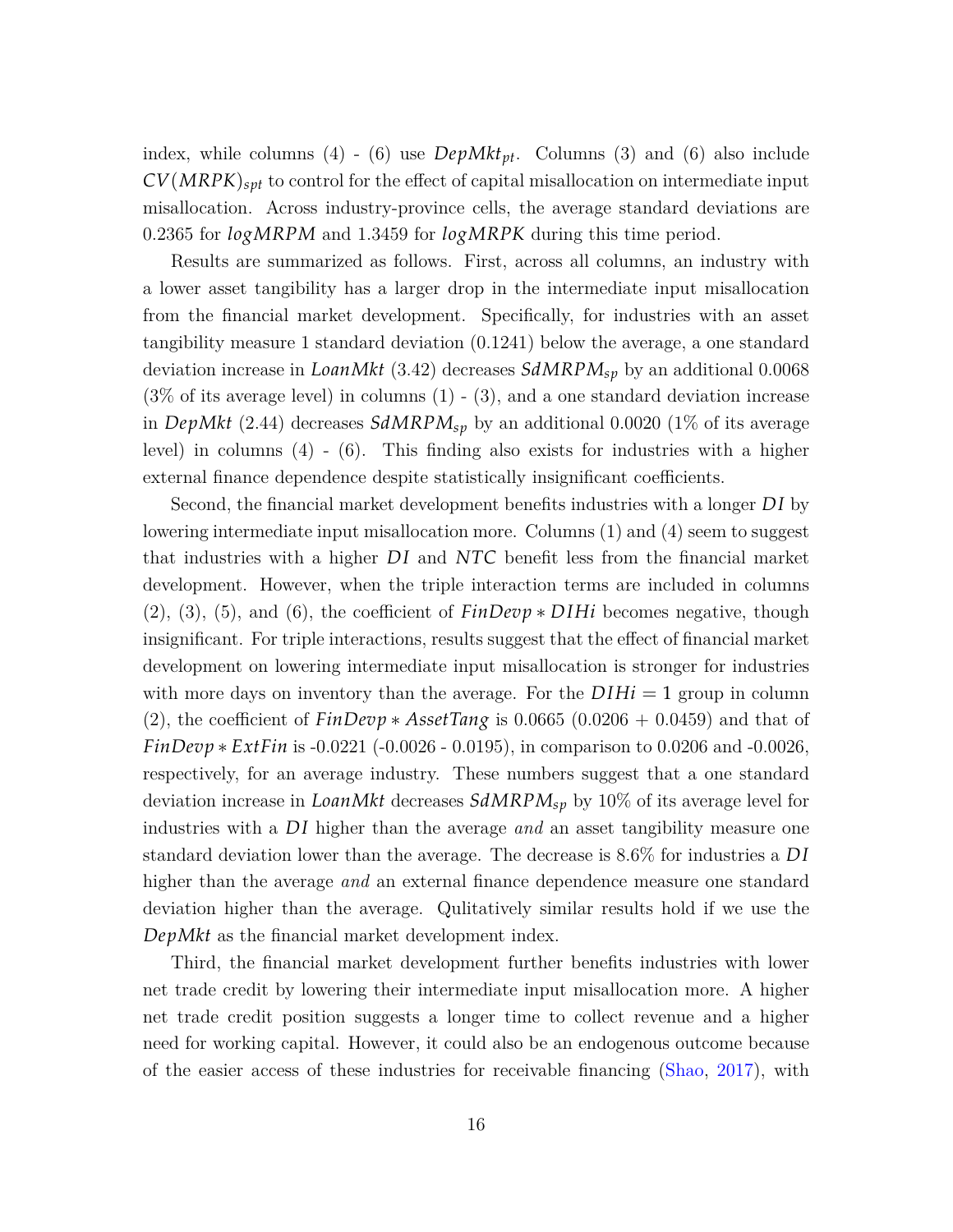index, while columns (4) - (6) use $DepMkt_{pt}$. Columns (3) and (6) also include $CV(MRPK)_{spt}$ to control for the effect of capital misallocation on intermediate input misallocation. Across industry-province cells, the average standard deviations are 0.2365 for $logMRPM$ and 1.3459 for $logMRPK$ during this time period.

Results are summarized as follows. First, across all columns, an industry with a lower asset tangibility has a larger drop in the intermediate input misallocation from the financial market development. Specifically, for industries with an asset tangibility measure 1 standard deviation (0.1241) below the average, a one standard deviation increase in $LoanMkt$ (3.42) decreases $SdMRPM_{sp}$ by an additional 0.0068 (3% of its average level) in columns (1) - (3), and a one standard deviation increase in $DepMkt$ (2.44) decreases $SdMRPM_{sp}$ by an additional 0.0020 (1% of its average level) in columns (4) - (6). This finding also exists for industries with a higher external finance dependence despite statistically insignificant coefficients.

Second, the financial market development benefits industries with a longer $DI$ by lowering intermediate input misallocation more. Columns (1) and (4) seem to suggest that industries with a higher $DI$ and $NTC$ benefit less from the financial market development. However, when the triple interaction terms are included in columns (2), (3), (5), and (6), the coefficient of $FinDevp * DIHi$ becomes negative, though insignificant. For triple interactions, results suggest that the effect of financial market development on lowering intermediate input misallocation is stronger for industries with more days on inventory than the average. For the $DIHi = 1$ group in column (2), the coefficient of $FinDevp * AssetTang$ is 0.0665 (0.0206 + 0.0459) and that of $FinDevp * ExtFin$ is -0.0221 (-0.0026 - 0.0195), in comparison to 0.0206 and -0.0026, respectively, for an average industry. These numbers suggest that a one standard deviation increase in $LoanMkt$ decreases $SdMRPM_{sp}$ by 10% of its average level for industries with a $DI$ higher than the average *and* an asset tangibility measure one standard deviation lower than the average. The decrease is 8.6% for industries a $DI$ higher than the average *and* an external finance dependence measure one standard deviation higher than the average. Qulitatively similar results hold if we use the $DepMkt$ as the financial market development index.

Third, the financial market development further benefits industries with lower net trade credit by lowering their intermediate input misallocation more. A higher net trade credit position suggests a longer time to collect revenue and a higher need for working capital. However, it could also be an endogenous outcome because of the easier access of these industries for receivable financing (Shao, 2017), with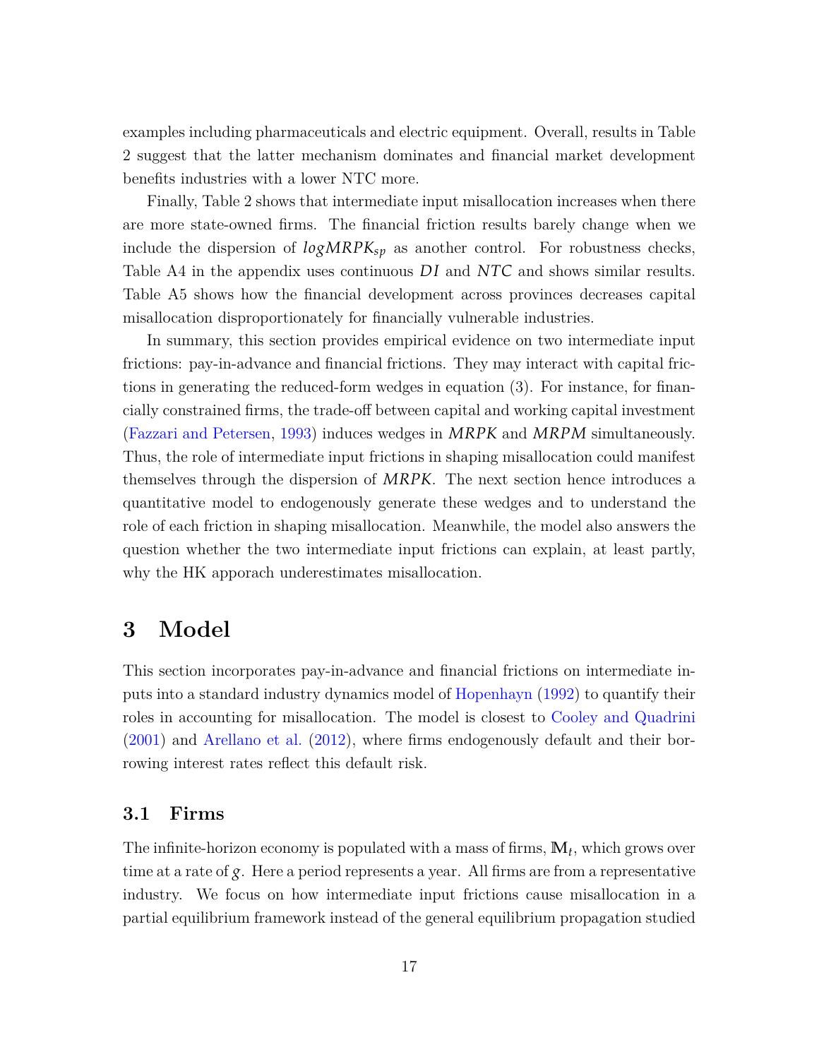examples including pharmaceuticals and electric equipment. Overall, results in Table 2 suggest that the latter mechanism dominates and financial market development benefits industries with a lower NTC more.

Finally, Table 2 shows that intermediate input misallocation increases when there are more state-owned firms. The financial friction results barely change when we include the dispersion of $logMRPK_{sp}$ as another control. For robustness checks, Table A4 in the appendix uses continuous $DI$ and $NTC$ and shows similar results. Table A5 shows how the financial development across provinces decreases capital misallocation disproportionately for financially vulnerable industries.

In summary, this section provides empirical evidence on two intermediate input frictions: pay-in-advance and financial frictions. They may interact with capital frictions in generating the reduced-form wedges in equation (3). For instance, for financially constrained firms, the trade-off between capital and working capital investment (Fazzari and Petersen, 1993) induces wedges in $MRPK$ and $MRPM$ simultaneously. Thus, the role of intermediate input frictions in shaping misallocation could manifest themselves through the dispersion of $MRPK$. The next section hence introduces a quantitative model to endogenously generate these wedges and to understand the role of each friction in shaping misallocation. Meanwhile, the model also answers the question whether the two intermediate input frictions can explain, at least partly, why the HK apporach underestimates misallocation.

# 3 Model

This section incorporates pay-in-advance and financial frictions on intermediate inputs into a standard industry dynamics model of Hopenhayn (1992) to quantify their roles in accounting for misallocation. The model is closest to Cooley and Quadrini (2001) and Arellano et al. (2012), where firms endogenously default and their borrowing interest rates reflect this default risk.

## 3.1 Firms

The infinite-horizon economy is populated with a mass of firms, $\mathbb{M}_t$, which grows over time at a rate of $g$. Here a period represents a year. All firms are from a representative industry. We focus on how intermediate input frictions cause misallocation in a partial equilibrium framework instead of the general equilibrium propagation studied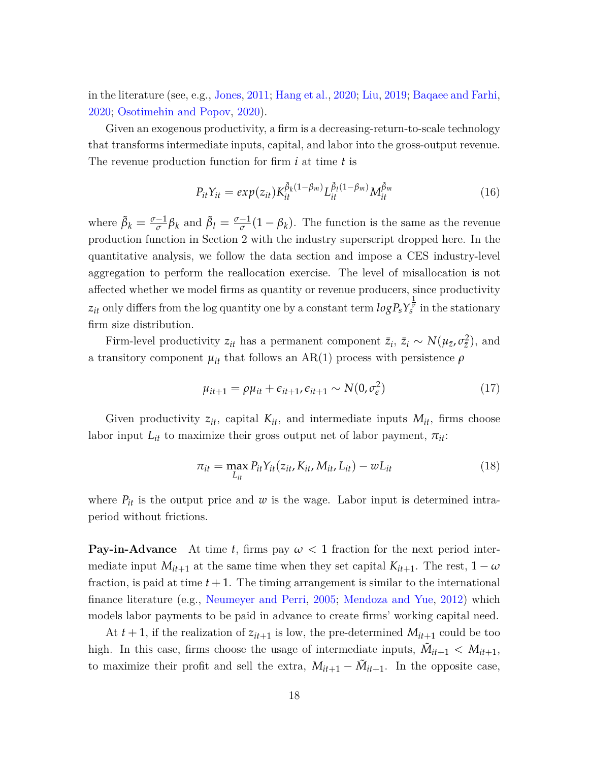in the literature (see, e.g., Jones, 2011; Hang et al., 2020; Liu, 2019; Baqaee and Farhi, 2020; Osotimehin and Popov, 2020).

Given an exogenous productivity, a firm is a decreasing-return-to-scale technology that transforms intermediate inputs, capital, and labor into the gross-output revenue. The revenue production function for firm $i$ at time $t$ is

$$P_{it}Y_{it} = exp(z_{it})K_{it}^{\tilde{\beta}_k(1-\beta_m)}L_{it}^{\tilde{\beta}_l(1-\beta_m)}M_{it}^{\tilde{\beta}_m} \tag{16}$$

where $\tilde{\beta}_k = \frac{\sigma-1}{\sigma}\beta_k$ and $\tilde{\beta}_l = \frac{\sigma-1}{\sigma}(1-\beta_k)$. The function is the same as the revenue production function in Section 2 with the industry superscript dropped here. In the quantitative analysis, we follow the data section and impose a CES industry-level aggregation to perform the reallocation exercise. The level of misallocation is not affected whether we model firms as quantity or revenue producers, since productivity $z_{it}$ only differs from the log quantity one by a constant term $logP_sY_s^{\frac{1}{\sigma}}$ in the stationary firm size distribution.

Firm-level productivity $z_{it}$ has a permanent component $\bar{z}_i$, $\bar{z}_i \sim N(\mu_{\bar{z}}, \sigma_{\bar{z}}^2)$, and a transitory component $\mu_{it}$ that follows an AR(1) process with persistence $\rho$

$$\mu_{it+1} = \rho\mu_{it} + \epsilon_{it+1}, \epsilon_{it+1} \sim N(0, \sigma_\epsilon^2) \tag{17}$$

Given productivity $z_{it}$, capital $K_{it}$, and intermediate inputs $M_{it}$, firms choose labor input $L_{it}$ to maximize their gross output net of labor payment, $\pi_{it}$:

$$\pi_{it} = \max_{L_{it}} P_{it}Y_{it}(z_{it}, K_{it}, M_{it}, L_{it}) - wL_{it} \tag{18}$$

where $P_{it}$ is the output price and $w$ is the wage. Labor input is determined intraperiod without frictions.

**Pay-in-Advance** At time $t$, firms pay $\omega < 1$ fraction for the next period intermediate input $M_{it+1}$ at the same time when they set capital $K_{it+1}$. The rest, $1-\omega$ fraction, is paid at time $t+1$. The timing arrangement is similar to the international finance literature (e.g., Neumeyer and Perri, 2005; Mendoza and Yue, 2012) which models labor payments to be paid in advance to create firms' working capital need.

At $t+1$, if the realization of $z_{it+1}$ is low, the pre-determined $M_{it+1}$ could be too high. In this case, firms choose the usage of intermediate inputs, $\tilde{M}_{it+1} < M_{it+1}$, to maximize their profit and sell the extra, $M_{it+1} - \tilde{M}_{it+1}$. In the opposite case,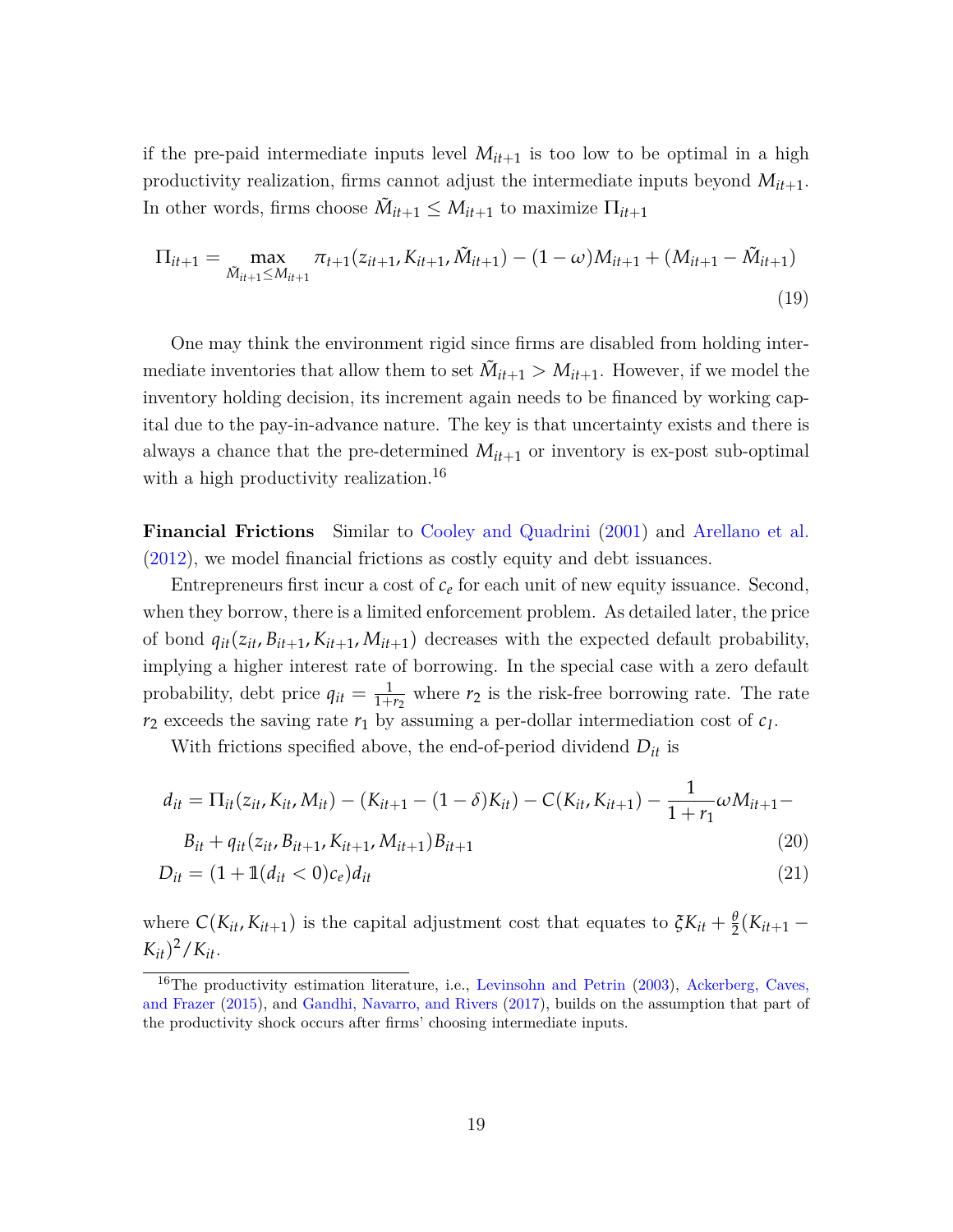if the pre-paid intermediate inputs level $M_{it+1}$ is too low to be optimal in a high productivity realization, firms cannot adjust the intermediate inputs beyond $M_{it+1}$. In other words, firms choose $\tilde{M}_{it+1} \leq M_{it+1}$ to maximize $\Pi_{it+1}$

$$\Pi_{it+1} = \max_{\tilde{M}_{it+1} \leq M_{it+1}} \pi_{t+1}(z_{it+1}, K_{it+1}, \tilde{M}_{it+1}) - (1-\omega)M_{it+1} + (M_{it+1} - \tilde{M}_{it+1}) \tag{19}$$

One may think the environment rigid since firms are disabled from holding intermediate inventories that allow them to set $\tilde{M}_{it+1} > M_{it+1}$. However, if we model the inventory holding decision, its increment again needs to be financed by working capital due to the pay-in-advance nature. The key is that uncertainty exists and there is always a chance that the pre-determined $M_{it+1}$ or inventory is ex-post sub-optimal with a high productivity realization.[16]

**Financial Frictions** Similar to Cooley and Quadrini (2001) and Arellano et al. (2012), we model financial frictions as costly equity and debt issuances.

Entrepreneurs first incur a cost of $c_e$ for each unit of new equity issuance. Second, when they borrow, there is a limited enforcement problem. As detailed later, the price of bond $q_{it}(z_{it}, B_{it+1}, K_{it+1}, M_{it+1})$ decreases with the expected default probability, implying a higher interest rate of borrowing. In the special case with a zero default probability, debt price $q_{it} = \frac{1}{1+r_2}$ where $r_2$ is the risk-free borrowing rate. The rate $r_2$ exceeds the saving rate $r_1$ by assuming a per-dollar intermediation cost of $c_I$.

With frictions specified above, the end-of-period dividend $D_{it}$ is

$$d_{it} = \Pi_{it}(z_{it}, K_{it}, M_{it}) - (K_{it+1} - (1-\delta)K_{it}) - C(K_{it}, K_{it+1}) - \frac{1}{1+r_1}\omega M_{it+1} - B_{it} + q_{it}(z_{it}, B_{it+1}, K_{it+1}, M_{it+1})B_{it+1} \tag{20}$$

$$D_{it} = (1 + \mathbb{1}(d_{it} < 0)c_e)d_{it} \tag{21}$$

where $C(K_{it}, K_{it+1})$ is the capital adjustment cost that equates to $\xi K_{it} + \frac{\theta}{2}(K_{it+1} - K_{it})^2/K_{it}$.

[16] The productivity estimation literature, i.e., Levinsohn and Petrin (2003), Ackerberg, Caves, and Frazer (2015), and Gandhi, Navarro, and Rivers (2017), builds on the assumption that part of the productivity shock occurs after firms' choosing intermediate inputs.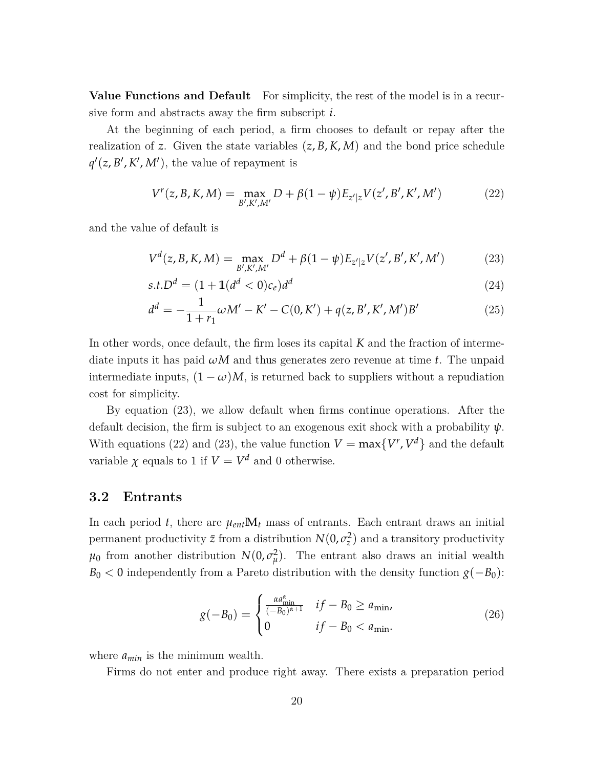**Value Functions and Default** For simplicity, the rest of the model is in a recursive form and abstracts away the firm subscript $i$.

At the beginning of each period, a firm chooses to default or repay after the realization of $z$. Given the state variables $(z, B, K, M)$ and the bond price schedule $q'(z, B', K', M')$, the value of repayment is

$$V^r(z, B, K, M) = \max_{B', K', M'} D + \beta(1-\psi)E_{z'|z}V(z', B', K', M') \tag{22}$$

and the value of default is

$$V^d(z, B, K, M) = \max_{B', K', M'} D^d + \beta(1-\psi)E_{z'|z}V(z', B', K', M') \tag{23}$$

$$s.t. D^d = (1 + \mathbb{1}(d^d < 0)c_e)d^d \tag{24}$$

$$d^d = -\frac{1}{1+r_1}\omega M' - K' - C(0, K') + q(z, B', K', M')B' \tag{25}$$

In other words, once default, the firm loses its capital $K$ and the fraction of intermediate inputs it has paid $\omega M$ and thus generates zero revenue at time $t$. The unpaid intermediate inputs, $(1-\omega)M$, is returned back to suppliers without a repudiation cost for simplicity.

By equation (23), we allow default when firms continue operations. After the default decision, the firm is subject to an exogenous exit shock with a probability $\psi$. With equations (22) and (23), the value function $V = \max\{V^r, V^d\}$ and the default variable $\chi$ equals to 1 if $V = V^d$ and 0 otherwise.

## 3.2 Entrants

In each period $t$, there are $\mu_{ent}\mathbb{M}_t$ mass of entrants. Each entrant draws an initial permanent productivity $\bar{z}$ from a distribution $N(0, \sigma_{\bar{z}}^2)$ and a transitory productivity $\mu_0$ from another distribution $N(0, \sigma_{\mu}^2)$. The entrant also draws an initial wealth $B_0 < 0$ independently from a Pareto distribution with the density function $g(-B_0)$:

$$g(-B_0) = \begin{cases} \frac{\alpha a_{\min}^{\alpha}}{(-B_0)^{\alpha+1}} & if - B_0 \geq a_{\min}, \\ 0 & if - B_0 < a_{\min}. \end{cases} \tag{26}$$

where $a_{min}$ is the minimum wealth.

Firms do not enter and produce right away. There exists a preparation period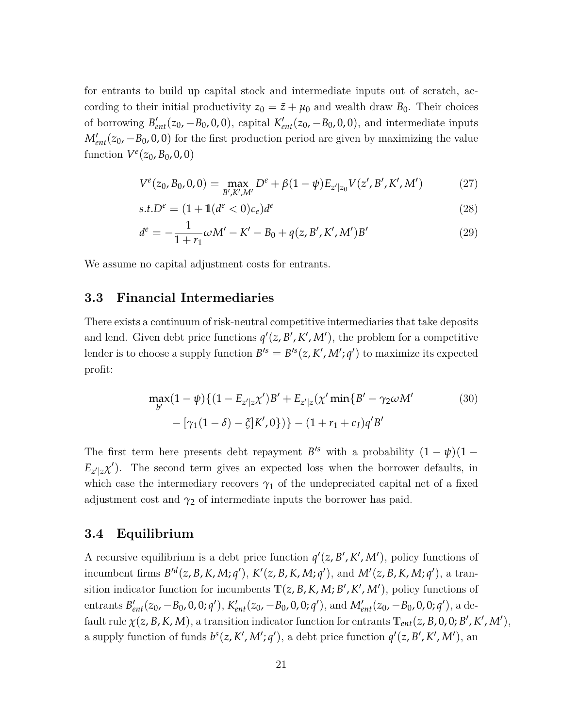for entrants to build up capital stock and intermediate inputs out of scratch, according to their initial productivity $z_0 = \bar{z} + \mu_0$ and wealth draw $B_0$. Their choices of borrowing $B'_{ent}(z_0, -B_0, 0, 0)$, capital $K'_{ent}(z_0, -B_0, 0, 0)$, and intermediate inputs $M'_{ent}(z_0, -B_0, 0, 0)$ for the first production period are given by maximizing the value function $V^e(z_0, B_0, 0, 0)$

$$V^e(z_0, B_0, 0, 0) = \max_{B', K', M'} D^e + \beta(1-\psi)E_{z'|z_0}V(z', B', K', M') \tag{27}$$

$$s.t. D^e = (1 + \mathbb{1}(d^e < 0)c_e)d^e \tag{28}$$

$$d^e = -\frac{1}{1+r_1}\omega M' - K' - B_0 + q(z, B', K', M')B' \tag{29}$$

We assume no capital adjustment costs for entrants.

## 3.3 Financial Intermediaries

There exists a continuum of risk-neutral competitive intermediaries that take deposits and lend. Given debt price functions $q'(z, B', K', M')$, the problem for a competitive lender is to choose a supply function $B'^s = B'^s(z, K', M'; q')$ to maximize its expected profit:

$$\begin{aligned}\max_{b'} (1-\psi)\{(1 - E_{z'|z}\chi')B' + E_{z'|z}(\chi' \min\{B' - \gamma_2 \omega M' \\ - [\gamma_1(1-\delta) - \xi]K', 0\})\} - (1 + r_1 + c_I)q'B'\end{aligned} \tag{30}$$

The first term here presents debt repayment $B'^s$ with a probability $(1-\psi)(1 - E_{z'|z}\chi')$. The second term gives an expected loss when the borrower defaults, in which case the intermediary recovers $\gamma_1$ of the undepreciated capital net of a fixed adjustment cost and $\gamma_2$ of intermediate inputs the borrower has paid.

## 3.4 Equilibrium

A recursive equilibrium is a debt price function $q'(z, B', K', M')$, policy functions of incumbent firms $B'^d(z, B, K, M; q')$, $K'(z, B, K, M; q')$, and $M'(z, B, K, M; q')$, a transition indicator function for incumbents $\mathbb{T}(z, B, K, M; B', K', M')$, policy functions of entrants $B'_{ent}(z_0, -B_0, 0, 0; q')$, $K'_{ent}(z_0, -B_0, 0, 0; q')$, and $M'_{ent}(z_0, -B_0, 0, 0; q')$, a default rule $\chi(z, B, K, M)$, a transition indicator function for entrants $\mathbb{T}_{ent}(z, B, 0, 0; B', K', M')$, a supply function of funds $b^s(z, K', M'; q')$, a debt price function $q'(z, B', K', M')$, an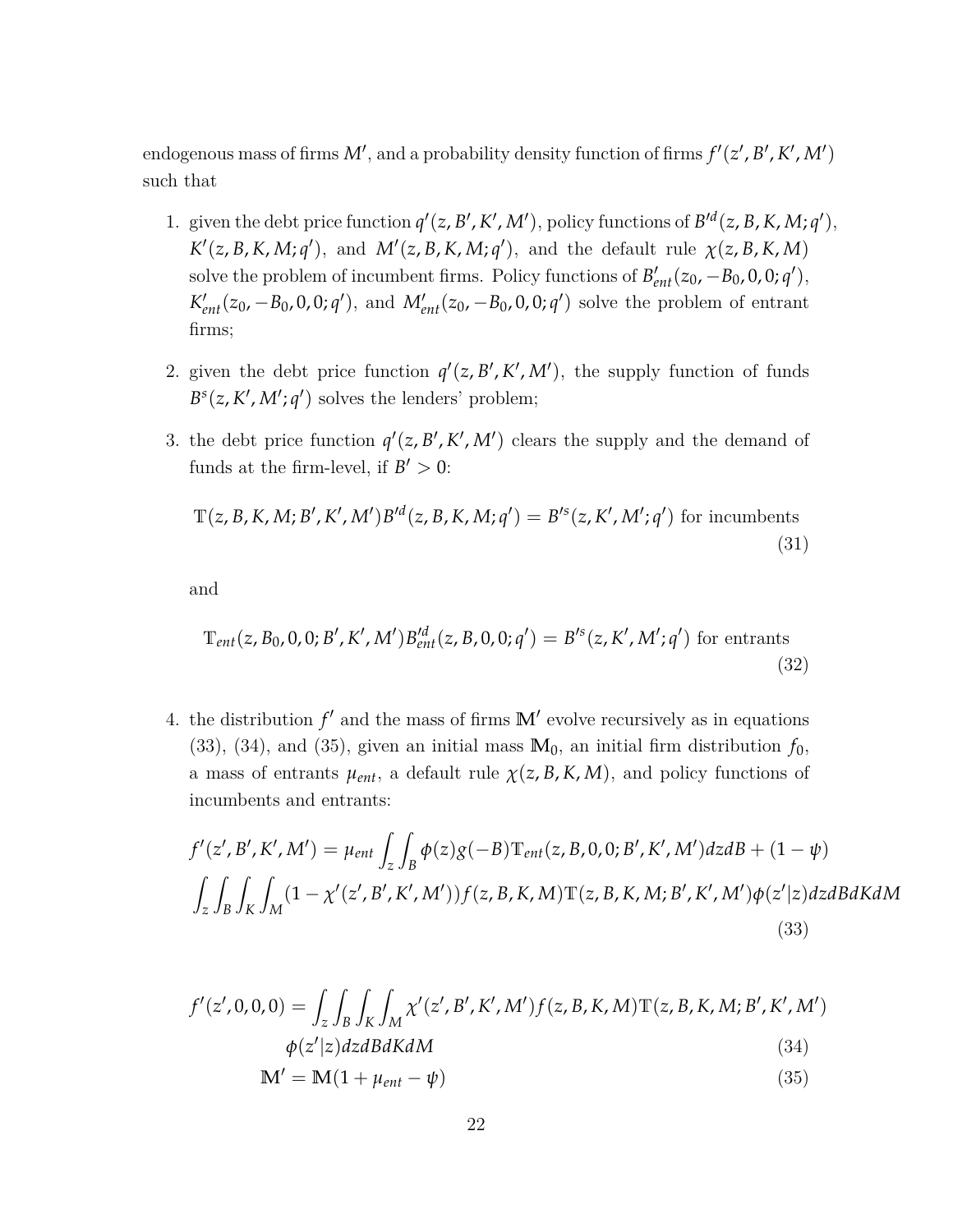endogenous mass of firms $M'$, and a probability density function of firms $f'(z', B', K', M')$ such that

1. given the debt price function $q'(z, B', K', M')$, policy functions of $B'^d(z, B, K, M; q')$, $K'(z, B, K, M; q')$, and $M'(z, B, K, M; q')$, and the default rule $\chi(z, B, K, M)$ solve the problem of incumbent firms. Policy functions of $B'_{ent}(z_0, -B_0, 0, 0; q')$, $K'_{ent}(z_0, -B_0, 0, 0; q')$, and $M'_{ent}(z_0, -B_0, 0, 0; q')$ solve the problem of entrant firms;

2. given the debt price function $q'(z, B', K', M')$, the supply function of funds $B^s(z, K', M'; q')$ solves the lenders' problem;

3. the debt price function $q'(z, B', K', M')$ clears the supply and the demand of funds at the firm-level, if $B' > 0$:

$$\mathbb{T}(z, B, K, M; B', K', M')B'^d(z, B, K, M; q') = B'^s(z, K', M'; q') \text{ for incumbents} \tag{31}$$

and

$$\mathbb{T}_{ent}(z, B_0, 0, 0; B', K', M')B'^d_{ent}(z, B, 0, 0; q') = B'^s(z, K', M'; q') \text{ for entrants} \tag{32}$$

4. the distribution $f'$ and the mass of firms $\mathbb{M}'$ evolve recursively as in equations (33), (34), and (35), given an initial mass $\mathbb{M}_0$, an initial firm distribution $f_0$, a mass of entrants $\mu_{ent}$, a default rule $\chi(z, B, K, M)$, and policy functions of incumbents and entrants:

$$f'(z', B', K', M') = \mu_{ent} \int_z \int_B \phi(z) g(-B) \mathbb{T}_{ent}(z, B, 0, 0; B', K', M') dz dB + (1 - \psi)$$
$$\int_z \int_B \int_K \int_M (1 - \chi'(z', B', K', M')) f(z, B, K, M) \mathbb{T}(z, B, K, M; B', K', M') \phi(z'|z) dz dB dK dM \tag{33}$$

$$f'(z', 0, 0, 0) = \int_z \int_B \int_K \int_M \chi'(z', B', K', M') f(z, B, K, M) \mathbb{T}(z, B, K, M; B', K', M')$$
$$\phi(z'|z) dz dB dK dM \tag{34}$$

$$\mathbb{M}' = \mathbb{M}(1 + \mu_{ent} - \psi) \tag{35}$$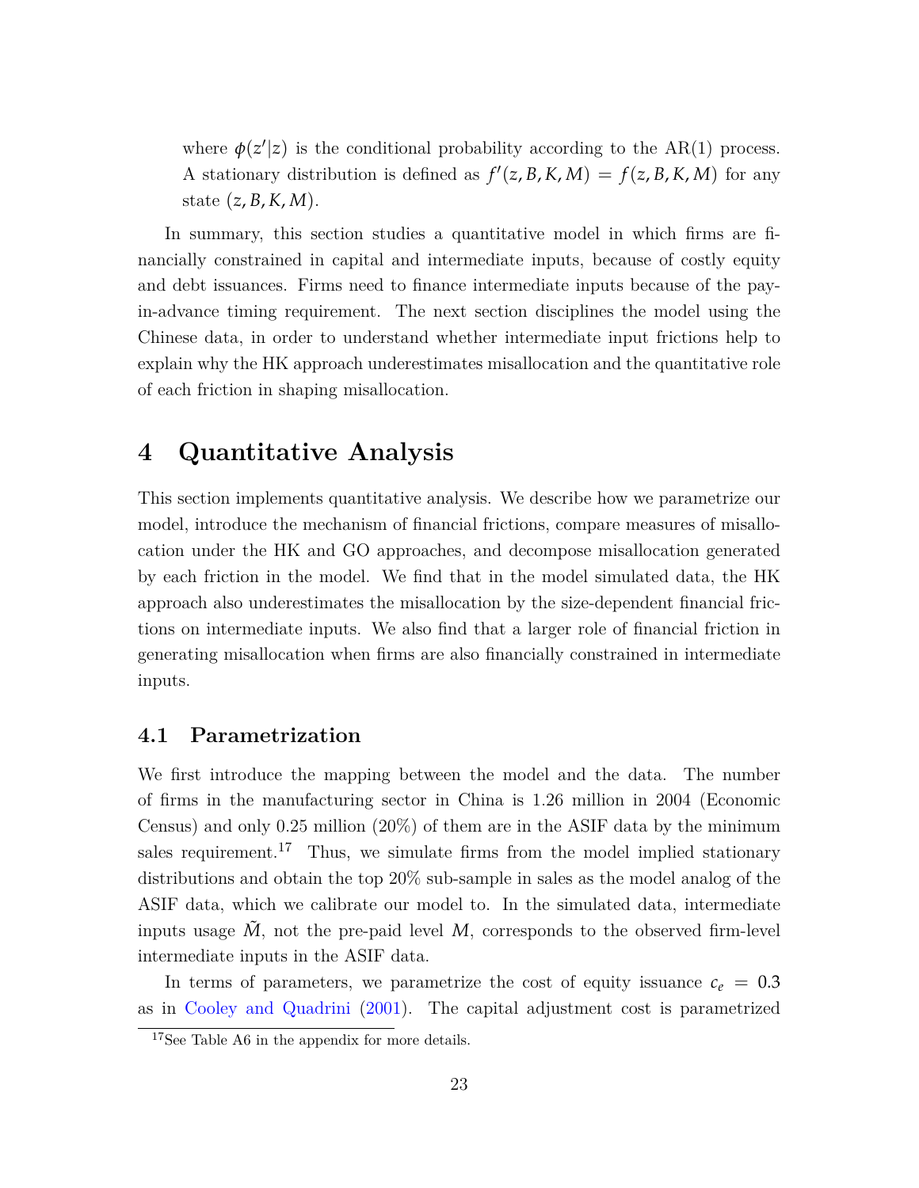where $\phi(z'|z)$ is the conditional probability according to the AR(1) process. A stationary distribution is defined as $f'(z, B, K, M) = f(z, B, K, M)$ for any state $(z, B, K, M)$.

In summary, this section studies a quantitative model in which firms are financially constrained in capital and intermediate inputs, because of costly equity and debt issuances. Firms need to finance intermediate inputs because of the pay-in-advance timing requirement. The next section disciplines the model using the Chinese data, in order to understand whether intermediate input frictions help to explain why the HK approach underestimates misallocation and the quantitative role of each friction in shaping misallocation.

# 4 Quantitative Analysis

This section implements quantitative analysis. We describe how we parametrize our model, introduce the mechanism of financial frictions, compare measures of misallocation under the HK and GO approaches, and decompose misallocation generated by each friction in the model. We find that in the model simulated data, the HK approach also underestimates the misallocation by the size-dependent financial frictions on intermediate inputs. We also find that a larger role of financial friction in generating misallocation when firms are also financially constrained in intermediate inputs.

## 4.1 Parametrization

We first introduce the mapping between the model and the data. The number of firms in the manufacturing sector in China is 1.26 million in 2004 (Economic Census) and only 0.25 million (20%) of them are in the ASIF data by the minimum sales requirement.[17] Thus, we simulate firms from the model implied stationary distributions and obtain the top 20% sub-sample in sales as the model analog of the ASIF data, which we calibrate our model to. In the simulated data, intermediate inputs usage $\tilde{M}$, not the pre-paid level $M$, corresponds to the observed firm-level intermediate inputs in the ASIF data.

In terms of parameters, we parametrize the cost of equity issuance $c_e = 0.3$ as in Cooley and Quadrini (2001). The capital adjustment cost is parametrized

[17] See Table A6 in the appendix for more details.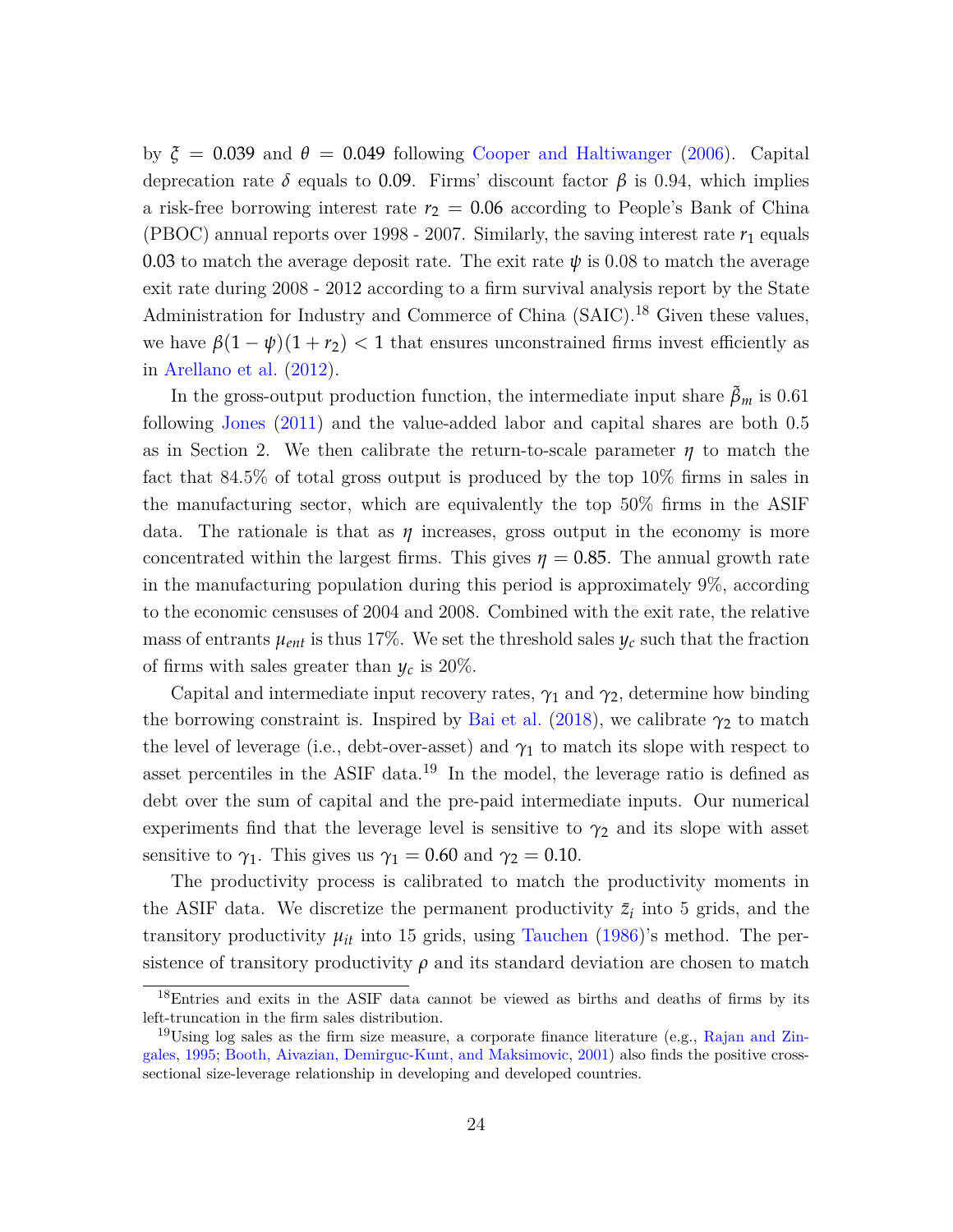by $\xi = 0.039$ and $\theta = 0.049$ following Cooper and Haltiwanger (2006). Capital deprecation rate $\delta$ equals to $0.09$. Firms' discount factor $\beta$ is 0.94, which implies a risk-free borrowing interest rate $r_2 = 0.06$ according to People's Bank of China (PBOC) annual reports over 1998 - 2007. Similarly, the saving interest rate $r_1$ equals $0.03$ to match the average deposit rate. The exit rate $\psi$ is 0.08 to match the average exit rate during 2008 - 2012 according to a firm survival analysis report by the State Administration for Industry and Commerce of China (SAIC).[18] Given these values, we have $\beta(1-\psi)(1+r_2) < 1$ that ensures unconstrained firms invest efficiently as in Arellano et al. (2012).

In the gross-output production function, the intermediate input share $\tilde{\beta}_m$ is 0.61 following Jones (2011) and the value-added labor and capital shares are both 0.5 as in Section 2. We then calibrate the return-to-scale parameter $\eta$ to match the fact that 84.5% of total gross output is produced by the top 10% firms in sales in the manufacturing sector, which are equivalently the top 50% firms in the ASIF data. The rationale is that as $\eta$ increases, gross output in the economy is more concentrated within the largest firms. This gives $\eta = 0.85$. The annual growth rate in the manufacturing population during this period is approximately 9%, according to the economic censuses of 2004 and 2008. Combined with the exit rate, the relative mass of entrants $\mu_{ent}$ is thus 17%. We set the threshold sales $y_c$ such that the fraction of firms with sales greater than $y_c$ is 20%.

Capital and intermediate input recovery rates, $\gamma_1$ and $\gamma_2$, determine how binding the borrowing constraint is. Inspired by Bai et al. (2018), we calibrate $\gamma_2$ to match the level of leverage (i.e., debt-over-asset) and $\gamma_1$ to match its slope with respect to asset percentiles in the ASIF data.[19] In the model, the leverage ratio is defined as debt over the sum of capital and the pre-paid intermediate inputs. Our numerical experiments find that the leverage level is sensitive to $\gamma_2$ and its slope with asset sensitive to $\gamma_1$. This gives us $\gamma_1 = 0.60$ and $\gamma_2 = 0.10$.

The productivity process is calibrated to match the productivity moments in the ASIF data. We discretize the permanent productivity $\bar{z}_i$ into 5 grids, and the transitory productivity $\mu_{it}$ into 15 grids, using Tauchen (1986)'s method. The persistence of transitory productivity $\rho$ and its standard deviation are chosen to match

[18] Entries and exits in the ASIF data cannot be viewed as births and deaths of firms by its left-truncation in the firm sales distribution.

[19] Using log sales as the firm size measure, a corporate finance literature (e.g., Rajan and Zingales, 1995; Booth, Aivazian, Demirguc-Kunt, and Maksimovic, 2001) also finds the positive cross-sectional size-leverage relationship in developing and developed countries.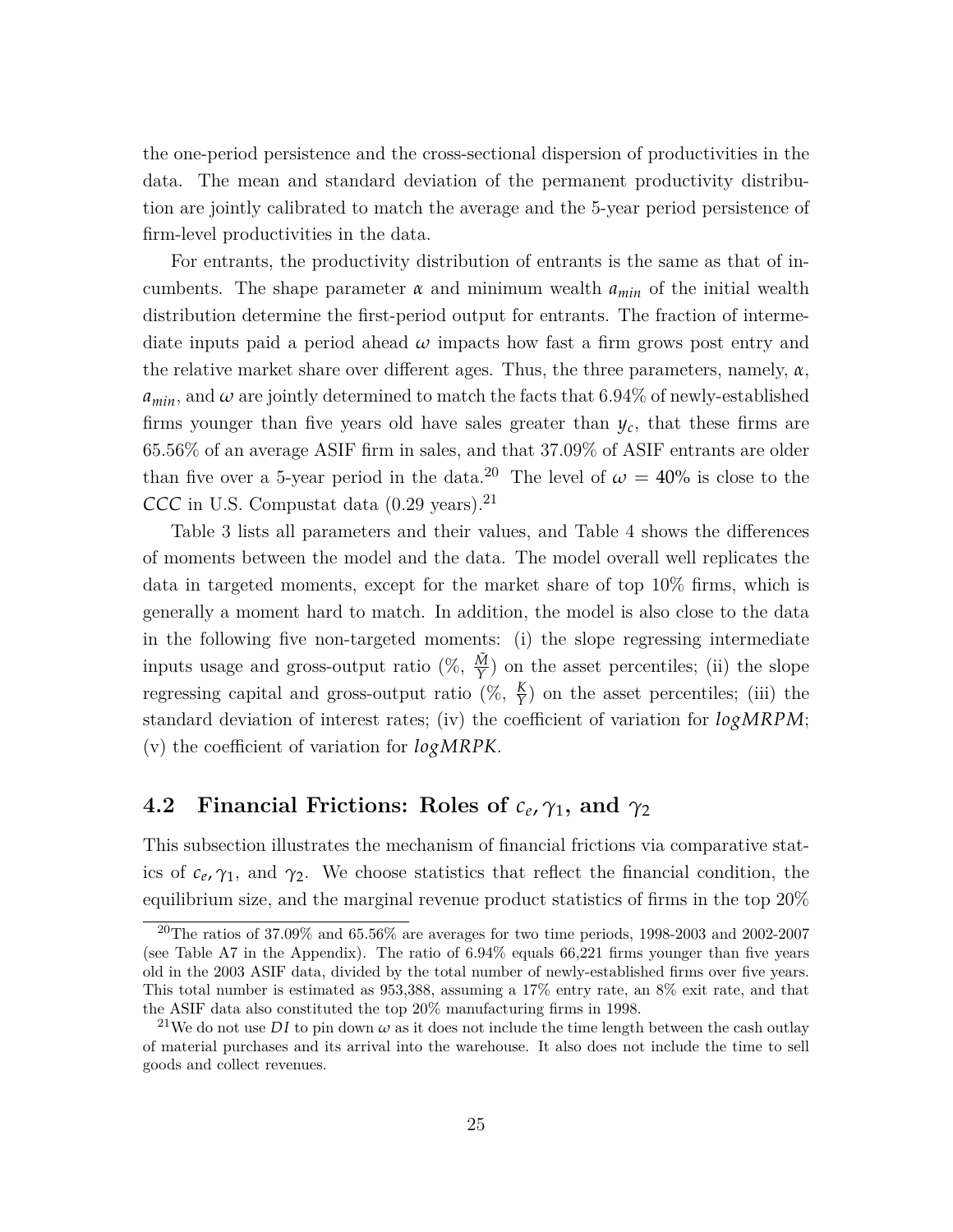the one-period persistence and the cross-sectional dispersion of productivities in the data. The mean and standard deviation of the permanent productivity distribution are jointly calibrated to match the average and the 5-year period persistence of firm-level productivities in the data.

For entrants, the productivity distribution of entrants is the same as that of incumbents. The shape parameter $\alpha$ and minimum wealth $a_{min}$ of the initial wealth distribution determine the first-period output for entrants. The fraction of intermediate inputs paid a period ahead $\omega$ impacts how fast a firm grows post entry and the relative market share over different ages. Thus, the three parameters, namely, $\alpha$, $a_{min}$, and $\omega$ are jointly determined to match the facts that 6.94% of newly-established firms younger than five years old have sales greater than $y_c$, that these firms are 65.56% of an average ASIF firm in sales, and that 37.09% of ASIF entrants are older than five over a 5-year period in the data.[20] The level of $\omega = 40\%$ is close to the $CCC$ in U.S. Compustat data (0.29 years).[21]

Table 3 lists all parameters and their values, and Table 4 shows the differences of moments between the model and the data. The model overall well replicates the data in targeted moments, except for the market share of top 10% firms, which is generally a moment hard to match. In addition, the model is also close to the data in the following five non-targeted moments: (i) the slope regressing intermediate inputs usage and gross-output ratio (%, $\frac{\tilde{M}}{Y}$) on the asset percentiles; (ii) the slope regressing capital and gross-output ratio (%, $\frac{K}{Y}$) on the asset percentiles; (iii) the standard deviation of interest rates; (iv) the coefficient of variation for $logMRPM$; (v) the coefficient of variation for $logMRPK$.

## 4.2 Financial Frictions: Roles of $c_e, \gamma_1$, and $\gamma_2$

This subsection illustrates the mechanism of financial frictions via comparative statics of $c_e, \gamma_1$, and $\gamma_2$. We choose statistics that reflect the financial condition, the equilibrium size, and the marginal revenue product statistics of firms in the top 20%

[20] The ratios of 37.09% and 65.56% are averages for two time periods, 1998-2003 and 2002-2007 (see Table A7 in the Appendix). The ratio of 6.94% equals 66,221 firms younger than five years old in the 2003 ASIF data, divided by the total number of newly-established firms over five years. This total number is estimated as 953,388, assuming a 17% entry rate, an 8% exit rate, and that the ASIF data also constituted the top 20% manufacturing firms in 1998.

[21] We do not use $DI$ to pin down $\omega$ as it does not include the time length between the cash outlay of material purchases and its arrival into the warehouse. It also does not include the time to sell goods and collect revenues.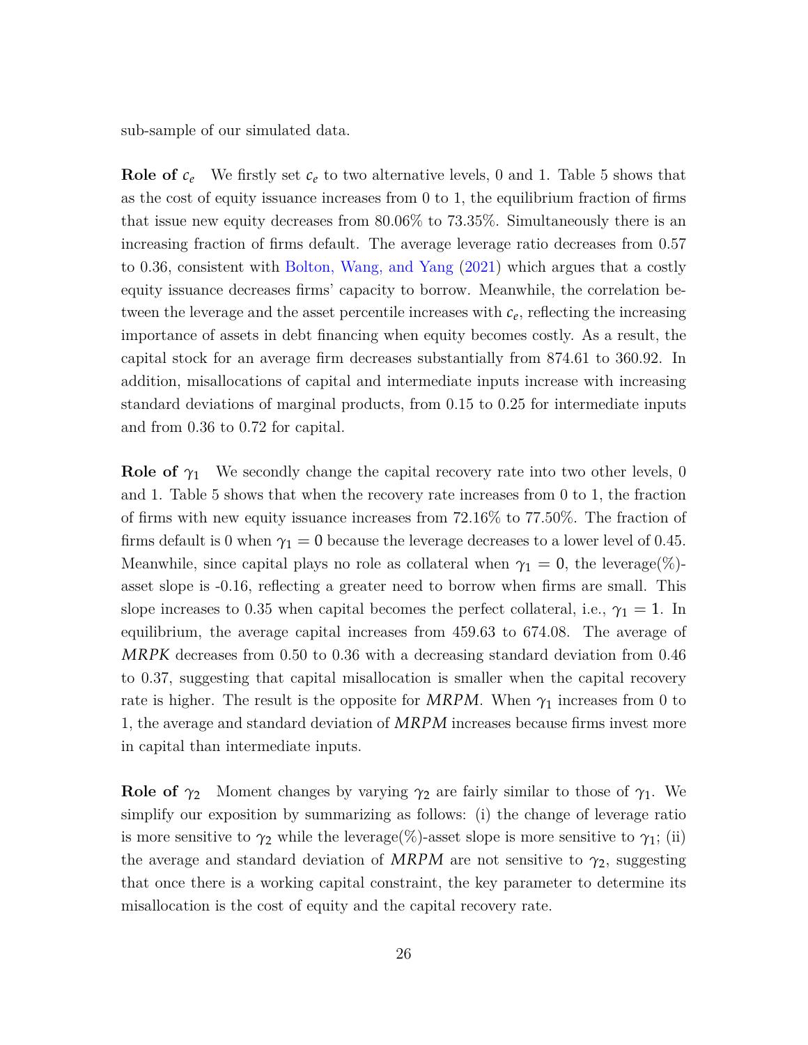sub-sample of our simulated data.

**Role of $c_e$** We firstly set $c_e$ to two alternative levels, 0 and 1. Table 5 shows that as the cost of equity issuance increases from 0 to 1, the equilibrium fraction of firms that issue new equity decreases from 80.06% to 73.35%. Simultaneously there is an increasing fraction of firms default. The average leverage ratio decreases from 0.57 to 0.36, consistent with Bolton, Wang, and Yang (2021) which argues that a costly equity issuance decreases firms' capacity to borrow. Meanwhile, the correlation between the leverage and the asset percentile increases with $c_e$, reflecting the increasing importance of assets in debt financing when equity becomes costly. As a result, the capital stock for an average firm decreases substantially from 874.61 to 360.92. In addition, misallocations of capital and intermediate inputs increase with increasing standard deviations of marginal products, from 0.15 to 0.25 for intermediate inputs and from 0.36 to 0.72 for capital.

**Role of $\gamma_1$** We secondly change the capital recovery rate into two other levels, 0 and 1. Table 5 shows that when the recovery rate increases from 0 to 1, the fraction of firms with new equity issuance increases from 72.16% to 77.50%. The fraction of firms default is 0 when $\gamma_1 = 0$ because the leverage decreases to a lower level of 0.45. Meanwhile, since capital plays no role as collateral when $\gamma_1 = 0$, the leverage(%)-asset slope is -0.16, reflecting a greater need to borrow when firms are small. This slope increases to 0.35 when capital becomes the perfect collateral, i.e., $\gamma_1 = 1$. In equilibrium, the average capital increases from 459.63 to 674.08. The average of *MRPK* decreases from 0.50 to 0.36 with a decreasing standard deviation from 0.46 to 0.37, suggesting that capital misallocation is smaller when the capital recovery rate is higher. The result is the opposite for *MRPM*. When $\gamma_1$ increases from 0 to 1, the average and standard deviation of *MRPM* increases because firms invest more in capital than intermediate inputs.

**Role of $\gamma_2$** Moment changes by varying $\gamma_2$ are fairly similar to those of $\gamma_1$. We simplify our exposition by summarizing as follows: (i) the change of leverage ratio is more sensitive to $\gamma_2$ while the leverage(%)-asset slope is more sensitive to $\gamma_1$; (ii) the average and standard deviation of *MRPM* are not sensitive to $\gamma_2$, suggesting that once there is a working capital constraint, the key parameter to determine its misallocation is the cost of equity and the capital recovery rate.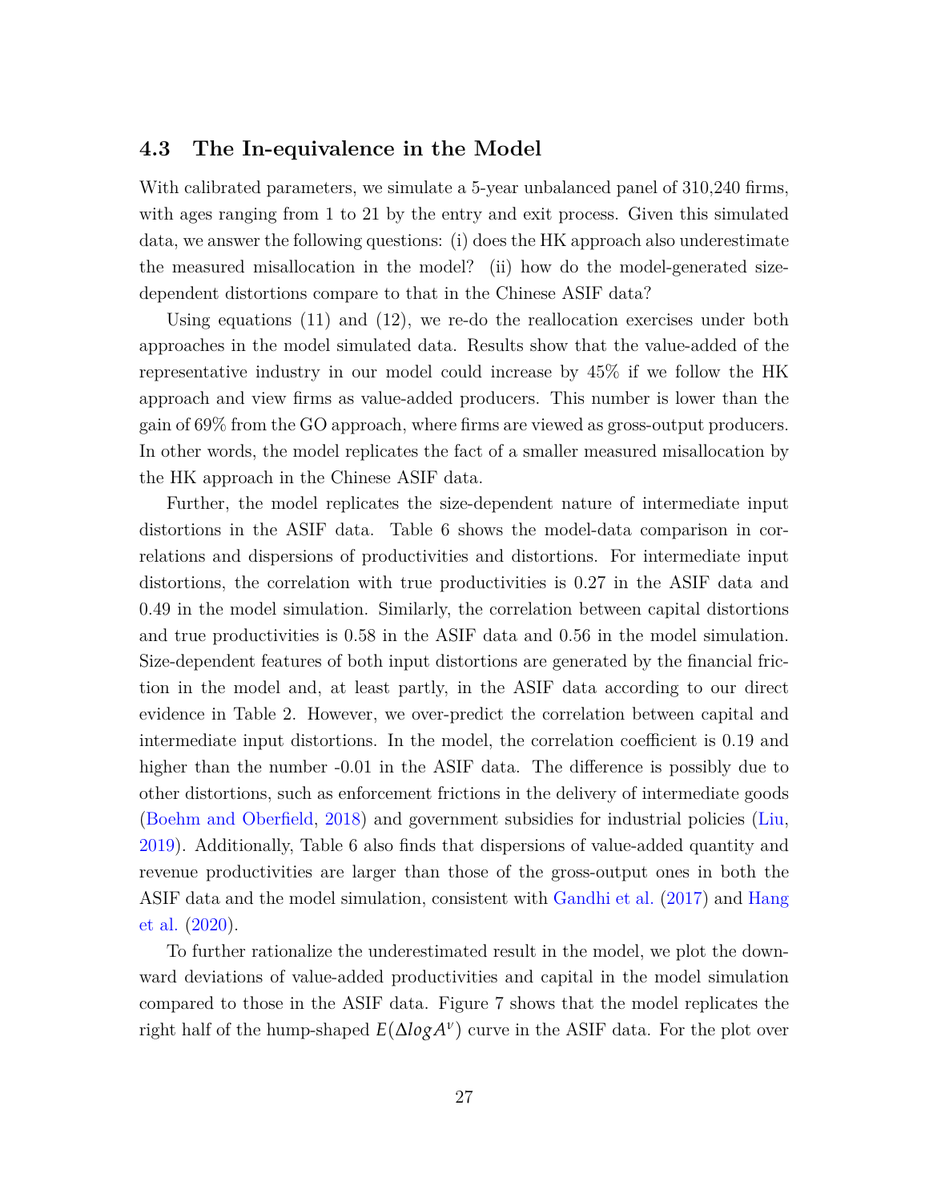### 4.3 The In-equivalence in the Model

With calibrated parameters, we simulate a 5-year unbalanced panel of 310,240 firms, with ages ranging from 1 to 21 by the entry and exit process. Given this simulated data, we answer the following questions: (i) does the HK approach also underestimate the measured misallocation in the model? (ii) how do the model-generated size-dependent distortions compare to that in the Chinese ASIF data?

Using equations (11) and (12), we re-do the reallocation exercises under both approaches in the model simulated data. Results show that the value-added of the representative industry in our model could increase by 45% if we follow the HK approach and view firms as value-added producers. This number is lower than the gain of 69% from the GO approach, where firms are viewed as gross-output producers. In other words, the model replicates the fact of a smaller measured misallocation by the HK approach in the Chinese ASIF data.

Further, the model replicates the size-dependent nature of intermediate input distortions in the ASIF data. Table 6 shows the model-data comparison in correlations and dispersions of productivities and distortions. For intermediate input distortions, the correlation with true productivities is 0.27 in the ASIF data and 0.49 in the model simulation. Similarly, the correlation between capital distortions and true productivities is 0.58 in the ASIF data and 0.56 in the model simulation. Size-dependent features of both input distortions are generated by the financial friction in the model and, at least partly, in the ASIF data according to our direct evidence in Table 2. However, we over-predict the correlation between capital and intermediate input distortions. In the model, the correlation coefficient is 0.19 and higher than the number -0.01 in the ASIF data. The difference is possibly due to other distortions, such as enforcement frictions in the delivery of intermediate goods (Boehm and Oberfield, 2018) and government subsidies for industrial policies (Liu, 2019). Additionally, Table 6 also finds that dispersions of value-added quantity and revenue productivities are larger than those of the gross-output ones in both the ASIF data and the model simulation, consistent with Gandhi et al. (2017) and Hang et al. (2020).

To further rationalize the underestimated result in the model, we plot the downward deviations of value-added productivities and capital in the model simulation compared to those in the ASIF data. Figure 7 shows that the model replicates the right half of the hump-shaped $E(\Delta log A^{v})$ curve in the ASIF data. For the plot over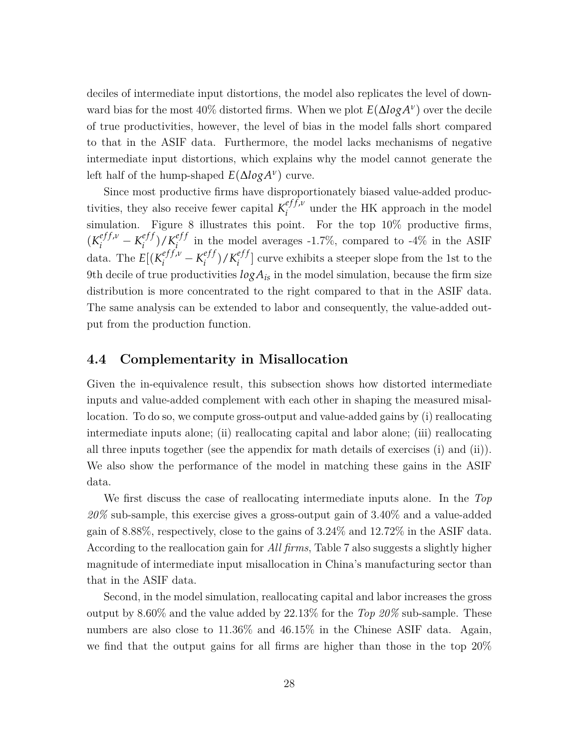deciles of intermediate input distortions, the model also replicates the level of downward bias for the most 40% distorted firms. When we plot $E(\Delta logA^{v})$ over the decile of true productivities, however, the level of bias in the model falls short compared to that in the ASIF data. Furthermore, the model lacks mechanisms of negative intermediate input distortions, which explains why the model cannot generate the left half of the hump-shaped $E(\Delta logA^{v})$ curve.

Since most productive firms have disproportionately biased value-added productivities, they also receive fewer capital $K_i^{eff,v}$ under the HK approach in the model simulation. Figure 8 illustrates this point. For the top 10% productive firms, $(K_i^{eff,v} - K_i^{eff})/K_i^{eff}$ in the model averages -1.7%, compared to -4% in the ASIF data. The $E[(K_i^{eff,v} - K_i^{eff})/K_i^{eff}]$ curve exhibits a steeper slope from the 1st to the 9th decile of true productivities $logA_{is}$ in the model simulation, because the firm size distribution is more concentrated to the right compared to that in the ASIF data. The same analysis can be extended to labor and consequently, the value-added output from the production function.

## 4.4 Complementarity in Misallocation

Given the in-equivalence result, this subsection shows how distorted intermediate inputs and value-added complement with each other in shaping the measured misallocation. To do so, we compute gross-output and value-added gains by (i) reallocating intermediate inputs alone; (ii) reallocating capital and labor alone; (iii) reallocating all three inputs together (see the appendix for math details of exercises (i) and (ii)). We also show the performance of the model in matching these gains in the ASIF data.

We first discuss the case of reallocating intermediate inputs alone. In the *Top 20%* sub-sample, this exercise gives a gross-output gain of 3.40% and a value-added gain of 8.88%, respectively, close to the gains of 3.24% and 12.72% in the ASIF data. According to the reallocation gain for *All firms*, Table 7 also suggests a slightly higher magnitude of intermediate input misallocation in China's manufacturing sector than that in the ASIF data.

Second, in the model simulation, reallocating capital and labor increases the gross output by 8.60% and the value added by 22.13% for the *Top 20%* sub-sample. These numbers are also close to 11.36% and 46.15% in the Chinese ASIF data. Again, we find that the output gains for all firms are higher than those in the top 20%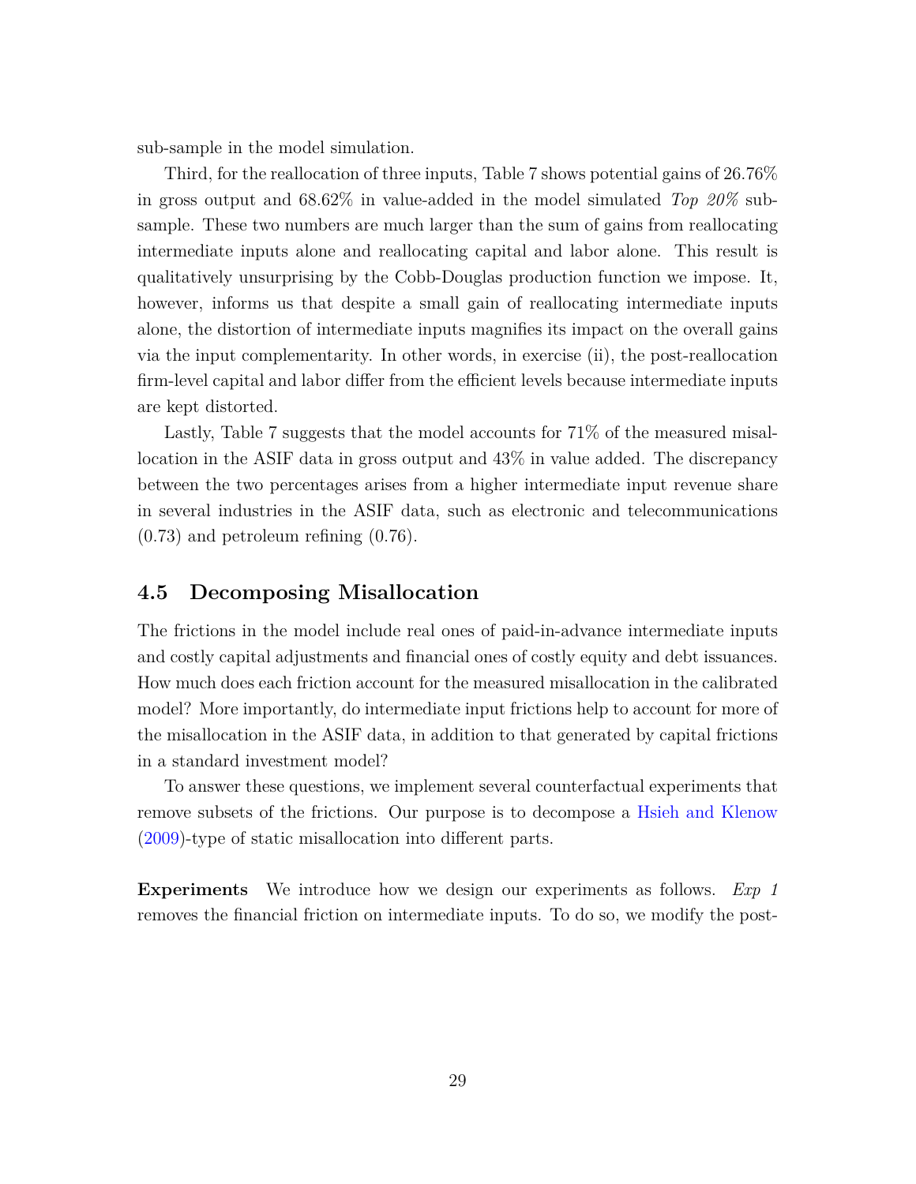sub-sample in the model simulation.

Third, for the reallocation of three inputs, Table 7 shows potential gains of 26.76% in gross output and 68.62% in value-added in the model simulated *Top 20%* sub-sample. These two numbers are much larger than the sum of gains from reallocating intermediate inputs alone and reallocating capital and labor alone. This result is qualitatively unsurprising by the Cobb-Douglas production function we impose. It, however, informs us that despite a small gain of reallocating intermediate inputs alone, the distortion of intermediate inputs magnifies its impact on the overall gains via the input complementarity. In other words, in exercise (ii), the post-reallocation firm-level capital and labor differ from the efficient levels because intermediate inputs are kept distorted.

Lastly, Table 7 suggests that the model accounts for 71% of the measured misallocation in the ASIF data in gross output and 43% in value added. The discrepancy between the two percentages arises from a higher intermediate input revenue share in several industries in the ASIF data, such as electronic and telecommunications (0.73) and petroleum refining (0.76).

## 4.5 Decomposing Misallocation

The frictions in the model include real ones of paid-in-advance intermediate inputs and costly capital adjustments and financial ones of costly equity and debt issuances. How much does each friction account for the measured misallocation in the calibrated model? More importantly, do intermediate input frictions help to account for more of the misallocation in the ASIF data, in addition to that generated by capital frictions in a standard investment model?

To answer these questions, we implement several counterfactual experiments that remove subsets of the frictions. Our purpose is to decompose a Hsieh and Klenow (2009)-type of static misallocation into different parts.

**Experiments** We introduce how we design our experiments as follows. *Exp 1* removes the financial friction on intermediate inputs. To do so, we modify the post-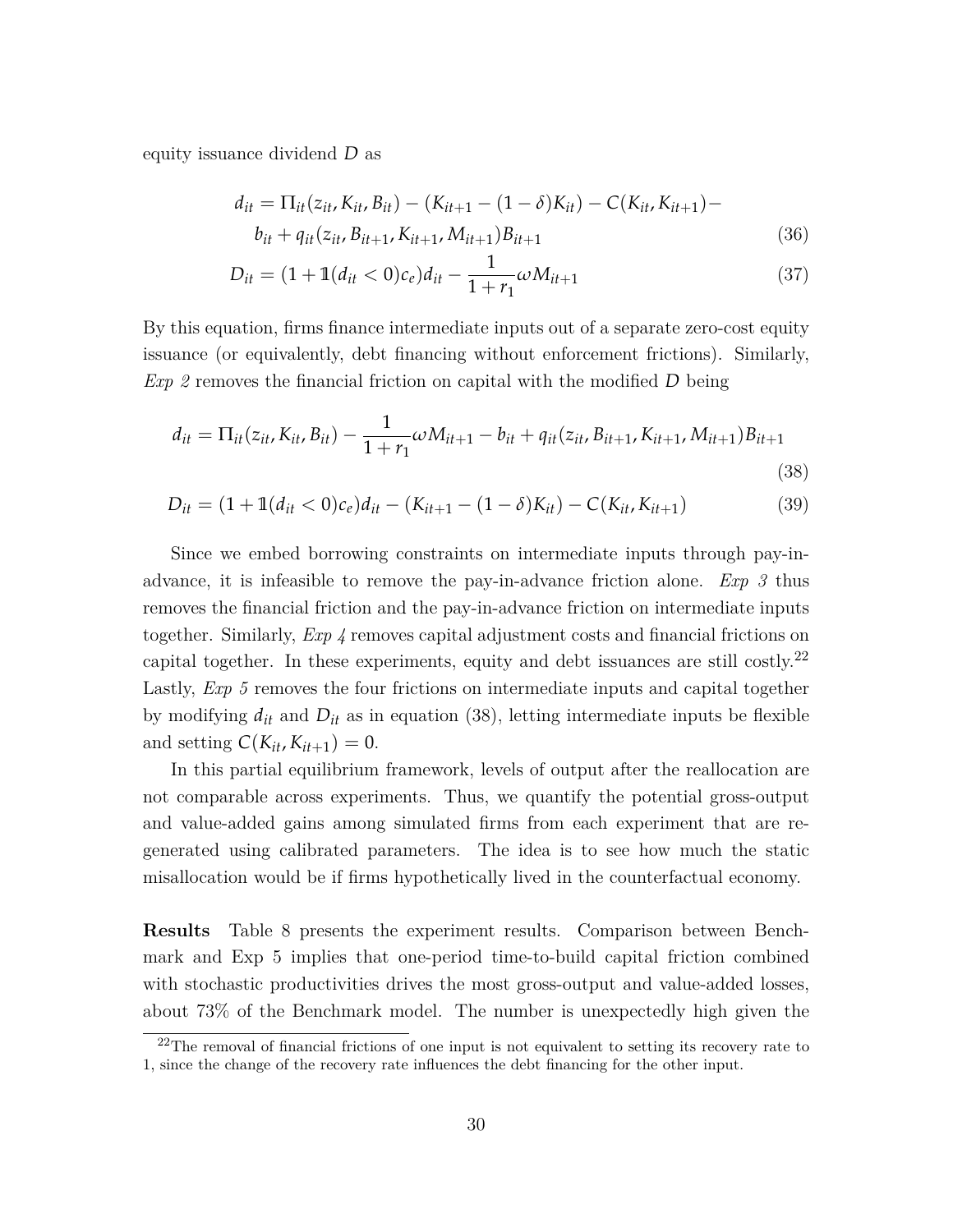equity issuance dividend $D$ as

$$
\begin{aligned}
d_{it} = \Pi_{it}(z_{it}, K_{it}, B_{it}) - (K_{it+1} - (1-\delta)K_{it}) - C(K_{it}, K_{it+1}) - \\
b_{it} + q_{it}(z_{it}, B_{it+1}, K_{it+1}, M_{it+1})B_{it+1}
\end{aligned}
\tag{36}
$$

$$
D_{it} = (1 + \mathbb{1}(d_{it} < 0)c_e)d_{it} - \frac{1}{1+r_1}\omega M_{it+1} \tag{37}
$$

By this equation, firms finance intermediate inputs out of a separate zero-cost equity issuance (or equivalently, debt financing without enforcement frictions). Similarly, *Exp 2* removes the financial friction on capital with the modified $D$ being

$$
d_{it} = \Pi_{it}(z_{it}, K_{it}, B_{it}) - \frac{1}{1+r_1}\omega M_{it+1} - b_{it} + q_{it}(z_{it}, B_{it+1}, K_{it+1}, M_{it+1})B_{it+1} \tag{38}
$$

$$
D_{it} = (1 + \mathbb{1}(d_{it} < 0)c_e)d_{it} - (K_{it+1} - (1-\delta)K_{it}) - C(K_{it}, K_{it+1}) \tag{39}
$$

Since we embed borrowing constraints on intermediate inputs through pay-in-advance, it is infeasible to remove the pay-in-advance friction alone. *Exp 3* thus removes the financial friction and the pay-in-advance friction on intermediate inputs together. Similarly, *Exp 4* removes capital adjustment costs and financial frictions on capital together. In these experiments, equity and debt issuances are still costly.[22] Lastly, *Exp 5* removes the four frictions on intermediate inputs and capital together by modifying $d_{it}$ and $D_{it}$ as in equation (38), letting intermediate inputs be flexible and setting $C(K_{it}, K_{it+1}) = 0$.

In this partial equilibrium framework, levels of output after the reallocation are not comparable across experiments. Thus, we quantify the potential gross-output and value-added gains among simulated firms from each experiment that are regenerated using calibrated parameters. The idea is to see how much the static misallocation would be if firms hypothetically lived in the counterfactual economy.

**Results** Table 8 presents the experiment results. Comparison between Benchmark and Exp 5 implies that one-period time-to-build capital friction combined with stochastic productivities drives the most gross-output and value-added losses, about 73% of the Benchmark model. The number is unexpectedly high given the

[22] The removal of financial frictions of one input is not equivalent to setting its recovery rate to 1, since the change of the recovery rate influences the debt financing for the other input.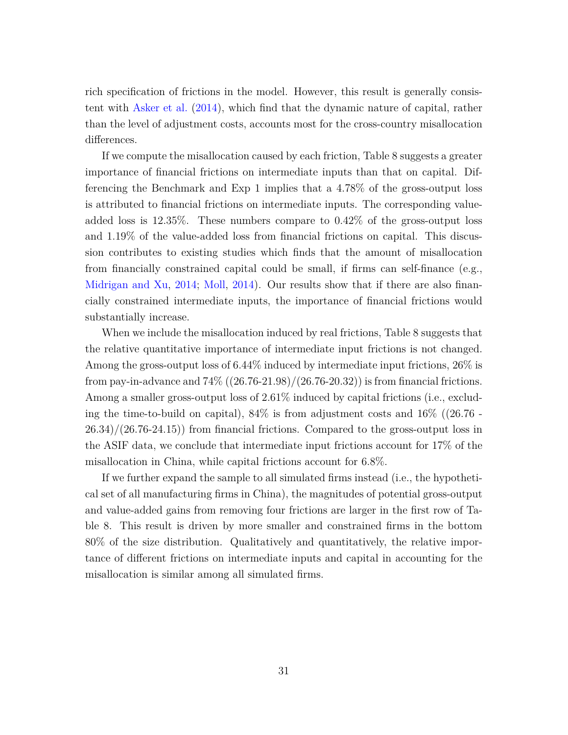rich specification of frictions in the model. However, this result is generally consistent with Asker et al. (2014), which find that the dynamic nature of capital, rather than the level of adjustment costs, accounts most for the cross-country misallocation differences.

If we compute the misallocation caused by each friction, Table 8 suggests a greater importance of financial frictions on intermediate inputs than that on capital. Differencing the Benchmark and Exp 1 implies that a 4.78% of the gross-output loss is attributed to financial frictions on intermediate inputs. The corresponding value-added loss is 12.35%. These numbers compare to 0.42% of the gross-output loss and 1.19% of the value-added loss from financial frictions on capital. This discussion contributes to existing studies which finds that the amount of misallocation from financially constrained capital could be small, if firms can self-finance (e.g., Midrigan and Xu, 2014; Moll, 2014). Our results show that if there are also financially constrained intermediate inputs, the importance of financial frictions would substantially increase.

When we include the misallocation induced by real frictions, Table 8 suggests that the relative quantitative importance of intermediate input frictions is not changed. Among the gross-output loss of 6.44% induced by intermediate input frictions, 26% is from pay-in-advance and 74% ((26.76-21.98)/(26.76-20.32)) is from financial frictions. Among a smaller gross-output loss of 2.61% induced by capital frictions (i.e., excluding the time-to-build on capital), 84% is from adjustment costs and 16% ((26.76 - 26.34)/(26.76-24.15)) from financial frictions. Compared to the gross-output loss in the ASIF data, we conclude that intermediate input frictions account for 17% of the misallocation in China, while capital frictions account for 6.8%.

If we further expand the sample to all simulated firms instead (i.e., the hypothetical set of all manufacturing firms in China), the magnitudes of potential gross-output and value-added gains from removing four frictions are larger in the first row of Table 8. This result is driven by more smaller and constrained firms in the bottom 80% of the size distribution. Qualitatively and quantitatively, the relative importance of different frictions on intermediate inputs and capital in accounting for the misallocation is similar among all simulated firms.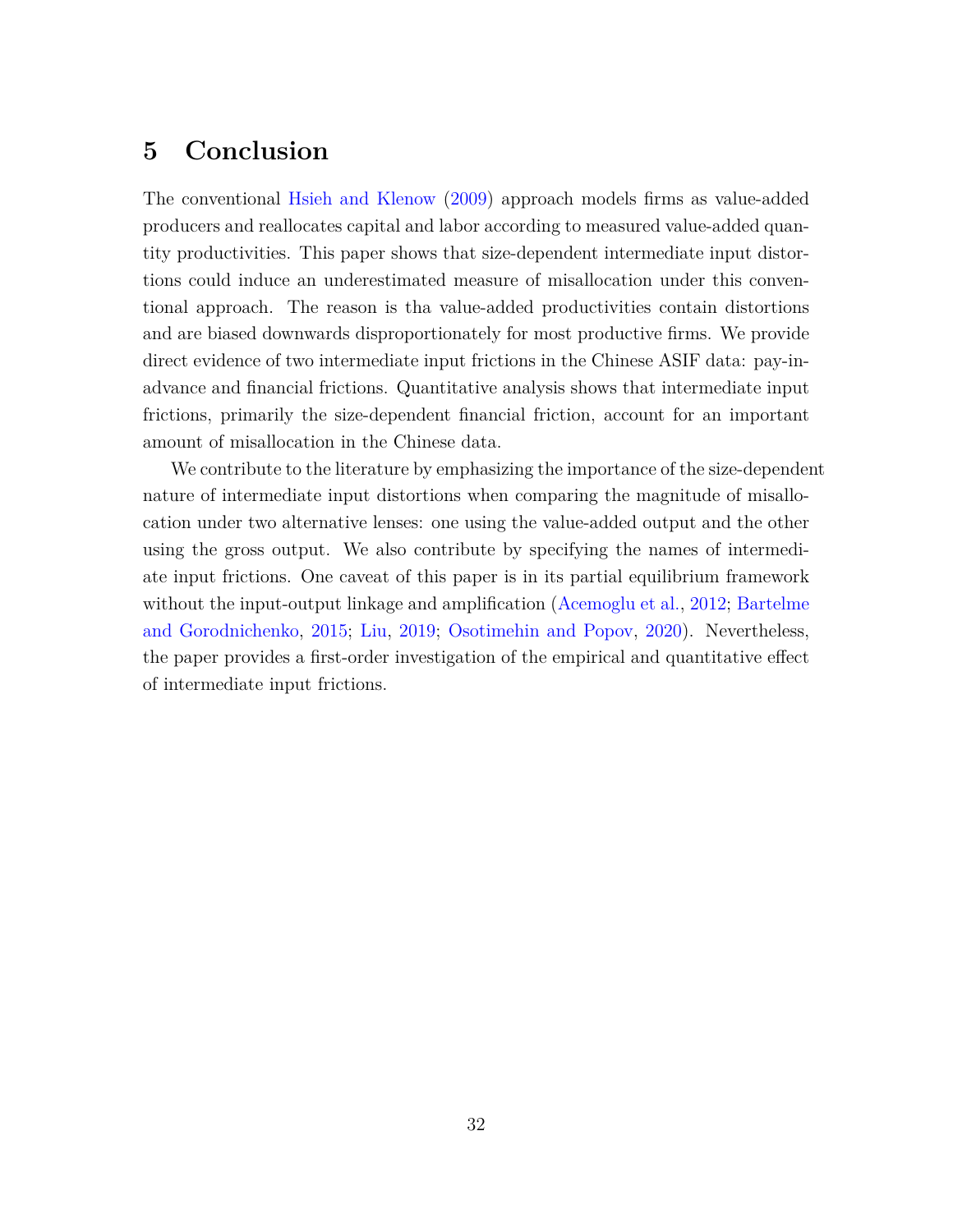# 5 Conclusion

The conventional Hsieh and Klenow (2009) approach models firms as value-added producers and reallocates capital and labor according to measured value-added quantity productivities. This paper shows that size-dependent intermediate input distortions could induce an underestimated measure of misallocation under this conventional approach. The reason is tha value-added productivities contain distortions and are biased downwards disproportionately for most productive firms. We provide direct evidence of two intermediate input frictions in the Chinese ASIF data: pay-in-advance and financial frictions. Quantitative analysis shows that intermediate input frictions, primarily the size-dependent financial friction, account for an important amount of misallocation in the Chinese data.

We contribute to the literature by emphasizing the importance of the size-dependent nature of intermediate input distortions when comparing the magnitude of misallocation under two alternative lenses: one using the value-added output and the other using the gross output. We also contribute by specifying the names of intermediate input frictions. One caveat of this paper is in its partial equilibrium framework without the input-output linkage and amplification (Acemoglu et al., 2012; Bartelme and Gorodnichenko, 2015; Liu, 2019; Osotimehin and Popov, 2020). Nevertheless, the paper provides a first-order investigation of the empirical and quantitative effect of intermediate input frictions.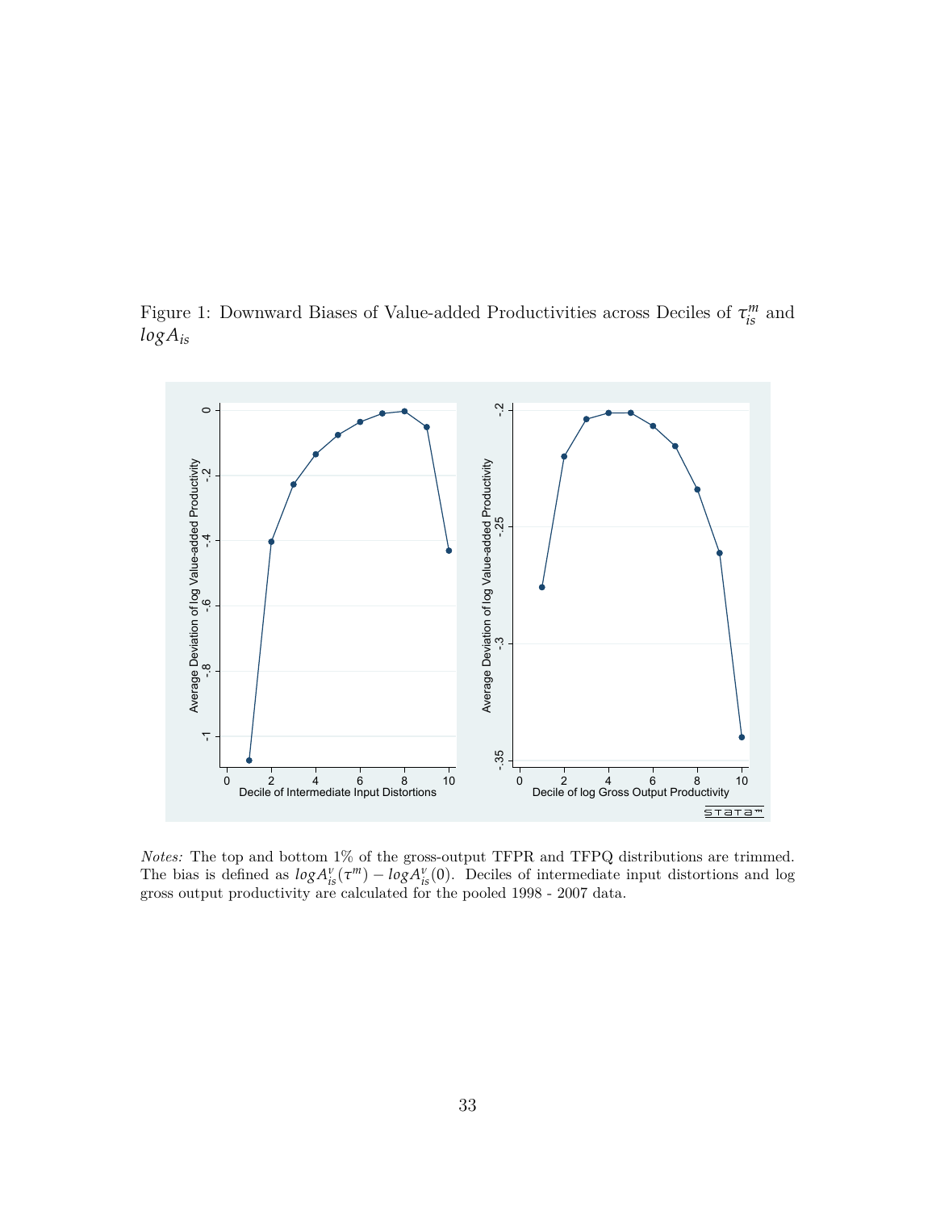Figure 1: Downward Biases of Value-added Productivities across Deciles of $\tau_{is}^{m}$ and $logA_{is}$

*Notes:* The top and bottom 1% of the gross-output TFPR and TFPQ distributions are trimmed. The bias is defined as $logA_{is}^{v}(\tau^{m}) - logA_{is}^{v}(0)$. Deciles of intermediate input distortions and log gross output productivity are calculated for the pooled 1998 - 2007 data.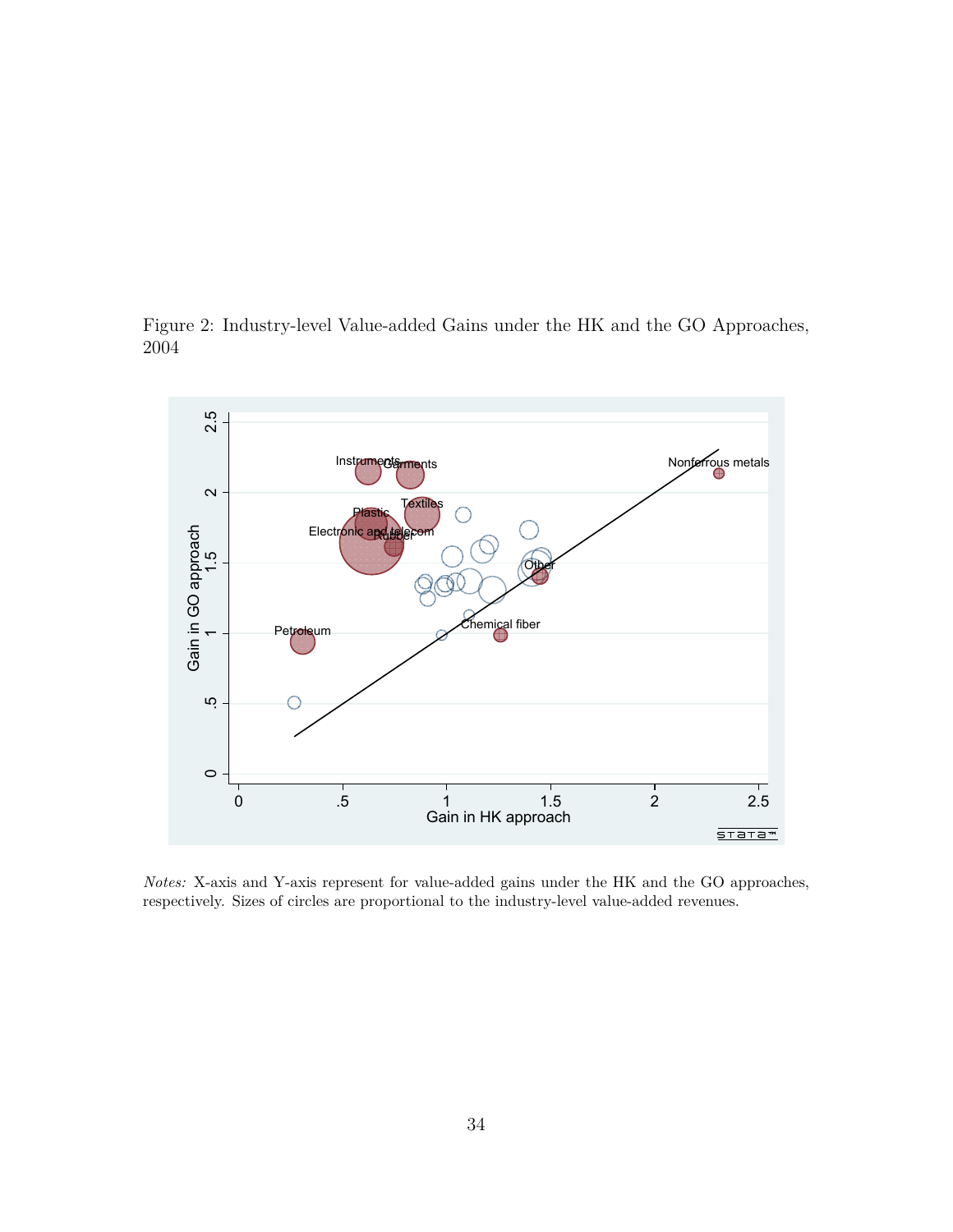Figure 2: Industry-level Value-added Gains under the HK and the GO Approaches, 2004

*Notes:* X-axis and Y-axis represent for value-added gains under the HK and the GO approaches, respectively. Sizes of circles are proportional to the industry-level value-added revenues.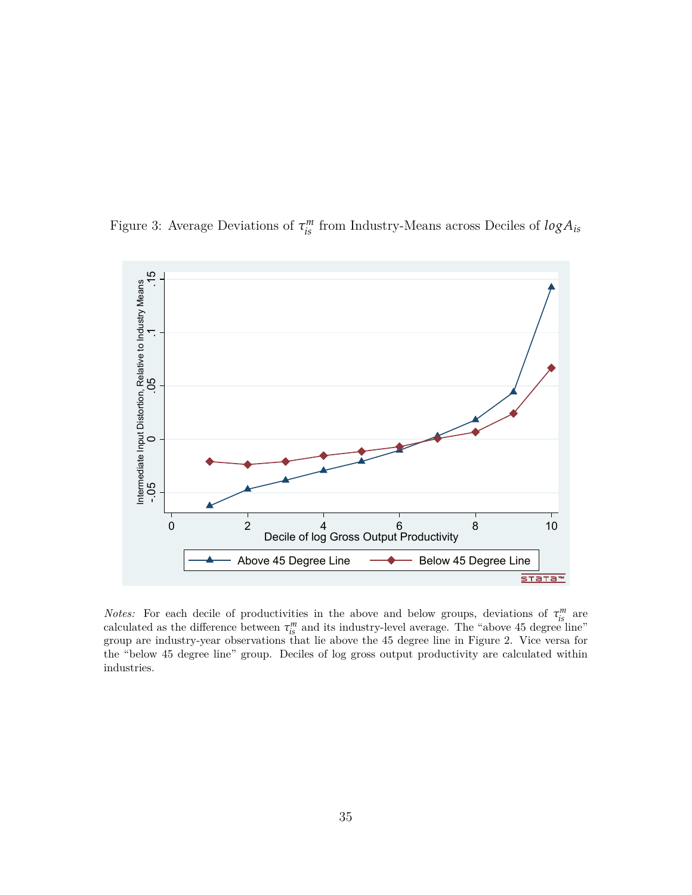Figure 3: Average Deviations of $\tau_{is}^{m}$ from Industry-Means across Deciles of $logA_{is}$

*Notes:* For each decile of productivities in the above and below groups, deviations of $\tau_{is}^{m}$ are calculated as the difference between $\tau_{is}^{m}$ and its industry-level average. The "above 45 degree line" group are industry-year observations that lie above the 45 degree line in Figure 2. Vice versa for the "below 45 degree line" group. Deciles of log gross output productivity are calculated within industries.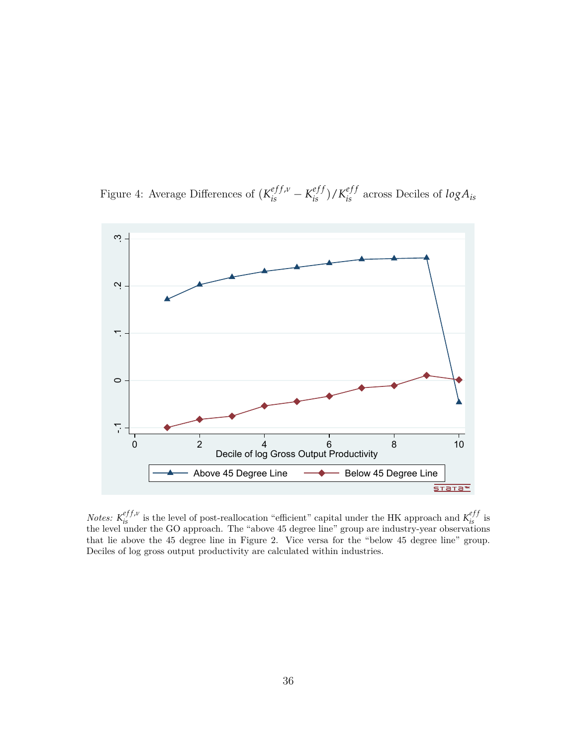Figure 4: Average Differences of $(K_{is}^{eff,v} - K_{is}^{eff})/K_{is}^{eff}$ across Deciles of $logA_{is}$

*Notes:* $K_{is}^{eff,v}$ is the level of post-reallocation "efficient" capital under the HK approach and $K_{is}^{eff}$ is the level under the GO approach. The "above 45 degree line" group are industry-year observations that lie above the 45 degree line in Figure 2. Vice versa for the "below 45 degree line" group. Deciles of log gross output productivity are calculated within industries.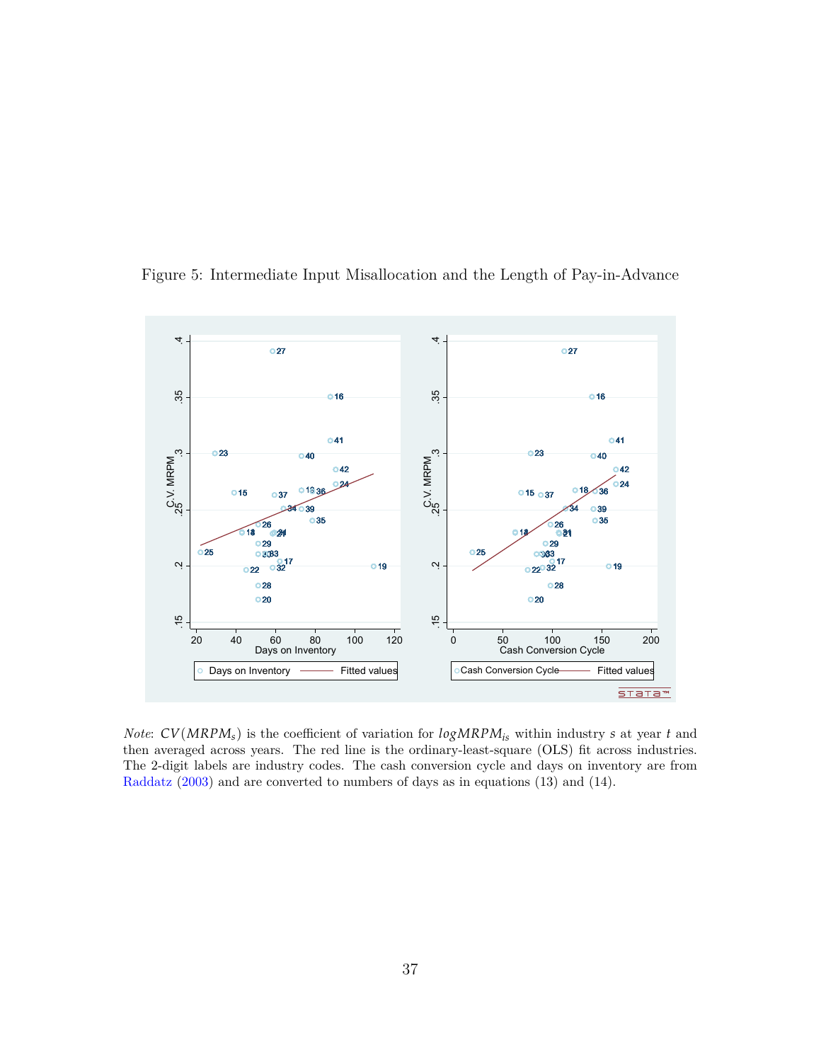Figure 5: Intermediate Input Misallocation and the Length of Pay-in-Advance

*Note*: $CV(MRPM_s)$ is the coefficient of variation for $logMRPM_{is}$ within industry $s$ at year $t$ and then averaged across years. The red line is the ordinary-least-square (OLS) fit across industries. The 2-digit labels are industry codes. The cash conversion cycle and days on inventory are from Raddatz (2003) and are converted to numbers of days as in equations (13) and (14).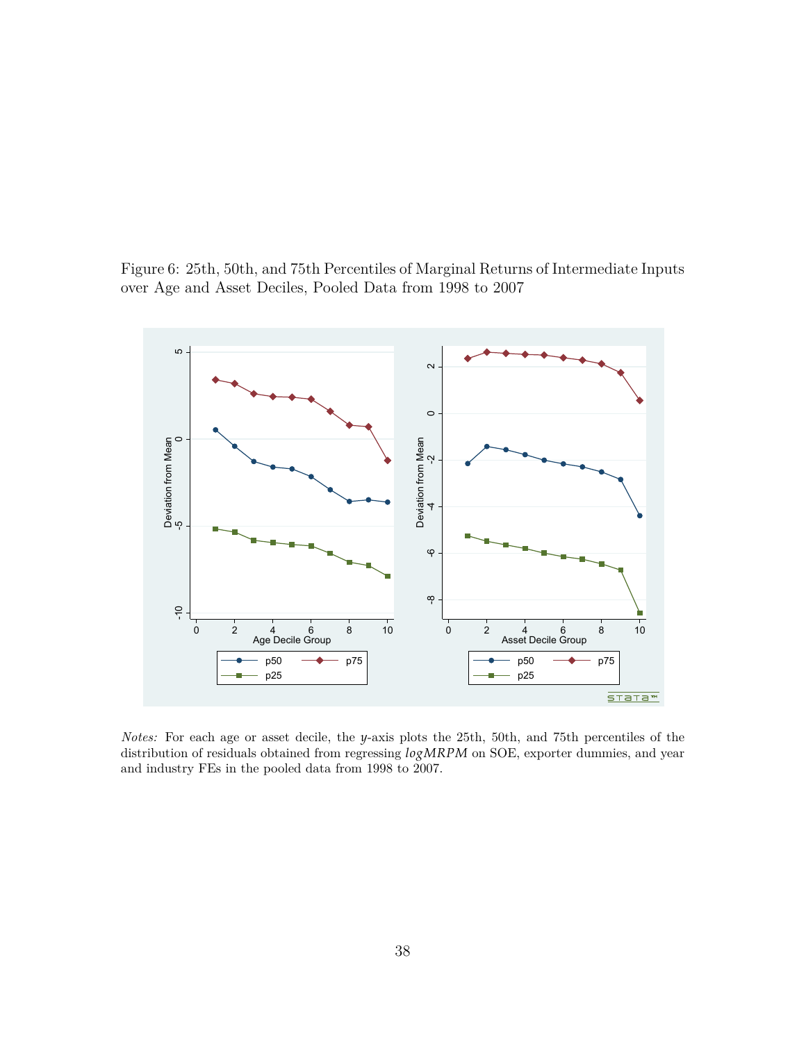Figure 6: 25th, 50th, and 75th Percentiles of Marginal Returns of Intermediate Inputs over Age and Asset Deciles, Pooled Data from 1998 to 2007

*Notes:* For each age or asset decile, the $y$-axis plots the 25th, 50th, and 75th percentiles of the distribution of residuals obtained from regressing $logMRPM$ on SOE, exporter dummies, and year and industry FEs in the pooled data from 1998 to 2007.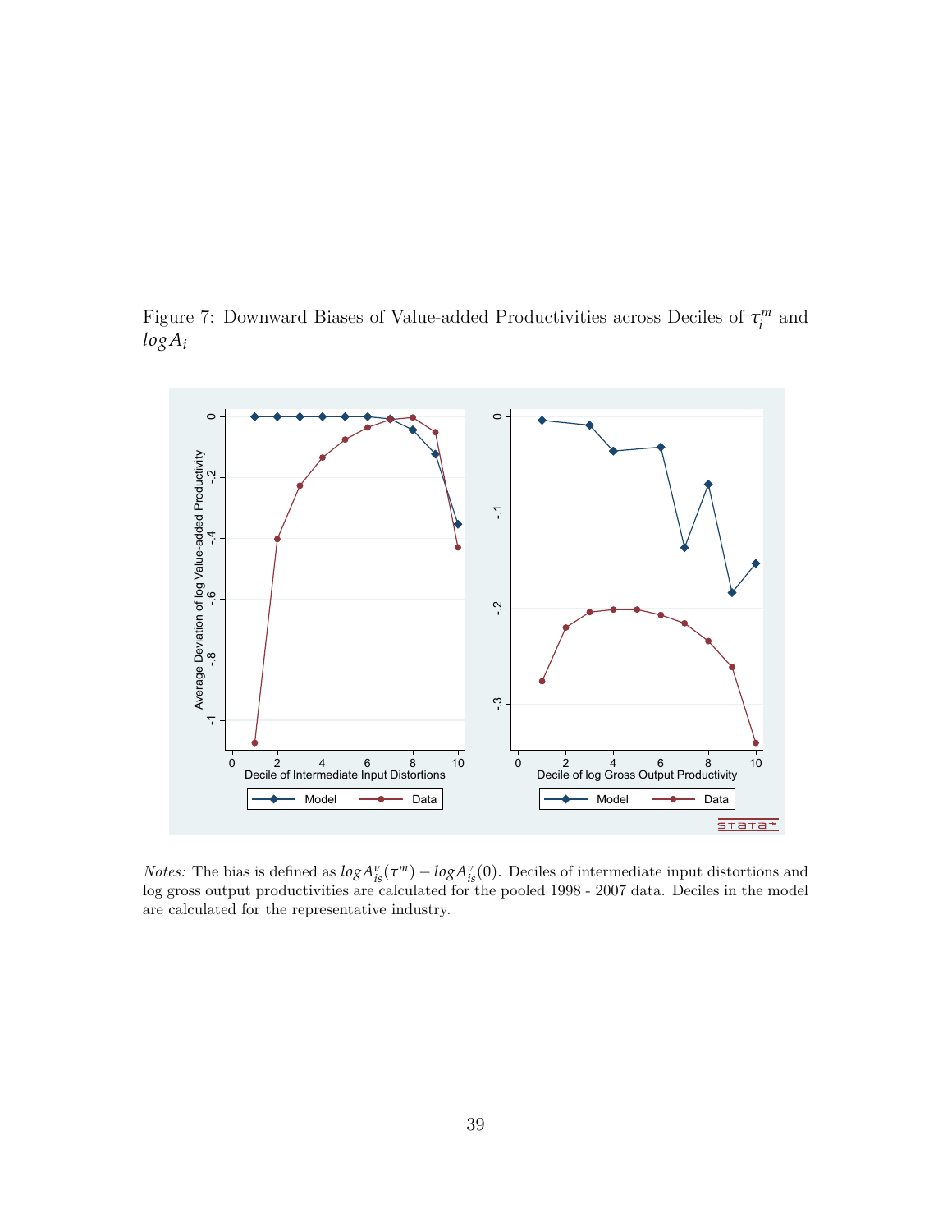Figure 7: Downward Biases of Value-added Productivities across Deciles of $\tau_i^m$ and $logA_i$

*Notes:* The bias is defined as $logA_{is}^v(\tau^m) - logA_{is}^v(0)$. Deciles of intermediate input distortions and log gross output productivities are calculated for the pooled 1998 - 2007 data. Deciles in the model are calculated for the representative industry.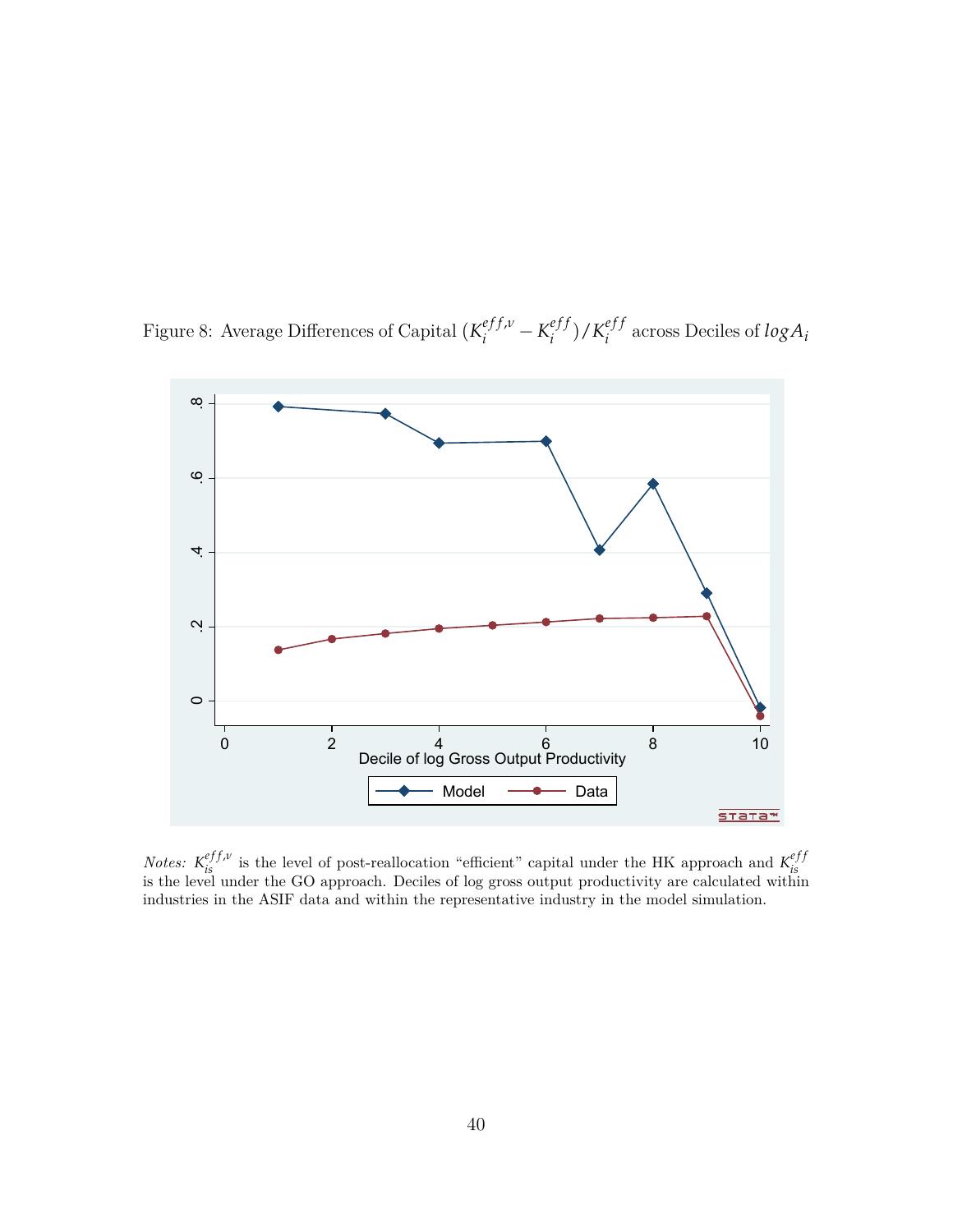Figure 8: Average Differences of Capital $(K_i^{eff,v} - K_i^{eff})/K_i^{eff}$ across Deciles of $log A_i$

*Notes:* $K_{is}^{eff,v}$ is the level of post-reallocation "efficient" capital under the HK approach and $K_{is}^{eff}$ is the level under the GO approach. Deciles of log gross output productivity are calculated within industries in the ASIF data and within the representative industry in the model simulation.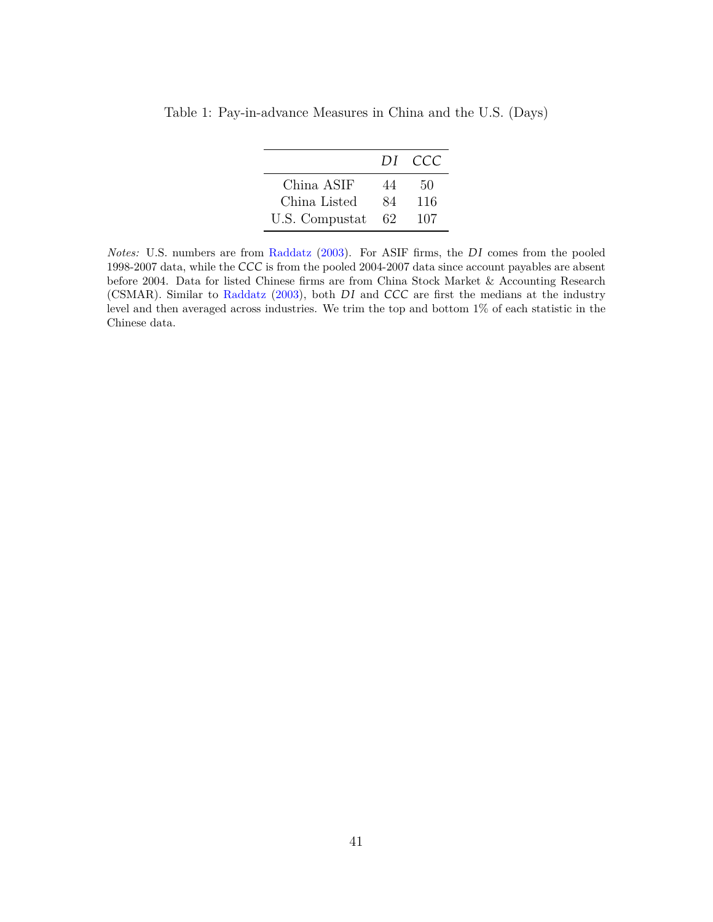Table 1: Pay-in-advance Measures in China and the U.S. (Days)

| | $DI$ | $CCC$ |
|---|---|---|
| China ASIF | 44 | 50 |
| China Listed | 84 | 116 |
| U.S. Compustat | 62 | 107 |

*Notes:* U.S. numbers are from Raddatz (2003). For ASIF firms, the $DI$ comes from the pooled 1998-2007 data, while the $CCC$ is from the pooled 2004-2007 data since account payables are absent before 2004. Data for listed Chinese firms are from China Stock Market & Accounting Research (CSMAR). Similar to Raddatz (2003), both $DI$ and $CCC$ are first the medians at the industry level and then averaged across industries. We trim the top and bottom 1% of each statistic in the Chinese data.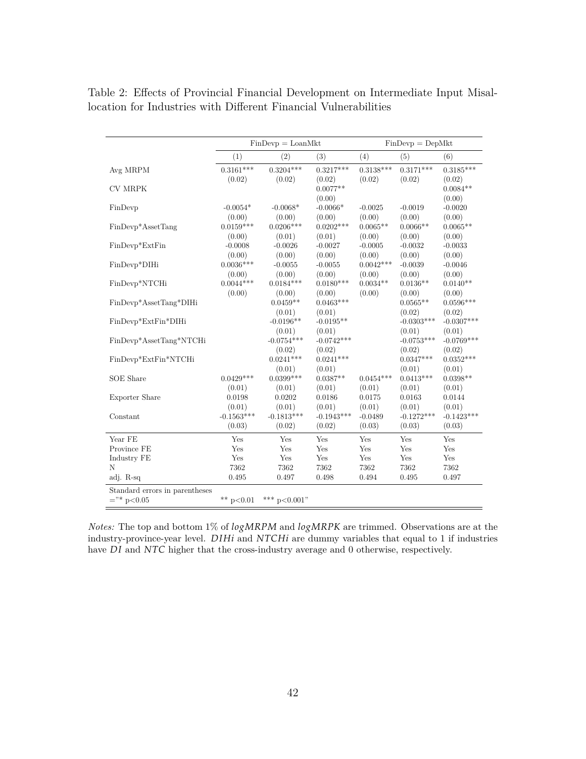Table 2: Effects of Provincial Financial Development on Intermediate Input Misallocation for Industries with Different Financial Vulnerabilities

| | FinDevp = LoanMkt | | | FinDevp = DepMkt | | |
|---|---|---|---|---|---|---|
| | (1) | (2) | (3) | (4) | (5) | (6) |
| Avg MRPM | 0.3161*** | 0.3204*** | 0.3217*** | 0.3138*** | 0.3171*** | 0.3185*** |
| | (0.02) | (0.02) | (0.02) | (0.02) | (0.02) | (0.02) |
| CV MRPK | | | 0.0077** | | | 0.0084** |
| | | | (0.00) | | | (0.00) |
| FinDevp | -0.0054* | -0.0068* | -0.0066* | -0.0025 | -0.0019 | -0.0020 |
| | (0.00) | (0.00) | (0.00) | (0.00) | (0.00) | (0.00) |
| FinDevp*AssetTang | 0.0159*** | 0.0206*** | 0.0202*** | 0.0065** | 0.0066** | 0.0065** |
| | (0.00) | (0.01) | (0.01) | (0.00) | (0.00) | (0.00) |
| FinDevp*ExtFin | -0.0008 | -0.0026 | -0.0027 | -0.0005 | -0.0032 | -0.0033 |
| | (0.00) | (0.00) | (0.00) | (0.00) | (0.00) | (0.00) |
| FinDevp*DIHi | 0.0036*** | -0.0055 | -0.0055 | 0.0042*** | -0.0039 | -0.0046 |
| | (0.00) | (0.00) | (0.00) | (0.00) | (0.00) | (0.00) |
| FinDevp*NTCHi | 0.0044*** | 0.0184*** | 0.0180*** | 0.0034** | 0.0136** | 0.0140** |
| | (0.00) | (0.00) | (0.00) | (0.00) | (0.00) | (0.00) |
| FinDevp*AssetTang*DIHi | | 0.0459** | 0.0463*** | | 0.0565** | 0.0596*** |
| | | (0.01) | (0.01) | | (0.02) | (0.02) |
| FinDevp*ExtFin*DIHi | | -0.0196** | -0.0195** | | -0.0303*** | -0.0307*** |
| | | (0.01) | (0.01) | | (0.01) | (0.01) |
| FinDevp*AssetTang*NTCHi | | -0.0754*** | -0.0742*** | | -0.0753*** | -0.0769*** |
| | | (0.02) | (0.02) | | (0.02) | (0.02) |
| FinDevp*ExtFin*NTCHi | | 0.0241*** | 0.0241*** | | 0.0347*** | 0.0352*** |
| | | (0.01) | (0.01) | | (0.01) | (0.01) |
| SOE Share | 0.0429*** | 0.0399*** | 0.0387** | 0.0454*** | 0.0413*** | 0.0398** |
| | (0.01) | (0.01) | (0.01) | (0.01) | (0.01) | (0.01) |
| Exporter Share | 0.0198 | 0.0202 | 0.0186 | 0.0175 | 0.0163 | 0.0144 |
| | (0.01) | (0.01) | (0.01) | (0.01) | (0.01) | (0.01) |
| Constant | -0.1563*** | -0.1813*** | -0.1943*** | -0.0489 | -0.1272*** | -0.1423*** |
| | (0.03) | (0.02) | (0.02) | (0.03) | (0.03) | (0.03) |
| Year FE | Yes | Yes | Yes | Yes | Yes | Yes |
| Province FE | Yes | Yes | Yes | Yes | Yes | Yes |
| Industry FE | Yes | Yes | Yes | Yes | Yes | Yes |
| N | 7362 | 7362 | 7362 | 7362 | 7362 | 7362 |
| adj. R-sq | 0.495 | 0.497 | 0.498 | 0.494 | 0.495 | 0.497 |
| Standard errors in parentheses | | | | | | |
| ="* p<0.05 | ** p<0.01 | *** p<0.001" | | | | |

*Notes:* The top and bottom 1% of $logMRPM$ and $logMRPK$ are trimmed. Observations are at the industry-province-year level. $DIHi$ and $NTCHi$ are dummy variables that equal to 1 if industries have $DI$ and $NTC$ higher that the cross-industry average and 0 otherwise, respectively.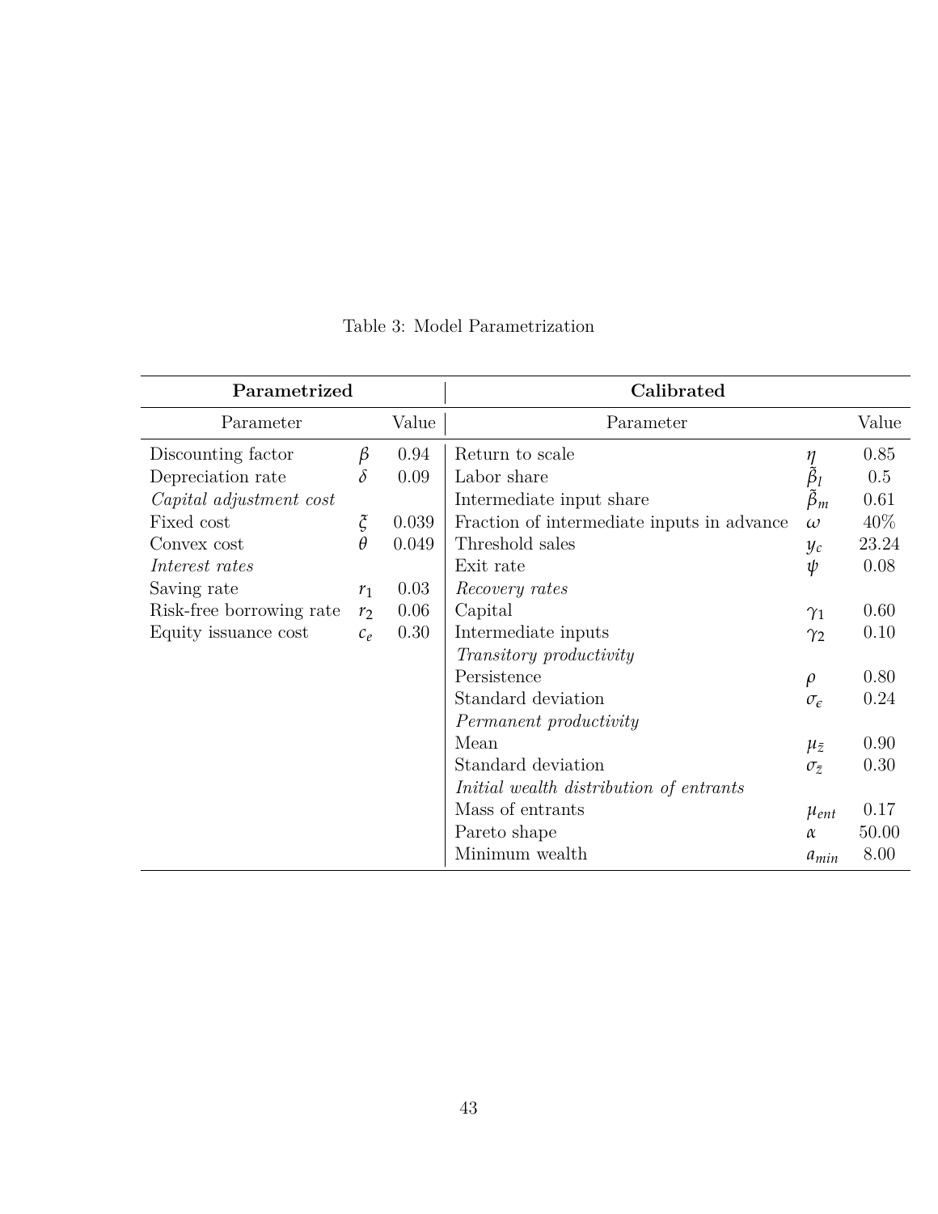Table 3: Model Parametrization

| **Parametrized** | | | **Calibrated** | | |
|---|---|---|---|---|---|
| Parameter | | Value | Parameter | | Value |
| Discounting factor | $\beta$ | 0.94 | Return to scale | $\eta$ | 0.85 |
| Depreciation rate | $\delta$ | 0.09 | Labor share | $\tilde{\beta}_l$ | 0.5 |
| *Capital adjustment cost* | | | Intermediate input share | $\tilde{\beta}_m$ | 0.61 |
| Fixed cost | $\xi$ | 0.039 | Fraction of intermediate inputs in advance | $\omega$ | 40% |
| Convex cost | $\theta$ | 0.049 | Threshold sales | $y_c$ | 23.24 |
| *Interest rates* | | | Exit rate | $\psi$ | 0.08 |
| Saving rate | $r_1$ | 0.03 | *Recovery rates* | | |
| Risk-free borrowing rate | $r_2$ | 0.06 | Capital | $\gamma_1$ | 0.60 |
| Equity issuance cost | $c_e$ | 0.30 | Intermediate inputs | $\gamma_2$ | 0.10 |
| | | | *Transitory productivity* | | |
| | | | Persistence | $\rho$ | 0.80 |
| | | | Standard deviation | $\sigma_\epsilon$ | 0.24 |
| | | | *Permanent productivity* | | |
| | | | Mean | $\mu_{\bar{z}}$ | 0.90 |
| | | | Standard deviation | $\sigma_{\bar{z}}$ | 0.30 |
| | | | *Initial wealth distribution of entrants* | | |
| | | | Mass of entrants | $\mu_{ent}$ | 0.17 |
| | | | Pareto shape | $\alpha$ | 50.00 |
| | | | Minimum wealth | $a_{min}$ | 8.00 |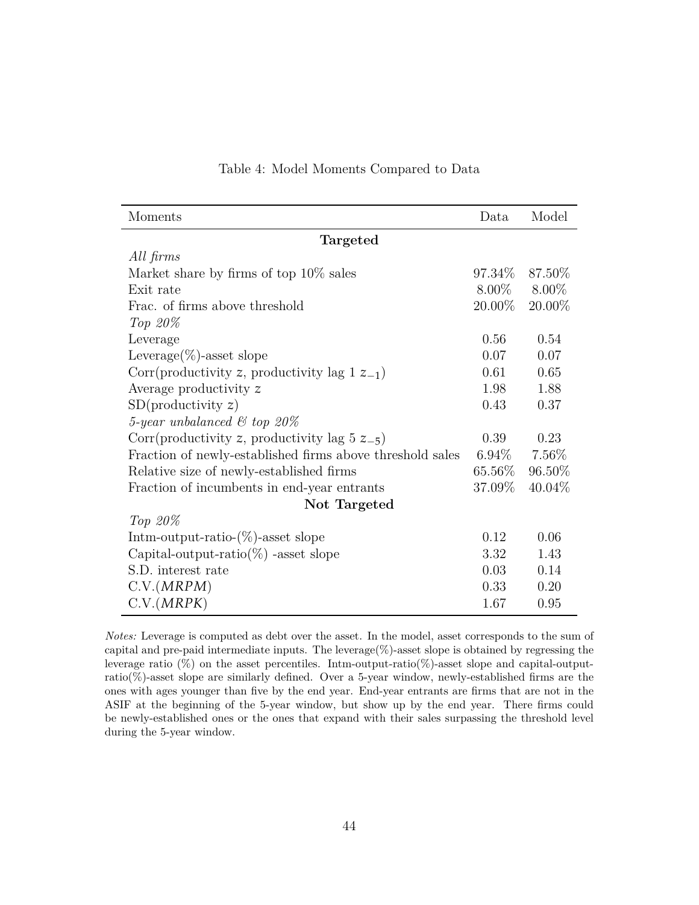Table 4: Model Moments Compared to Data

| Moments | Data | Model |
|---|---|---|
| **Targeted** | | |
| *All firms* | | |
| Market share by firms of top 10% sales | 97.34% | 87.50% |
| Exit rate | 8.00% | 8.00% |
| Frac. of firms above threshold | 20.00% | 20.00% |
| *Top 20%* | | |
| Leverage | 0.56 | 0.54 |
| Leverage(%)-asset slope | 0.07 | 0.07 |
| Corr(productivity $z$, productivity lag 1 $z_{-1}$) | 0.61 | 0.65 |
| Average productivity $z$ | 1.98 | 1.88 |
| SD(productivity $z$) | 0.43 | 0.37 |
| *5-year unbalanced & top 20%* | | |
| Corr(productivity $z$, productivity lag 5 $z_{-5}$) | 0.39 | 0.23 |
| Fraction of newly-established firms above threshold sales | 6.94% | 7.56% |
| Relative size of newly-established firms | 65.56% | 96.50% |
| Fraction of incumbents in end-year entrants | 37.09% | 40.04% |
| **Not Targeted** | | |
| *Top 20%* | | |
| Intm-output-ratio-(%)-asset slope | 0.12 | 0.06 |
| Capital-output-ratio(%) -asset slope | 3.32 | 1.43 |
| S.D. interest rate | 0.03 | 0.14 |
| C.V.($MRPM$) | 0.33 | 0.20 |
| C.V.($MRPK$) | 1.67 | 0.95 |

*Notes:* Leverage is computed as debt over the asset. In the model, asset corresponds to the sum of capital and pre-paid intermediate inputs. The leverage(%)-asset slope is obtained by regressing the leverage ratio (%) on the asset percentiles. Intm-output-ratio(%)-asset slope and capital-output-ratio(%)-asset slope are similarly defined. Over a 5-year window, newly-established firms are the ones with ages younger than five by the end year. End-year entrants are firms that are not in the ASIF at the beginning of the 5-year window, but show up by the end year. There firms could be newly-established ones or the ones that expand with their sales surpassing the threshold level during the 5-year window.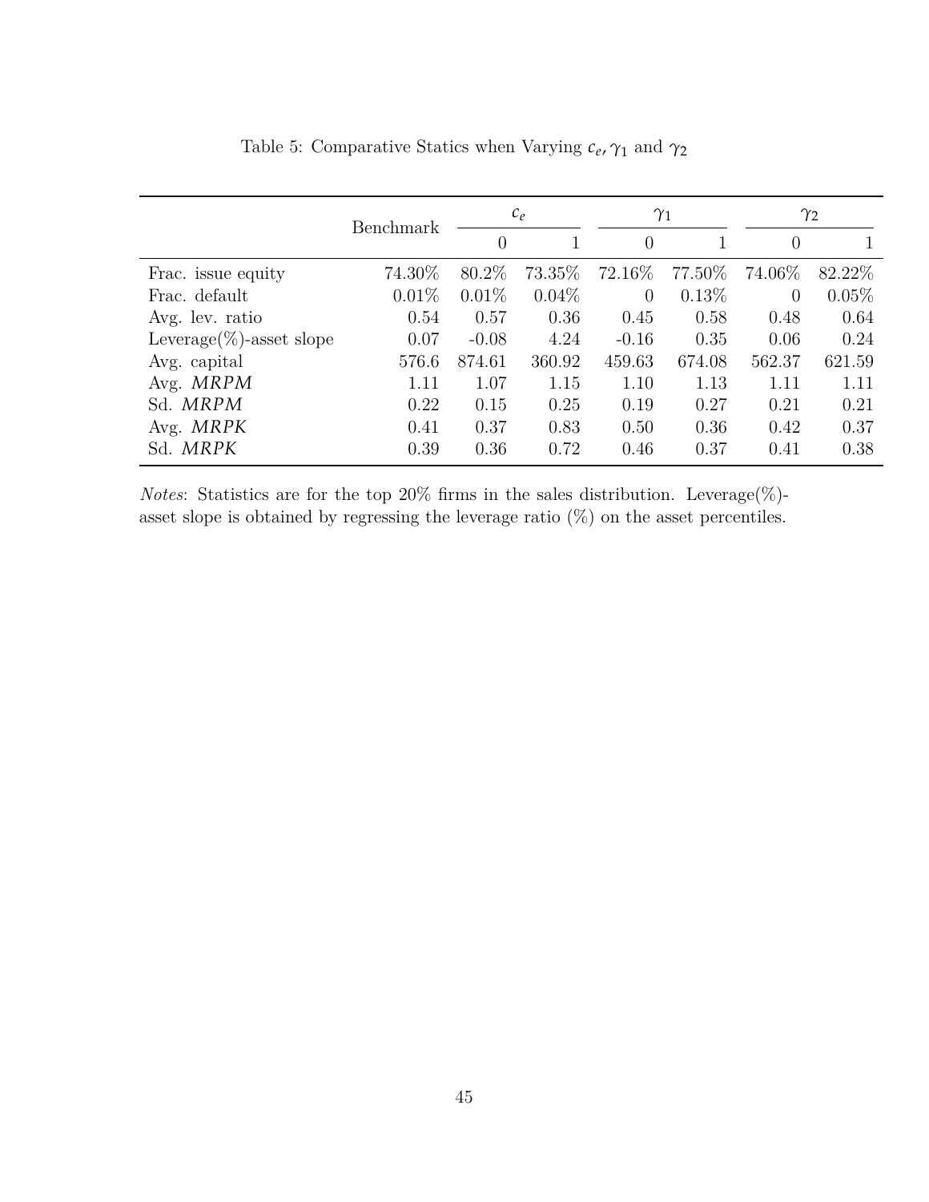Table 5: Comparative Statics when Varying $c_e, \gamma_1$ and $\gamma_2$

| | Benchmark | $c_e$ | | $\gamma_1$ | | $\gamma_2$ | |
|---|---|---|---|---|---|---|---|
| | | 0 | 1 | 0 | 1 | 0 | 1 |
| Frac. issue equity | 74.30% | 80.2% | 73.35% | 72.16% | 77.50% | 74.06% | 82.22% |
| Frac. default | 0.01% | 0.01% | 0.04% | 0 | 0.13% | 0 | 0.05% |
| Avg. lev. ratio | 0.54 | 0.57 | 0.36 | 0.45 | 0.58 | 0.48 | 0.64 |
| Leverage(%)-asset slope | 0.07 | -0.08 | 4.24 | -0.16 | 0.35 | 0.06 | 0.24 |
| Avg. capital | 576.6 | 874.61 | 360.92 | 459.63 | 674.08 | 562.37 | 621.59 |
| Avg. *MRPM* | 1.11 | 1.07 | 1.15 | 1.10 | 1.13 | 1.11 | 1.11 |
| Sd. *MRPM* | 0.22 | 0.15 | 0.25 | 0.19 | 0.27 | 0.21 | 0.21 |
| Avg. *MRPK* | 0.41 | 0.37 | 0.83 | 0.50 | 0.36 | 0.42 | 0.37 |
| Sd. *MRPK* | 0.39 | 0.36 | 0.72 | 0.46 | 0.37 | 0.41 | 0.38 |

*Notes*: Statistics are for the top 20% firms in the sales distribution. Leverage(%)-asset slope is obtained by regressing the leverage ratio (%) on the asset percentiles.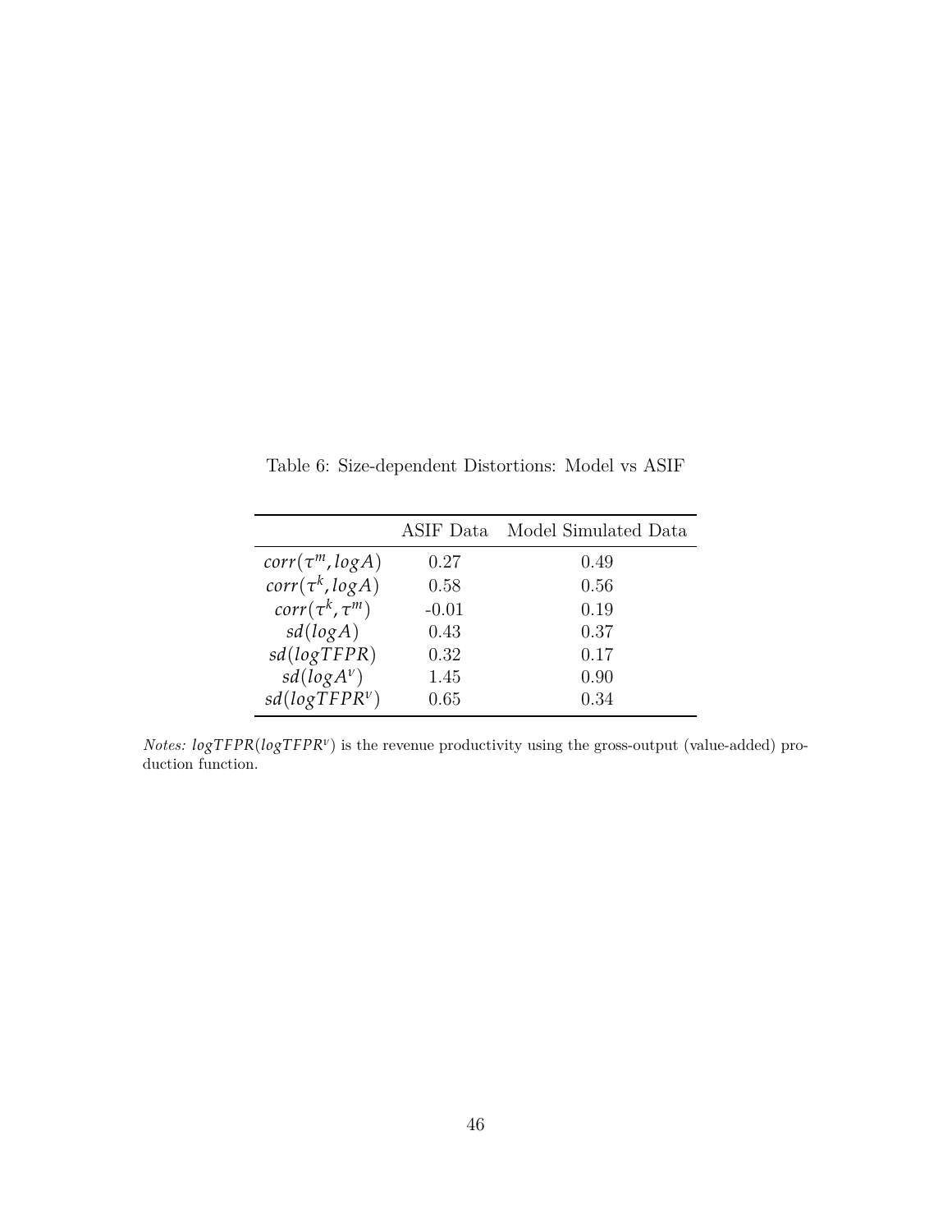Table 6: Size-dependent Distortions: Model vs ASIF

| | ASIF Data | Model Simulated Data |
|---|---|---|
| $corr(\tau^m, logA)$ | 0.27 | 0.49 |
| $corr(\tau^k, logA)$ | 0.58 | 0.56 |
| $corr(\tau^k, \tau^m)$ | -0.01 | 0.19 |
| $sd(logA)$ | 0.43 | 0.37 |
| $sd(logTFPR)$ | 0.32 | 0.17 |
| $sd(logA^v)$ | 1.45 | 0.90 |
| $sd(logTFPR^v)$ | 0.65 | 0.34 |

*Notes:* $logTFPR$ ($logTFPR^v$) is the revenue productivity using the gross-output (value-added) production function.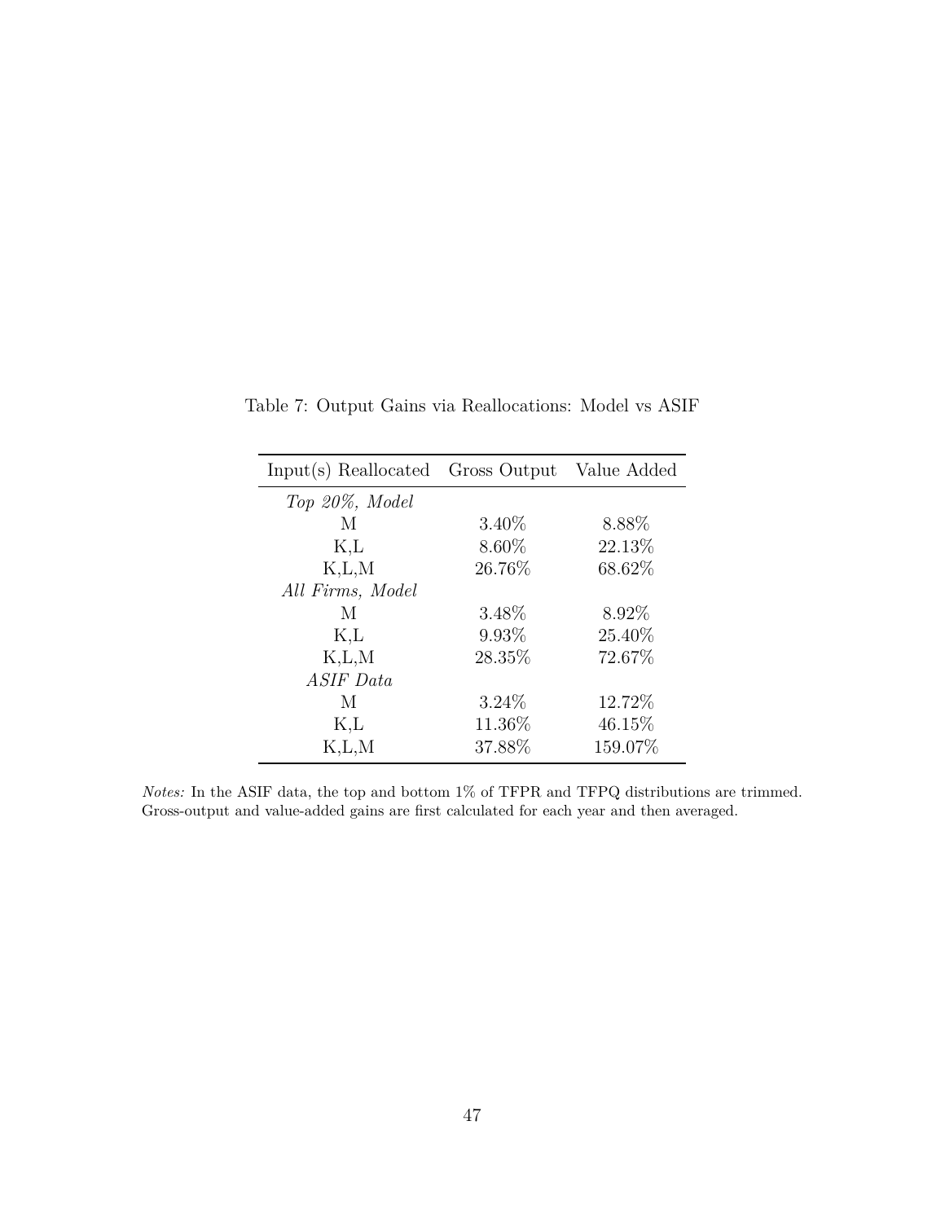Table 7: Output Gains via Reallocations: Model vs ASIF

| Input(s) Reallocated | Gross Output | Value Added |
|---|---|---|
| *Top 20%, Model* | | |
| M | 3.40% | 8.88% |
| K,L | 8.60% | 22.13% |
| K,L,M | 26.76% | 68.62% |
| *All Firms, Model* | | |
| M | 3.48% | 8.92% |
| K,L | 9.93% | 25.40% |
| K,L,M | 28.35% | 72.67% |
| *ASIF Data* | | |
| M | 3.24% | 12.72% |
| K,L | 11.36% | 46.15% |
| K,L,M | 37.88% | 159.07% |

*Notes:* In the ASIF data, the top and bottom 1% of TFPR and TFPQ distributions are trimmed. Gross-output and value-added gains are first calculated for each year and then averaged.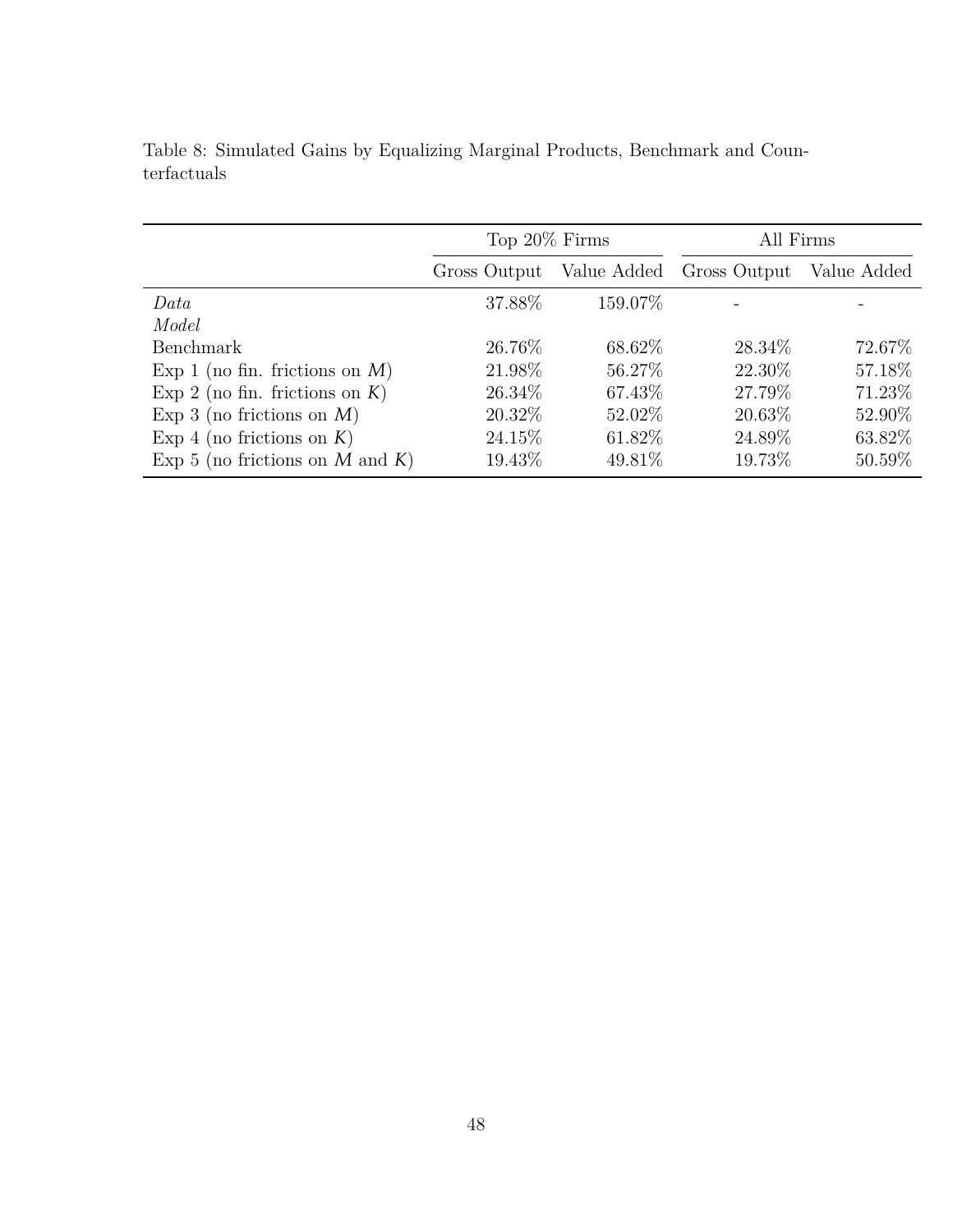Table 8: Simulated Gains by Equalizing Marginal Products, Benchmark and Counterfactuals

| | Top 20% Firms | | All Firms | |
|---|---|---|---|---|
| | Gross Output | Value Added | Gross Output | Value Added |
| *Data* | 37.88% | 159.07% | - | - |
| *Model* | | | | |
| Benchmark | 26.76% | 68.62% | 28.34% | 72.67% |
| Exp 1 (no fin. frictions on $M$) | 21.98% | 56.27% | 22.30% | 57.18% |
| Exp 2 (no fin. frictions on $K$) | 26.34% | 67.43% | 27.79% | 71.23% |
| Exp 3 (no frictions on $M$) | 20.32% | 52.02% | 20.63% | 52.90% |
| Exp 4 (no frictions on $K$) | 24.15% | 61.82% | 24.89% | 63.82% |
| Exp 5 (no frictions on $M$ and $K$) | 19.43% | 49.81% | 19.73% | 50.59% |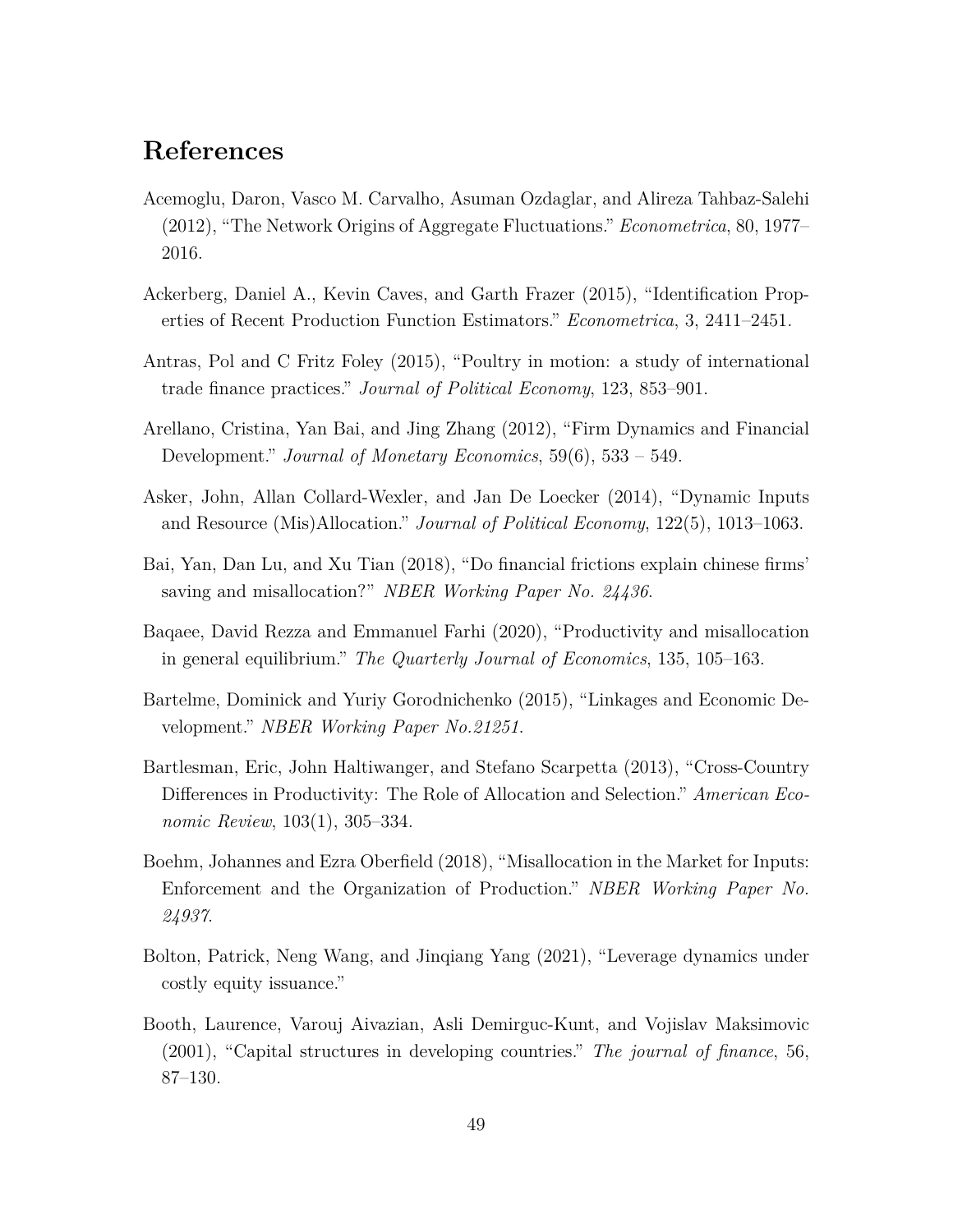# References

Acemoglu, Daron, Vasco M. Carvalho, Asuman Ozdaglar, and Alireza Tahbaz-Salehi (2012), "The Network Origins of Aggregate Fluctuations." *Econometrica*, 80, 1977–2016.

Ackerberg, Daniel A., Kevin Caves, and Garth Frazer (2015), "Identification Properties of Recent Production Function Estimators." *Econometrica*, 3, 2411–2451.

Antras, Pol and C Fritz Foley (2015), "Poultry in motion: a study of international trade finance practices." *Journal of Political Economy*, 123, 853–901.

Arellano, Cristina, Yan Bai, and Jing Zhang (2012), "Firm Dynamics and Financial Development." *Journal of Monetary Economics*, 59(6), 533 – 549.

Asker, John, Allan Collard-Wexler, and Jan De Loecker (2014), "Dynamic Inputs and Resource (Mis)Allocation." *Journal of Political Economy*, 122(5), 1013–1063.

Bai, Yan, Dan Lu, and Xu Tian (2018), "Do financial frictions explain chinese firms' saving and misallocation?" *NBER Working Paper No. 24436*.

Baqaee, David Rezza and Emmanuel Farhi (2020), "Productivity and misallocation in general equilibrium." *The Quarterly Journal of Economics*, 135, 105–163.

Bartelme, Dominick and Yuriy Gorodnichenko (2015), "Linkages and Economic Development." *NBER Working Paper No.21251*.

Bartlesman, Eric, John Haltiwanger, and Stefano Scarpetta (2013), "Cross-Country Differences in Productivity: The Role of Allocation and Selection." *American Economic Review*, 103(1), 305–334.

Boehm, Johannes and Ezra Oberfield (2018), "Misallocation in the Market for Inputs: Enforcement and the Organization of Production." *NBER Working Paper No. 24937*.

Bolton, Patrick, Neng Wang, and Jinqiang Yang (2021), "Leverage dynamics under costly equity issuance."

Booth, Laurence, Varouj Aivazian, Asli Demirguc-Kunt, and Vojislav Maksimovic (2001), "Capital structures in developing countries." *The journal of finance*, 56, 87–130.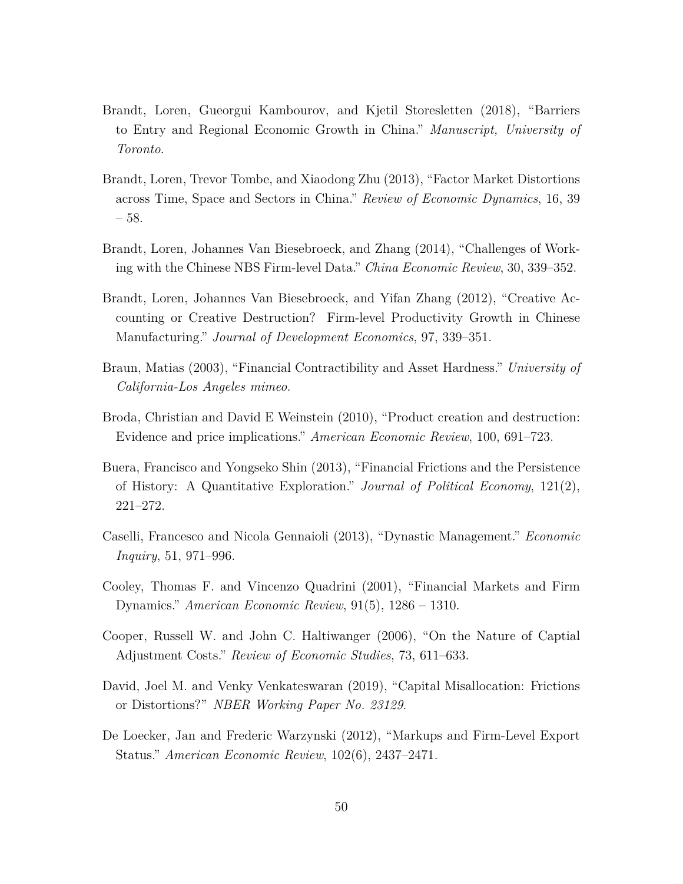Brandt, Loren, Gueorgui Kambourov, and Kjetil Storesletten (2018), "Barriers to Entry and Regional Economic Growth in China." *Manuscript, University of Toronto*.

Brandt, Loren, Trevor Tombe, and Xiaodong Zhu (2013), "Factor Market Distortions across Time, Space and Sectors in China." *Review of Economic Dynamics*, 16, 39 – 58.

Brandt, Loren, Johannes Van Biesebroeck, and Zhang (2014), "Challenges of Working with the Chinese NBS Firm-level Data." *China Economic Review*, 30, 339–352.

Brandt, Loren, Johannes Van Biesebroeck, and Yifan Zhang (2012), "Creative Accounting or Creative Destruction? Firm-level Productivity Growth in Chinese Manufacturing." *Journal of Development Economics*, 97, 339–351.

Braun, Matias (2003), "Financial Contractibility and Asset Hardness." *University of California-Los Angeles mimeo*.

Broda, Christian and David E Weinstein (2010), "Product creation and destruction: Evidence and price implications." *American Economic Review*, 100, 691–723.

Buera, Francisco and Yongseko Shin (2013), "Financial Frictions and the Persistence of History: A Quantitative Exploration." *Journal of Political Economy*, 121(2), 221–272.

Caselli, Francesco and Nicola Gennaioli (2013), "Dynastic Management." *Economic Inquiry*, 51, 971–996.

Cooley, Thomas F. and Vincenzo Quadrini (2001), "Financial Markets and Firm Dynamics." *American Economic Review*, 91(5), 1286 – 1310.

Cooper, Russell W. and John C. Haltiwanger (2006), "On the Nature of Captial Adjustment Costs." *Review of Economic Studies*, 73, 611–633.

David, Joel M. and Venky Venkateswaran (2019), "Capital Misallocation: Frictions or Distortions?" *NBER Working Paper No. 23129*.

De Loecker, Jan and Frederic Warzynski (2012), "Markups and Firm-Level Export Status." *American Economic Review*, 102(6), 2437–2471.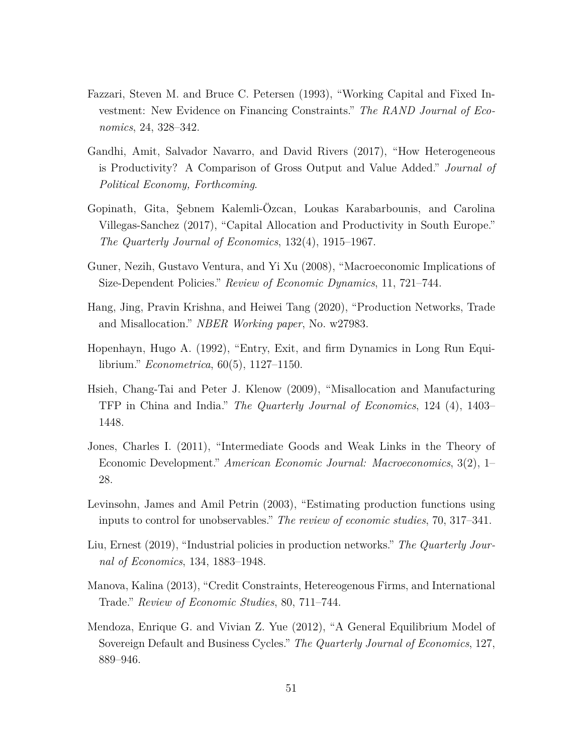Fazzari, Steven M. and Bruce C. Petersen (1993), "Working Capital and Fixed Investment: New Evidence on Financing Constraints." *The RAND Journal of Economics*, 24, 328–342.

Gandhi, Amit, Salvador Navarro, and David Rivers (2017), "How Heterogeneous is Productivity? A Comparison of Gross Output and Value Added." *Journal of Political Economy, Forthcoming*.

Gopinath, Gita, Şebnem Kalemli-Özcan, Loukas Karabarbounis, and Carolina Villegas-Sanchez (2017), "Capital Allocation and Productivity in South Europe." *The Quarterly Journal of Economics*, 132(4), 1915–1967.

Guner, Nezih, Gustavo Ventura, and Yi Xu (2008), "Macroeconomic Implications of Size-Dependent Policies." *Review of Economic Dynamics*, 11, 721–744.

Hang, Jing, Pravin Krishna, and Heiwei Tang (2020), "Production Networks, Trade and Misallocation." *NBER Working paper*, No. w27983.

Hopenhayn, Hugo A. (1992), "Entry, Exit, and firm Dynamics in Long Run Equilibrium." *Econometrica*, 60(5), 1127–1150.

Hsieh, Chang-Tai and Peter J. Klenow (2009), "Misallocation and Manufacturing TFP in China and India." *The Quarterly Journal of Economics*, 124 (4), 1403–1448.

Jones, Charles I. (2011), "Intermediate Goods and Weak Links in the Theory of Economic Development." *American Economic Journal: Macroeconomics*, 3(2), 1–28.

Levinsohn, James and Amil Petrin (2003), "Estimating production functions using inputs to control for unobservables." *The review of economic studies*, 70, 317–341.

Liu, Ernest (2019), "Industrial policies in production networks." *The Quarterly Journal of Economics*, 134, 1883–1948.

Manova, Kalina (2013), "Credit Constraints, Hetereogenous Firms, and International Trade." *Review of Economic Studies*, 80, 711–744.

Mendoza, Enrique G. and Vivian Z. Yue (2012), "A General Equilibrium Model of Sovereign Default and Business Cycles." *The Quarterly Journal of Economics*, 127, 889–946.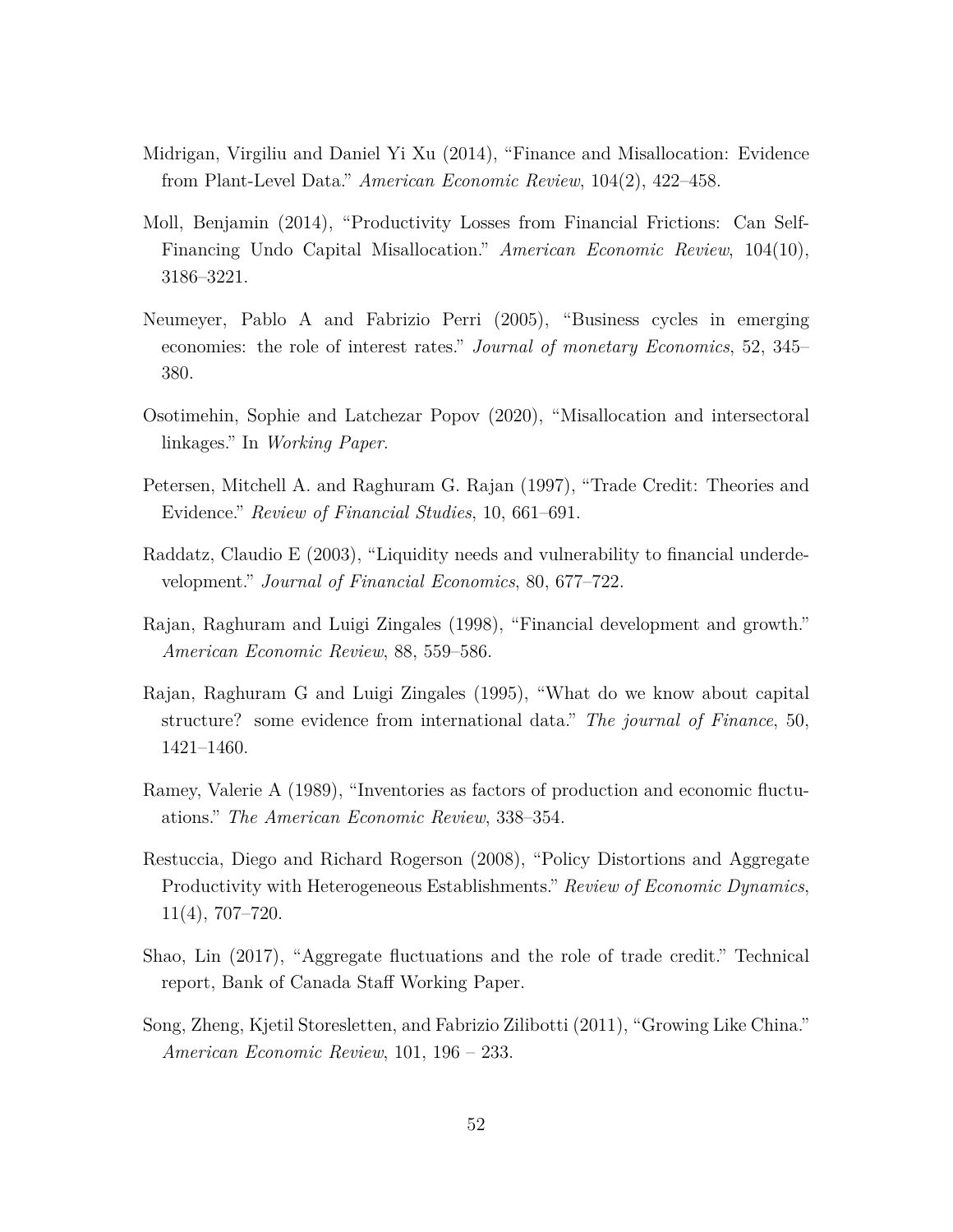Midrigan, Virgiliu and Daniel Yi Xu (2014), "Finance and Misallocation: Evidence from Plant-Level Data." *American Economic Review*, 104(2), 422–458.

Moll, Benjamin (2014), "Productivity Losses from Financial Frictions: Can Self-Financing Undo Capital Misallocation." *American Economic Review*, 104(10), 3186–3221.

Neumeyer, Pablo A and Fabrizio Perri (2005), "Business cycles in emerging economies: the role of interest rates." *Journal of monetary Economics*, 52, 345–380.

Osotimehin, Sophie and Latchezar Popov (2020), "Misallocation and intersectoral linkages." In *Working Paper*.

Petersen, Mitchell A. and Raghuram G. Rajan (1997), "Trade Credit: Theories and Evidence." *Review of Financial Studies*, 10, 661–691.

Raddatz, Claudio E (2003), "Liquidity needs and vulnerability to financial underdevelopment." *Journal of Financial Economics*, 80, 677–722.

Rajan, Raghuram and Luigi Zingales (1998), "Financial development and growth." *American Economic Review*, 88, 559–586.

Rajan, Raghuram G and Luigi Zingales (1995), "What do we know about capital structure? some evidence from international data." *The journal of Finance*, 50, 1421–1460.

Ramey, Valerie A (1989), "Inventories as factors of production and economic fluctuations." *The American Economic Review*, 338–354.

Restuccia, Diego and Richard Rogerson (2008), "Policy Distortions and Aggregate Productivity with Heterogeneous Establishments." *Review of Economic Dynamics*, 11(4), 707–720.

Shao, Lin (2017), "Aggregate fluctuations and the role of trade credit." Technical report, Bank of Canada Staff Working Paper.

Song, Zheng, Kjetil Storesletten, and Fabrizio Zilibotti (2011), "Growing Like China." *American Economic Review*, 101, 196 – 233.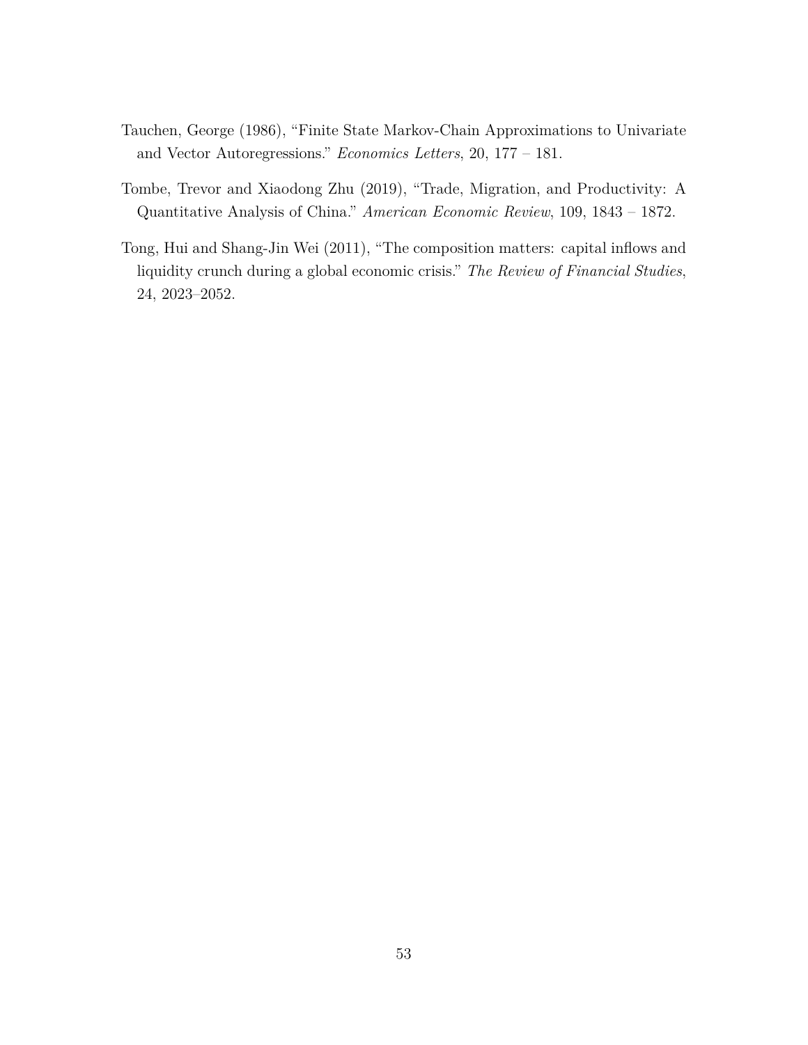Tauchen, George (1986), "Finite State Markov-Chain Approximations to Univariate and Vector Autoregressions." *Economics Letters*, 20, 177 – 181.

Tombe, Trevor and Xiaodong Zhu (2019), "Trade, Migration, and Productivity: A Quantitative Analysis of China." *American Economic Review*, 109, 1843 – 1872.

Tong, Hui and Shang-Jin Wei (2011), "The composition matters: capital inflows and liquidity crunch during a global economic crisis." *The Review of Financial Studies*, 24, 2023–2052.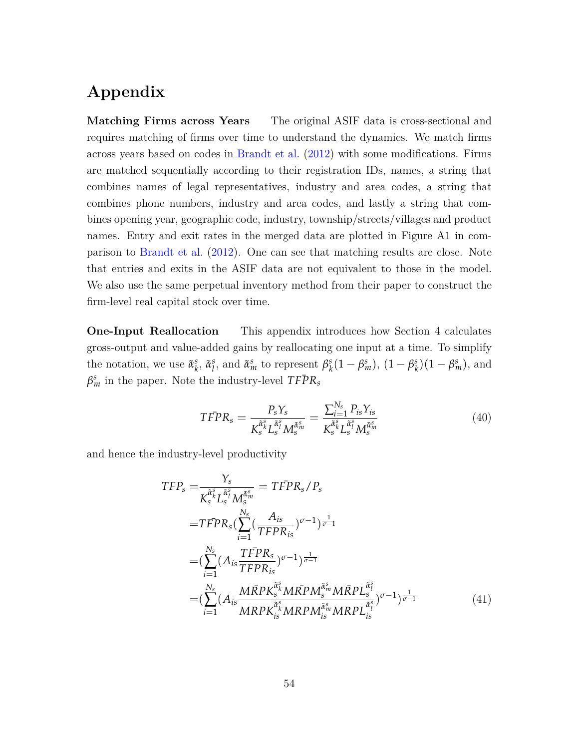# Appendix

**Matching Firms across Years** The original ASIF data is cross-sectional and requires matching of firms over time to understand the dynamics. We match firms across years based on codes in Brandt et al. (2012) with some modifications. Firms are matched sequentially according to their registration IDs, names, a string that combines names of legal representatives, industry and area codes, a string that combines phone numbers, industry and area codes, and lastly a string that combines opening year, geographic code, industry, township/streets/villages and product names. Entry and exit rates in the merged data are plotted in Figure A1 in comparison to Brandt et al. (2012). One can see that matching results are close. Note that entries and exits in the ASIF data are not equivalent to those in the model. We also use the same perpetual inventory method from their paper to construct the firm-level real capital stock over time.

**One-Input Reallocation** This appendix introduces how Section 4 calculates gross-output and value-added gains by reallocating one input at a time. To simplify the notation, we use $\tilde{\alpha}_k^s$, $\tilde{\alpha}_l^s$, and $\tilde{\alpha}_m^s$ to represent $\beta_k^s(1-\beta_m^s)$, $(1-\beta_k^s)(1-\beta_m^s)$, and $\beta_m^s$ in the paper. Note the industry-level $T\bar{F}PR_s$

$$
T\bar{F}PR_s = \frac{P_s Y_s}{K_s^{\tilde{\alpha}_k^s} L_s^{\tilde{\alpha}_l^s} M_s^{\tilde{\alpha}_m^s}} = \frac{\sum_{i=1}^{N_s} P_{is} Y_{is}}{K_s^{\tilde{\alpha}_k^s} L_s^{\tilde{\alpha}_l^s} M_s^{\tilde{\alpha}_m^s}} \tag{40}
$$

and hence the industry-level productivity

$$
\begin{aligned}
TFP_s =& \frac{Y_s}{K_s^{\tilde{\alpha}_k^s} L_s^{\tilde{\alpha}_l^s} M_s^{\tilde{\alpha}_m^s}} = T\bar{F}PR_s / P_s \\
=& T\bar{F}PR_s \left(\sum_{i=1}^{N_s} \left(\frac{A_{is}}{TFPR_{is}}\right)^{\sigma-1}\right)^{\frac{1}{\sigma-1}} \\
=& \left(\sum_{i=1}^{N_s} \left(A_{is} \frac{T\bar{F}PR_s}{TFPR_{is}}\right)^{\sigma-1}\right)^{\frac{1}{\sigma-1}} \\
=& \left(\sum_{i=1}^{N_s} \left(A_{is} \frac{M\bar{R}PK_s^{\tilde{\alpha}_k^s} M\bar{R}PM_s^{\tilde{\alpha}_m^s} M\bar{R}PL_s^{\tilde{\alpha}_l^s}}{MRPK_{is}^{\tilde{\alpha}_k^s} MRPM_{is}^{\tilde{\alpha}_m^s} MRPL_{is}^{\tilde{\alpha}_l^s}}\right)^{\sigma-1}\right)^{\frac{1}{\sigma-1}}
\end{aligned} \tag{41}
$$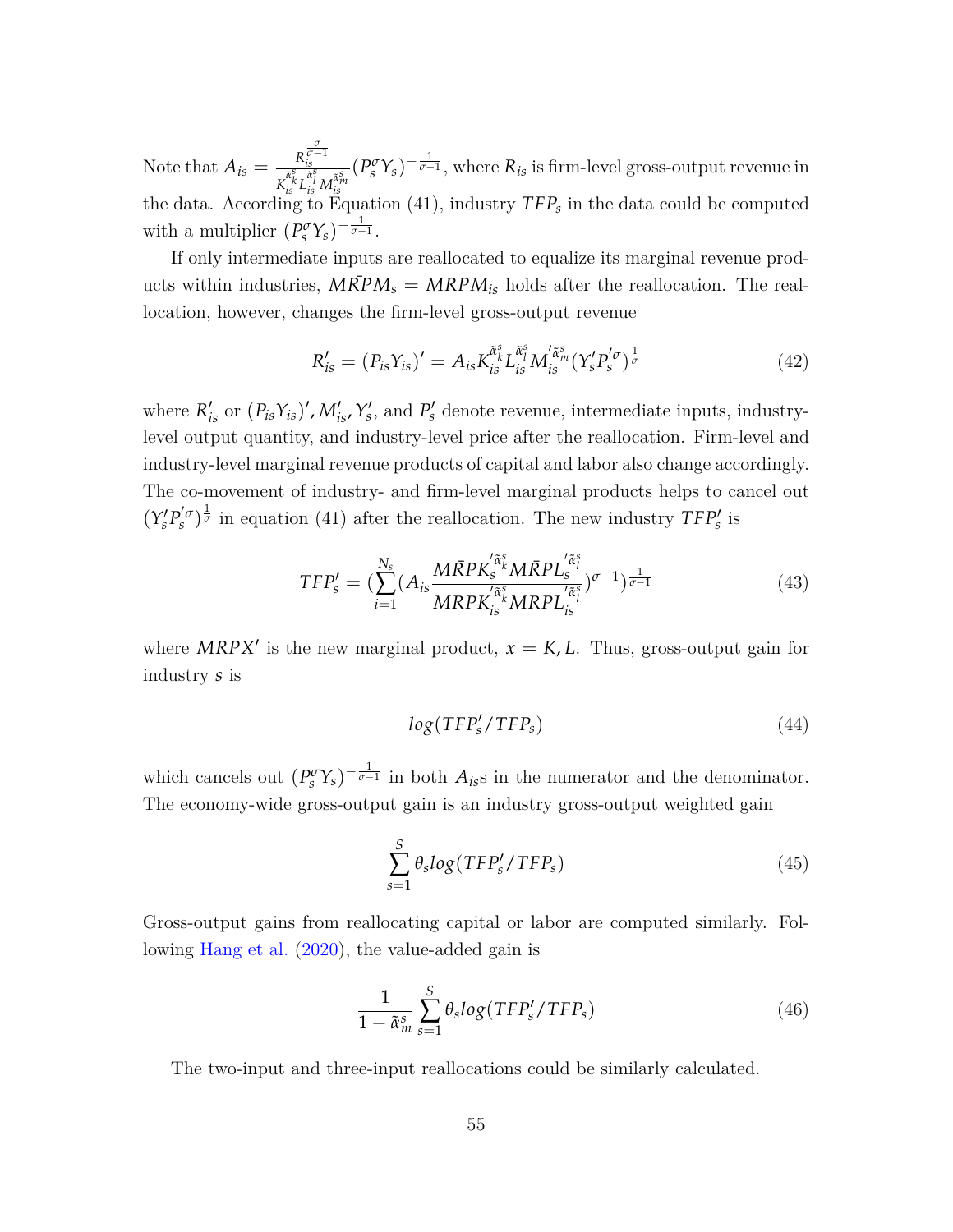Note that $A_{is} = \frac{R_{is}^{\frac{\sigma}{\sigma-1}}}{K_{is}^{\tilde{\alpha}_k^s} L_{is}^{\tilde{\alpha}_l^s} M_{is}^{\tilde{\alpha}_m^s}} (P_s^{\sigma} Y_s)^{-\frac{1}{\sigma-1}}$, where $R_{is}$ is firm-level gross-output revenue in the data. According to Equation (41), industry $TFP_s$ in the data could be computed with a multiplier $(P_s^{\sigma} Y_s)^{-\frac{1}{\sigma-1}}$.

If only intermediate inputs are reallocated to equalize its marginal revenue products within industries, $M\bar{R}PM_s = MRPM_{is}$ holds after the reallocation. The reallocation, however, changes the firm-level gross-output revenue

$$R'_{is} = (P_{is} Y_{is})' = A_{is} K_{is}^{\tilde{\alpha}_k^s} L_{is}^{\tilde{\alpha}_l^s} M_{is}^{'\tilde{\alpha}_m^s} (Y'_s P_s'^{\sigma})^{\frac{1}{\sigma}} \tag{42}$$

where $R'_{is}$ or $(P_{is} Y_{is})'$, $M'_{is}$, $Y'_s$, and $P'_s$ denote revenue, intermediate inputs, industry-level output quantity, and industry-level price after the reallocation. Firm-level and industry-level marginal revenue products of capital and labor also change accordingly. The co-movement of industry- and firm-level marginal products helps to cancel out $(Y'_s P_s'^{\sigma})^{\frac{1}{\sigma}}$ in equation (41) after the reallocation. The new industry $TFP'_s$ is

$$TFP'_s = \left(\sum_{i=1}^{N_s} \left(A_{is} \frac{M\bar{R}PK_s^{'\tilde{\alpha}_k^s} M\bar{R}PL_s^{'\tilde{\alpha}_l^s}}{MRPK_{is}^{'\tilde{\alpha}_k^s} MRPL_{is}^{'\tilde{\alpha}_l^s}}\right)^{\sigma-1}\right)^{\frac{1}{\sigma-1}} \tag{43}$$

where $MRPX'$ is the new marginal product, $x = K, L$. Thus, gross-output gain for industry $s$ is

$$log(TFP'_s / TFP_s) \tag{44}$$

which cancels out $(P_s^{\sigma} Y_s)^{-\frac{1}{\sigma-1}}$ in both $A_{is}$s in the numerator and the denominator. The economy-wide gross-output gain is an industry gross-output weighted gain

$$\sum_{s=1}^{S} \theta_s log(TFP'_s / TFP_s) \tag{45}$$

Gross-output gains from reallocating capital or labor are computed similarly. Following Hang et al. (2020), the value-added gain is

$$\frac{1}{1 - \tilde{\alpha}_m^s} \sum_{s=1}^{S} \theta_s log(TFP'_s / TFP_s) \tag{46}$$

The two-input and three-input reallocations could be similarly calculated.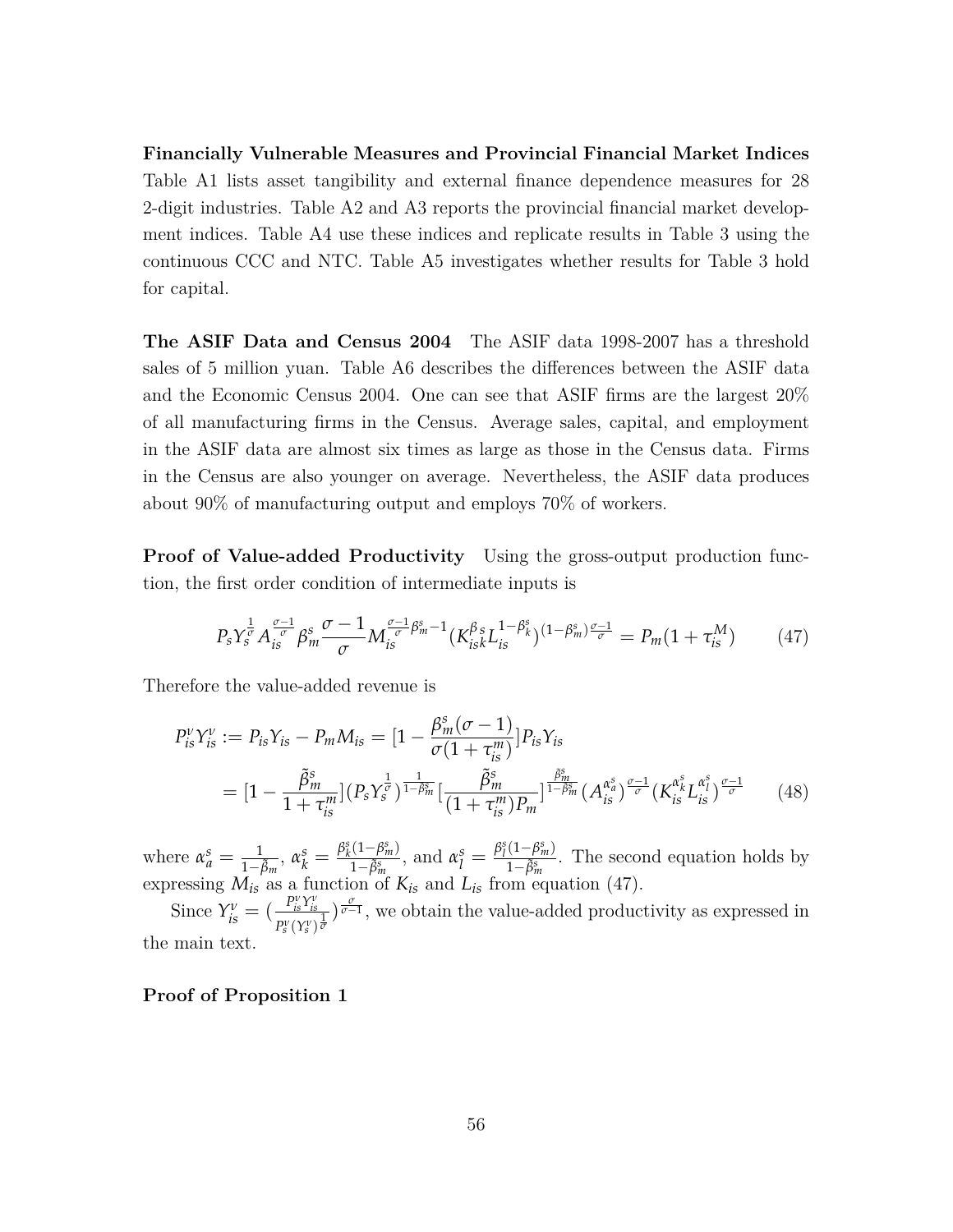**Financially Vulnerable Measures and Provincial Financial Market Indices** Table A1 lists asset tangibility and external finance dependence measures for 28 2-digit industries. Table A2 and A3 reports the provincial financial market development indices. Table A4 use these indices and replicate results in Table 3 using the continuous CCC and NTC. Table A5 investigates whether results for Table 3 hold for capital.

**The ASIF Data and Census 2004** The ASIF data 1998-2007 has a threshold sales of 5 million yuan. Table A6 describes the differences between the ASIF data and the Economic Census 2004. One can see that ASIF firms are the largest 20% of all manufacturing firms in the Census. Average sales, capital, and employment in the ASIF data are almost six times as large as those in the Census data. Firms in the Census are also younger on average. Nevertheless, the ASIF data produces about 90% of manufacturing output and employs 70% of workers.

**Proof of Value-added Productivity** Using the gross-output production function, the first order condition of intermediate inputs is

$$P_s Y_s^{\frac{1}{\sigma}} A_{is}^{\frac{\sigma-1}{\sigma}} \beta_m^s \frac{\sigma-1}{\sigma} M_{is}^{\frac{\sigma-1}{\sigma}\beta_m^s - 1} (K_{isk}^{\beta_s} L_{is}^{1-\beta_k^s})^{(1-\beta_m^s)\frac{\sigma-1}{\sigma}} = P_m(1+\tau_{is}^M) \tag{47}$$

Therefore the value-added revenue is

$$\begin{aligned} P_{is}^v Y_{is}^v &:= P_{is}Y_{is} - P_m M_{is} = [1 - \frac{\beta_m^s(\sigma-1)}{\sigma(1+\tau_{is}^m)}] P_{is} Y_{is} \\ &= [1 - \frac{\tilde{\beta}_m^s}{1+\tau_{is}^m}] (P_s Y_s^{\frac{1}{\sigma}})^{\frac{1}{1-\tilde{\beta}_m^s}} [\frac{\tilde{\beta}_m^s}{(1+\tau_{is}^m)P_m}]^{\frac{\tilde{\beta}_m^s}{1-\tilde{\beta}_m^s}} (A_{is}^{\alpha_a^s})^{\frac{\sigma-1}{\sigma}} (K_{is}^{\alpha_k^s} L_{is}^{\alpha_l^s})^{\frac{\sigma-1}{\sigma}} \end{aligned} \tag{48}$$

where $\alpha_a^s = \frac{1}{1-\tilde{\beta}_m}$, $\alpha_k^s = \frac{\beta_k^s(1-\beta_m^s)}{1-\tilde{\beta}_m^s}$, and $\alpha_l^s = \frac{\beta_l^s(1-\beta_m^s)}{1-\tilde{\beta}_m^s}$. The second equation holds by expressing $M_{is}$ as a function of $K_{is}$ and $L_{is}$ from equation (47).

Since $Y_{is}^v = (\frac{P_{is}^v Y_{is}^v}{P_s^v (Y_s^v)^{\frac{1}{\sigma}}})^{\frac{\sigma}{\sigma-1}}$, we obtain the value-added productivity as expressed in the main text.

**Proof of Proposition 1**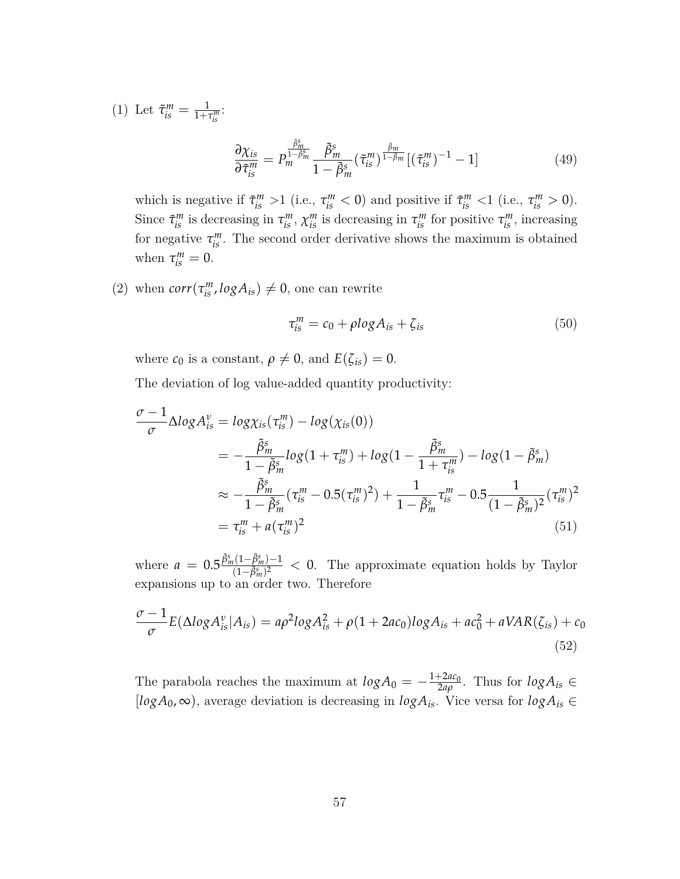(1) Let $\tilde{\tau}_{is}^{m} = \frac{1}{1+\tau_{is}^{m}}$:

$$\frac{\partial \chi_{is}}{\partial \tilde{\tau}_{is}^{m}} = P_m^{\frac{\tilde{\beta}_m^s}{1-\tilde{\beta}_m^s}} \frac{\tilde{\beta}_m^s}{1-\tilde{\beta}_m^s} (\tilde{\tau}_{is}^{m})^{\frac{\tilde{\beta}_m}{1-\tilde{\beta}_m}} [(\tilde{\tau}_{is}^{m})^{-1} - 1] \tag{49}$$

which is negative if $\tilde{\tau}_{is}^{m} > 1$ (i.e., $\tau_{is}^{m} < 0$) and positive if $\tilde{\tau}_{is}^{m} < 1$ (i.e., $\tau_{is}^{m} > 0$). Since $\tilde{\tau}_{is}^{m}$ is decreasing in $\tau_{is}^{m}$, $\chi_{is}^{m}$ is decreasing in $\tau_{is}^{m}$ for positive $\tau_{is}^{m}$, increasing for negative $\tau_{is}^{m}$. The second order derivative shows the maximum is obtained when $\tau_{is}^{m} = 0$.

(2) when $corr(\tau_{is}^{m}, logA_{is}) \neq 0$, one can rewrite

$$\tau_{is}^{m} = c_0 + \rho logA_{is} + \zeta_{is} \tag{50}$$

where $c_0$ is a constant, $\rho \neq 0$, and $E(\zeta_{is}) = 0$.

The deviation of log value-added quantity productivity:

$$\begin{aligned}
\frac{\sigma-1}{\sigma}\Delta logA_{is}^{v} &= log\chi_{is}(\tau_{is}^{m}) - log(\chi_{is}(0)) \\
&= -\frac{\tilde{\beta}_m^s}{1-\tilde{\beta}_m^s} log(1+\tau_{is}^{m}) + log(1 - \frac{\tilde{\beta}_m^s}{1+\tau_{is}^{m}}) - log(1-\tilde{\beta}_m^s) \\
&\approx -\frac{\tilde{\beta}_m^s}{1-\tilde{\beta}_m^s}(\tau_{is}^{m} - 0.5(\tau_{is}^{m})^2) + \frac{1}{1-\tilde{\beta}_m^s}\tau_{is}^{m} - 0.5\frac{1}{(1-\tilde{\beta}_m^s)^2}(\tau_{is}^{m})^2 \\
&= \tau_{is}^{m} + a(\tau_{is}^{m})^2
\end{aligned} \tag{51}$$

where $a = 0.5\frac{\tilde{\beta}_m^s(1-\tilde{\beta}_m^s)-1}{(1-\tilde{\beta}_m^s)^2} < 0$. The approximate equation holds by Taylor expansions up to an order two. Therefore

$$\frac{\sigma-1}{\sigma}E(\Delta logA_{is}^{v}|A_{is}) = a\rho^2 logA_{is}^2 + \rho(1+2ac_0)logA_{is} + ac_0^2 + aVAR(\zeta_{is}) + c_0 \tag{52}$$

The parabola reaches the maximum at $logA_0 = -\frac{1+2ac_0}{2a\rho}$. Thus for $logA_{is} \in [logA_0, \infty)$, average deviation is decreasing in $logA_{is}$. Vice versa for $logA_{is} \in$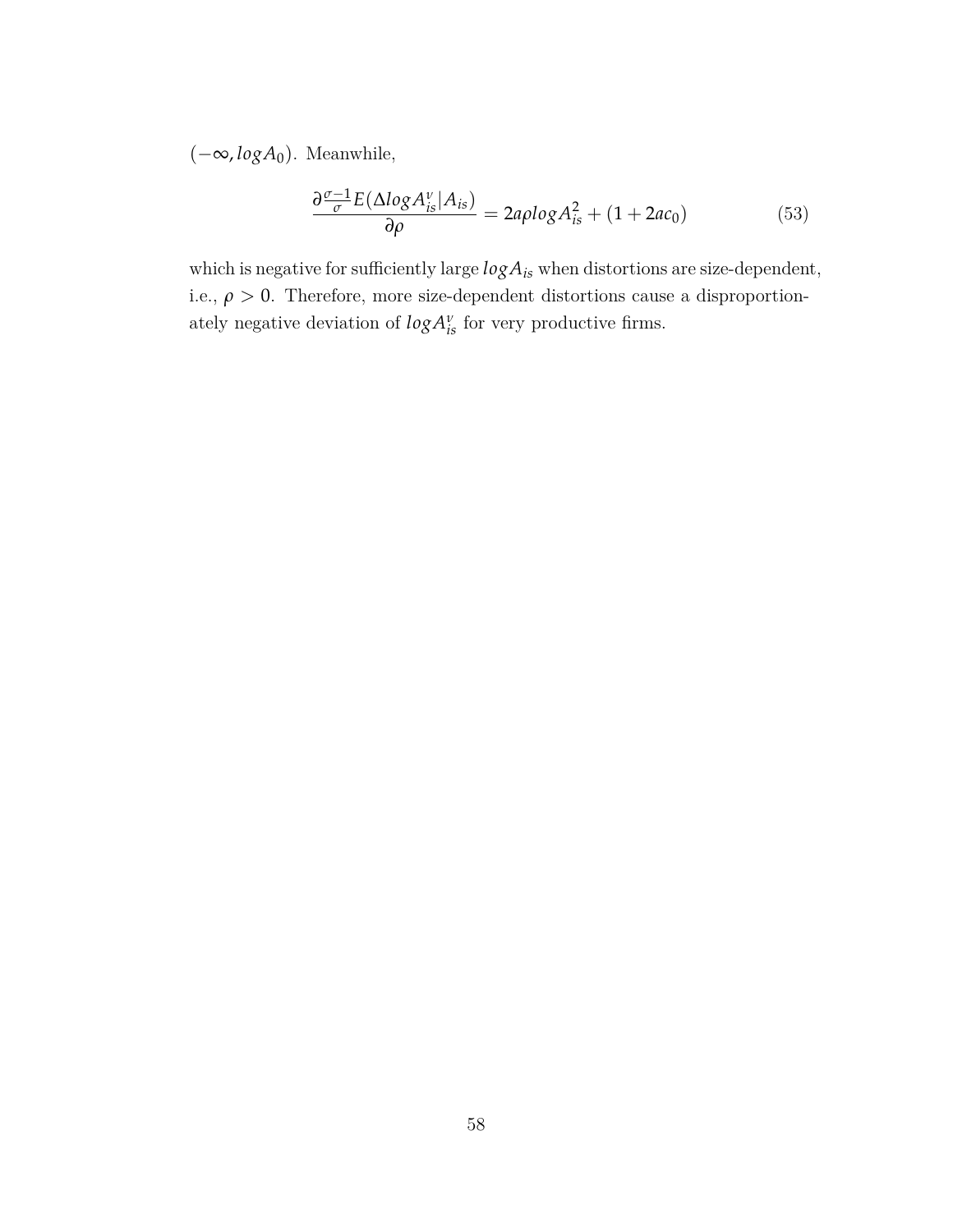$(-\infty, logA_0)$. Meanwhile,

$$\frac{\partial \frac{\sigma-1}{\sigma} E(\Delta logA_{is}^{\nu}|A_{is})}{\partial \rho} = 2a\rho logA_{is}^2 + (1 + 2ac_0) \tag{53}$$

which is negative for sufficiently large $logA_{is}$ when distortions are size-dependent, i.e., $\rho > 0$. Therefore, more size-dependent distortions cause a disproportionately negative deviation of $logA_{is}^{\nu}$ for very productive firms.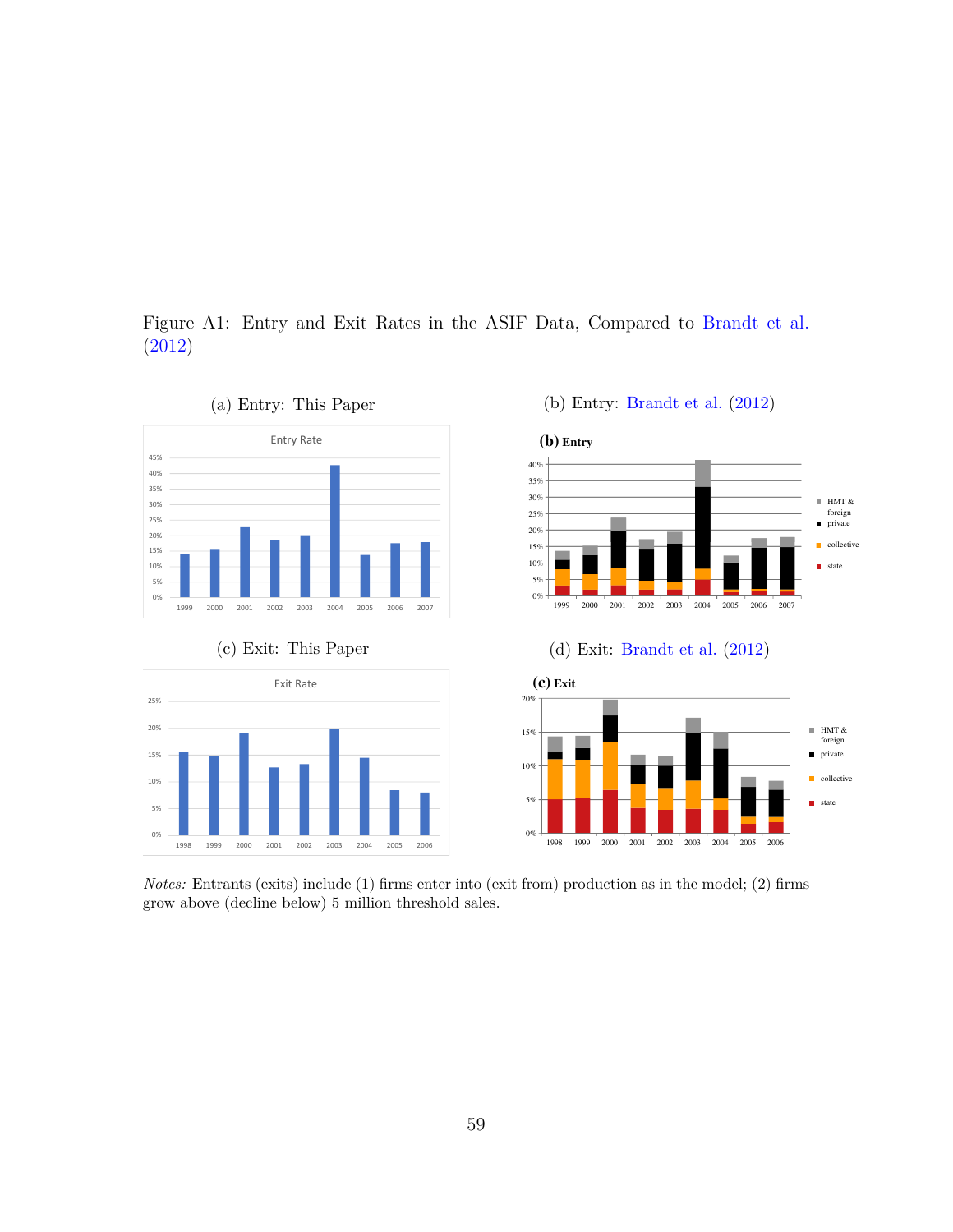Figure A1: Entry and Exit Rates in the ASIF Data, Compared to Brandt et al. (2012)

(a) Entry: This Paper

(b) Entry: Brandt et al. (2012)

(c) Exit: This Paper

(d) Exit: Brandt et al. (2012)

*Notes:* Entrants (exits) include (1) firms enter into (exit from) production as in the model; (2) firms grow above (decline below) 5 million threshold sales.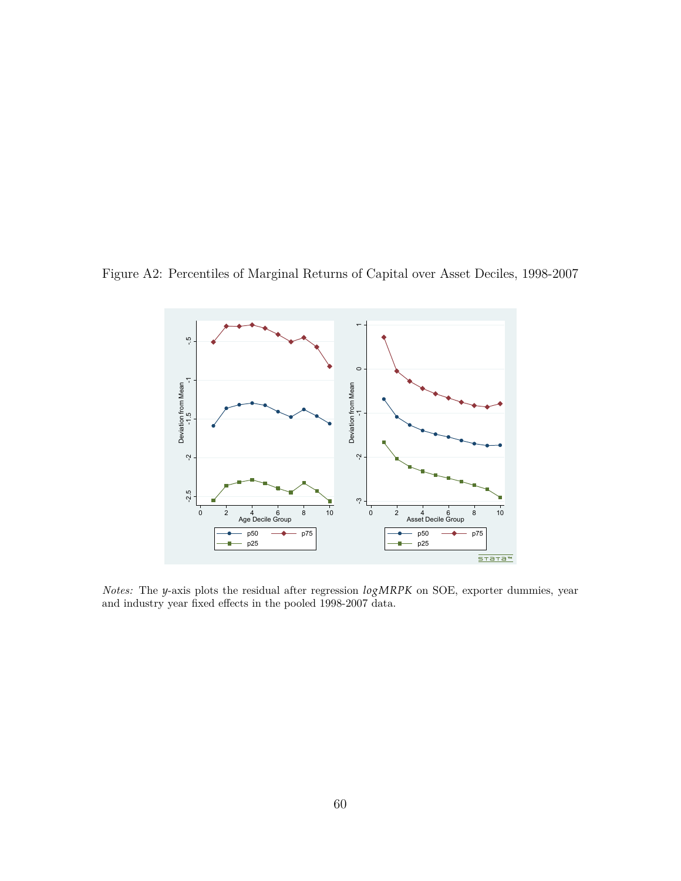Figure A2: Percentiles of Marginal Returns of Capital over Asset Deciles, 1998-2007

*Notes:* The *y*-axis plots the residual after regression $logMRPK$ on SOE, exporter dummies, year and industry year fixed effects in the pooled 1998-2007 data.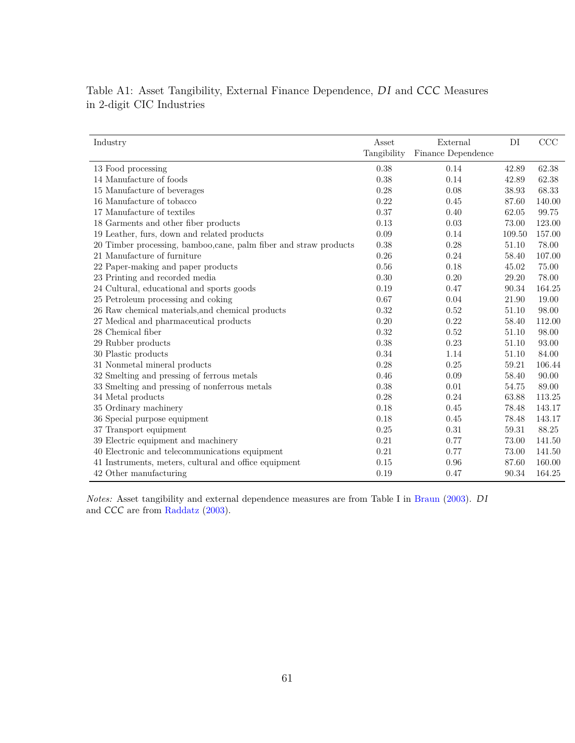Table A1: Asset Tangibility, External Finance Dependence, *DI* and *CCC* Measures in 2-digit CIC Industries

| Industry | Asset Tangibility | External Finance Dependence | DI | CCC |
|---|---|---|---|---|
| 13 Food processing | 0.38 | 0.14 | 42.89 | 62.38 |
| 14 Manufacture of foods | 0.38 | 0.14 | 42.89 | 62.38 |
| 15 Manufacture of beverages | 0.28 | 0.08 | 38.93 | 68.33 |
| 16 Manufacture of tobacco | 0.22 | 0.45 | 87.60 | 140.00 |
| 17 Manufacture of textiles | 0.37 | 0.40 | 62.05 | 99.75 |
| 18 Garments and other fiber products | 0.13 | 0.03 | 73.00 | 123.00 |
| 19 Leather, furs, down and related products | 0.09 | 0.14 | 109.50 | 157.00 |
| 20 Timber processing, bamboo,cane, palm fiber and straw products | 0.38 | 0.28 | 51.10 | 78.00 |
| 21 Manufacture of furniture | 0.26 | 0.24 | 58.40 | 107.00 |
| 22 Paper-making and paper products | 0.56 | 0.18 | 45.02 | 75.00 |
| 23 Printing and recorded media | 0.30 | 0.20 | 29.20 | 78.00 |
| 24 Cultural, educational and sports goods | 0.19 | 0.47 | 90.34 | 164.25 |
| 25 Petroleum processing and coking | 0.67 | 0.04 | 21.90 | 19.00 |
| 26 Raw chemical materials,and chemical products | 0.32 | 0.52 | 51.10 | 98.00 |
| 27 Medical and pharmaceutical products | 0.20 | 0.22 | 58.40 | 112.00 |
| 28 Chemical fiber | 0.32 | 0.52 | 51.10 | 98.00 |
| 29 Rubber products | 0.38 | 0.23 | 51.10 | 93.00 |
| 30 Plastic products | 0.34 | 1.14 | 51.10 | 84.00 |
| 31 Nonmetal mineral products | 0.28 | 0.25 | 59.21 | 106.44 |
| 32 Smelting and pressing of ferrous metals | 0.46 | 0.09 | 58.40 | 90.00 |
| 33 Smelting and pressing of nonferrous metals | 0.38 | 0.01 | 54.75 | 89.00 |
| 34 Metal products | 0.28 | 0.24 | 63.88 | 113.25 |
| 35 Ordinary machinery | 0.18 | 0.45 | 78.48 | 143.17 |
| 36 Special purpose equipment | 0.18 | 0.45 | 78.48 | 143.17 |
| 37 Transport equipment | 0.25 | 0.31 | 59.31 | 88.25 |
| 39 Electric equipment and machinery | 0.21 | 0.77 | 73.00 | 141.50 |
| 40 Electronic and telecommunications equipment | 0.21 | 0.77 | 73.00 | 141.50 |
| 41 Instruments, meters, cultural and office equipment | 0.15 | 0.96 | 87.60 | 160.00 |
| 42 Other manufacturing | 0.19 | 0.47 | 90.34 | 164.25 |

*Notes:* Asset tangibility and external dependence measures are from Table I in Braun (2003). *DI* and *CCC* are from Raddatz (2003).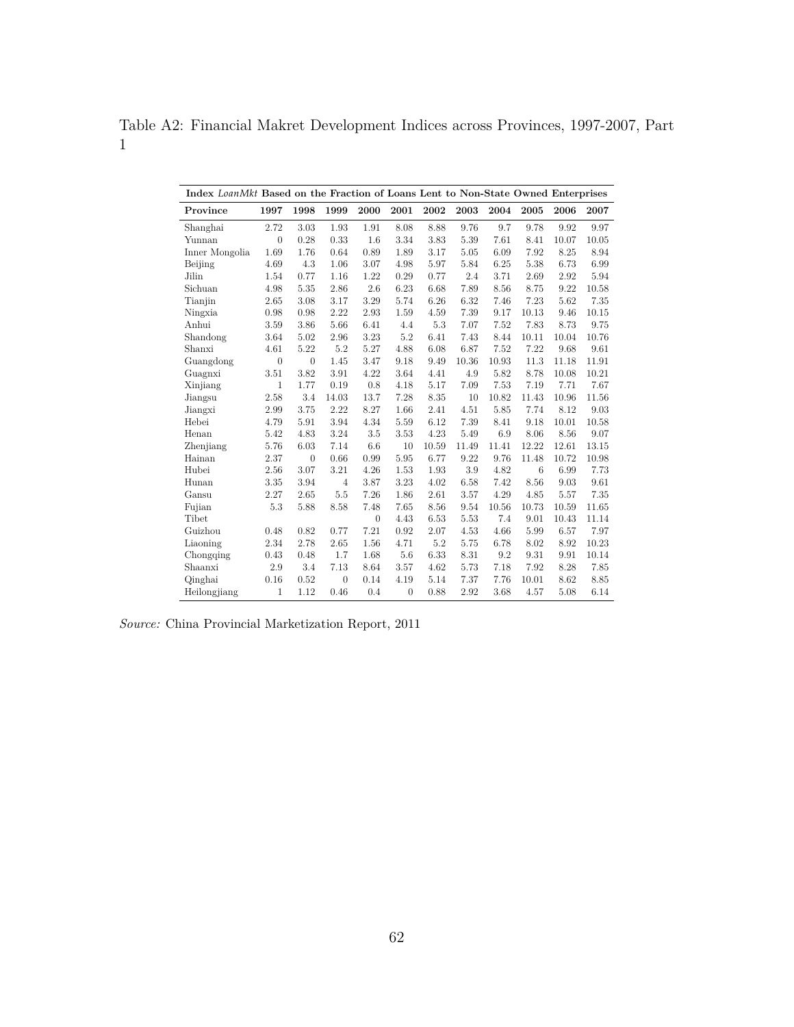Table A2: Financial Makret Development Indices across Provinces, 1997-2007, Part 1

| Index *LoanMkt* Based on the Fraction of Loans Lent to Non-State Owned Enterprises | | | | | | | | | | | |
|---|---|---|---|---|---|---|---|---|---|---|---|
| **Province** | **1997** | **1998** | **1999** | **2000** | **2001** | **2002** | **2003** | **2004** | **2005** | **2006** | **2007** |
| Shanghai | 2.72 | 3.03 | 1.93 | 1.91 | 8.08 | 8.88 | 9.76 | 9.7 | 9.78 | 9.92 | 9.97 |
| Yunnan | 0 | 0.28 | 0.33 | 1.6 | 3.34 | 3.83 | 5.39 | 7.61 | 8.41 | 10.07 | 10.05 |
| Inner Mongolia | 1.69 | 1.76 | 0.64 | 0.89 | 1.89 | 3.17 | 5.05 | 6.09 | 7.92 | 8.25 | 8.94 |
| Beijing | 4.69 | 4.3 | 1.06 | 3.07 | 4.98 | 5.97 | 5.84 | 6.25 | 5.38 | 6.73 | 6.99 |
| Jilin | 1.54 | 0.77 | 1.16 | 1.22 | 0.29 | 0.77 | 2.4 | 3.71 | 2.69 | 2.92 | 5.94 |
| Sichuan | 4.98 | 5.35 | 2.86 | 2.6 | 6.23 | 6.68 | 7.89 | 8.56 | 8.75 | 9.22 | 10.58 |
| Tianjin | 2.65 | 3.08 | 3.17 | 3.29 | 5.74 | 6.26 | 6.32 | 7.46 | 7.23 | 5.62 | 7.35 |
| Ningxia | 0.98 | 0.98 | 2.22 | 2.93 | 1.59 | 4.59 | 7.39 | 9.17 | 10.13 | 9.46 | 10.15 |
| Anhui | 3.59 | 3.86 | 5.66 | 6.41 | 4.4 | 5.3 | 7.07 | 7.52 | 7.83 | 8.73 | 9.75 |
| Shandong | 3.64 | 5.02 | 2.96 | 3.23 | 5.2 | 6.41 | 7.43 | 8.44 | 10.11 | 10.04 | 10.76 |
| Shanxi | 4.61 | 5.22 | 5.2 | 5.27 | 4.88 | 6.08 | 6.87 | 7.52 | 7.22 | 9.68 | 9.61 |
| Guangdong | 0 | 0 | 1.45 | 3.47 | 9.18 | 9.49 | 10.36 | 10.93 | 11.3 | 11.18 | 11.91 |
| Guagnxi | 3.51 | 3.82 | 3.91 | 4.22 | 3.64 | 4.41 | 4.9 | 5.82 | 8.78 | 10.08 | 10.21 |
| Xinjiang | 1 | 1.77 | 0.19 | 0.8 | 4.18 | 5.17 | 7.09 | 7.53 | 7.19 | 7.71 | 7.67 |
| Jiangsu | 2.58 | 3.4 | 14.03 | 13.7 | 7.28 | 8.35 | 10 | 10.82 | 11.43 | 10.96 | 11.56 |
| Jiangxi | 2.99 | 3.75 | 2.22 | 8.27 | 1.66 | 2.41 | 4.51 | 5.85 | 7.74 | 8.12 | 9.03 |
| Hebei | 4.79 | 5.91 | 3.94 | 4.34 | 5.59 | 6.12 | 7.39 | 8.41 | 9.18 | 10.01 | 10.58 |
| Henan | 5.42 | 4.83 | 3.24 | 3.5 | 3.53 | 4.23 | 5.49 | 6.9 | 8.06 | 8.56 | 9.07 |
| Zhenjiang | 5.76 | 6.03 | 7.14 | 6.6 | 10 | 10.59 | 11.49 | 11.41 | 12.22 | 12.61 | 13.15 |
| Hainan | 2.37 | 0 | 0.66 | 0.99 | 5.95 | 6.77 | 9.22 | 9.76 | 11.48 | 10.72 | 10.98 |
| Hubei | 2.56 | 3.07 | 3.21 | 4.26 | 1.53 | 1.93 | 3.9 | 4.82 | 6 | 6.99 | 7.73 |
| Hunan | 3.35 | 3.94 | 4 | 3.87 | 3.23 | 4.02 | 6.58 | 7.42 | 8.56 | 9.03 | 9.61 |
| Gansu | 2.27 | 2.65 | 5.5 | 7.26 | 1.86 | 2.61 | 3.57 | 4.29 | 4.85 | 5.57 | 7.35 |
| Fujian | 5.3 | 5.88 | 8.58 | 7.48 | 7.65 | 8.56 | 9.54 | 10.56 | 10.73 | 10.59 | 11.65 |
| Tibet | | | | 0 | 4.43 | 6.53 | 5.53 | 7.4 | 9.01 | 10.43 | 11.14 |
| Guizhou | 0.48 | 0.82 | 0.77 | 7.21 | 0.92 | 2.07 | 4.53 | 4.66 | 5.99 | 6.57 | 7.97 |
| Liaoning | 2.34 | 2.78 | 2.65 | 1.56 | 4.71 | 5.2 | 5.75 | 6.78 | 8.02 | 8.92 | 10.23 |
| Chongqing | 0.43 | 0.48 | 1.7 | 1.68 | 5.6 | 6.33 | 8.31 | 9.2 | 9.31 | 9.91 | 10.14 |
| Shaanxi | 2.9 | 3.4 | 7.13 | 8.64 | 3.57 | 4.62 | 5.73 | 7.18 | 7.92 | 8.28 | 7.85 |
| Qinghai | 0.16 | 0.52 | 0 | 0.14 | 4.19 | 5.14 | 7.37 | 7.76 | 10.01 | 8.62 | 8.85 |
| Heilongjiang | 1 | 1.12 | 0.46 | 0.4 | 0 | 0.88 | 2.92 | 3.68 | 4.57 | 5.08 | 6.14 |

*Source:* China Provincial Marketization Report, 2011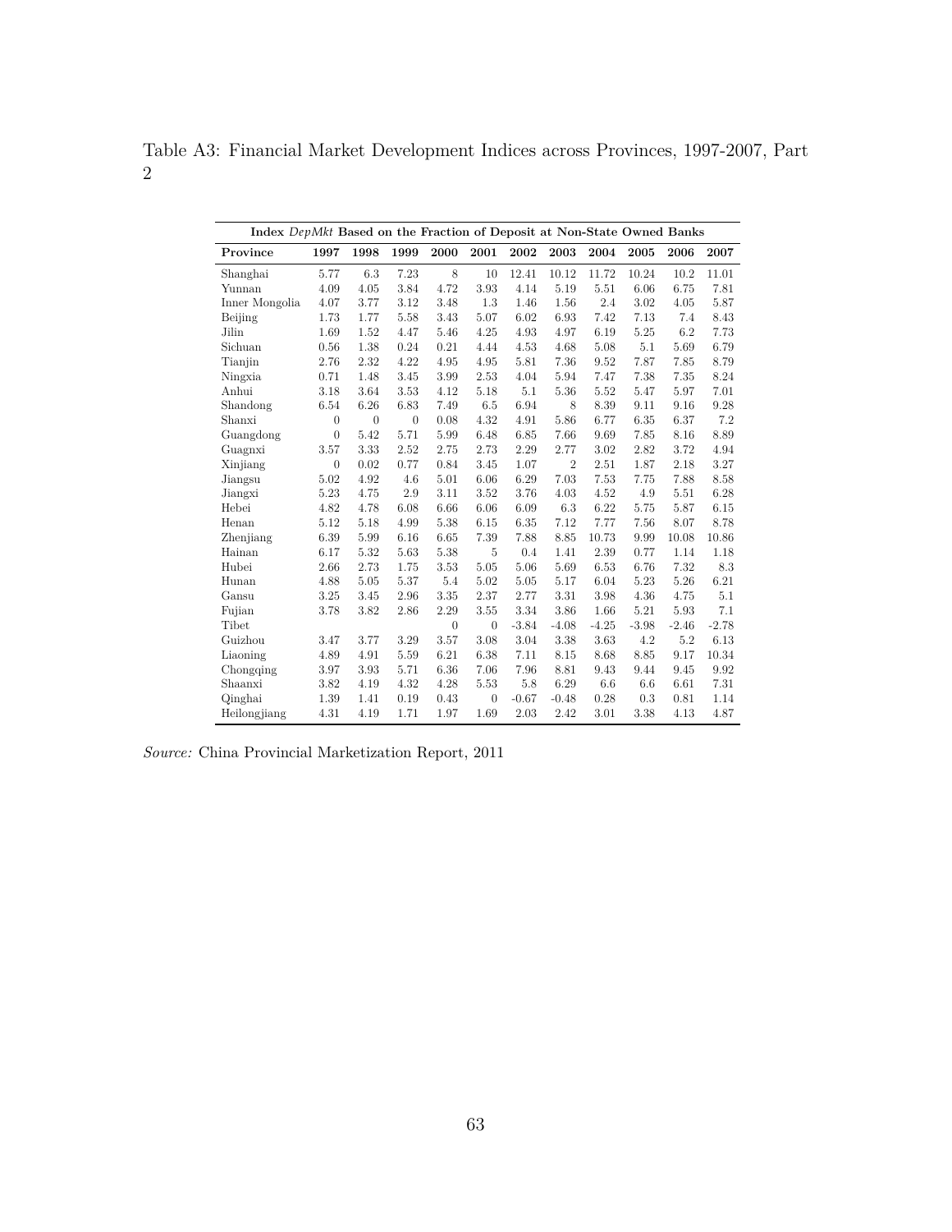Table A3: Financial Market Development Indices across Provinces, 1997-2007, Part 2

| Index *DepMkt* Based on the Fraction of Deposit at Non-State Owned Banks | | | | | | | | | | | |
|---|---|---|---|---|---|---|---|---|---|---|---|
| **Province** | **1997** | **1998** | **1999** | **2000** | **2001** | **2002** | **2003** | **2004** | **2005** | **2006** | **2007** |
| Shanghai | 5.77 | 6.3 | 7.23 | 8 | 10 | 12.41 | 10.12 | 11.72 | 10.24 | 10.2 | 11.01 |
| Yunnan | 4.09 | 4.05 | 3.84 | 4.72 | 3.93 | 4.14 | 5.19 | 5.51 | 6.06 | 6.75 | 7.81 |
| Inner Mongolia | 4.07 | 3.77 | 3.12 | 3.48 | 1.3 | 1.46 | 1.56 | 2.4 | 3.02 | 4.05 | 5.87 |
| Beijing | 1.73 | 1.77 | 5.58 | 3.43 | 5.07 | 6.02 | 6.93 | 7.42 | 7.13 | 7.4 | 8.43 |
| Jilin | 1.69 | 1.52 | 4.47 | 5.46 | 4.25 | 4.93 | 4.97 | 6.19 | 5.25 | 6.2 | 7.73 |
| Sichuan | 0.56 | 1.38 | 0.24 | 0.21 | 4.44 | 4.53 | 4.68 | 5.08 | 5.1 | 5.69 | 6.79 |
| Tianjin | 2.76 | 2.32 | 4.22 | 4.95 | 4.95 | 5.81 | 7.36 | 9.52 | 7.87 | 7.85 | 8.79 |
| Ningxia | 0.71 | 1.48 | 3.45 | 3.99 | 2.53 | 4.04 | 5.94 | 7.47 | 7.38 | 7.35 | 8.24 |
| Anhui | 3.18 | 3.64 | 3.53 | 4.12 | 5.18 | 5.1 | 5.36 | 5.52 | 5.47 | 5.97 | 7.01 |
| Shandong | 6.54 | 6.26 | 6.83 | 7.49 | 6.5 | 6.94 | 8 | 8.39 | 9.11 | 9.16 | 9.28 |
| Shanxi | 0 | 0 | 0 | 0.08 | 4.32 | 4.91 | 5.86 | 6.77 | 6.35 | 6.37 | 7.2 |
| Guangdong | 0 | 5.42 | 5.71 | 5.99 | 6.48 | 6.85 | 7.66 | 9.69 | 7.85 | 8.16 | 8.89 |
| Guagnxi | 3.57 | 3.33 | 2.52 | 2.75 | 2.73 | 2.29 | 2.77 | 3.02 | 2.82 | 3.72 | 4.94 |
| Xinjiang | 0 | 0.02 | 0.77 | 0.84 | 3.45 | 1.07 | 2 | 2.51 | 1.87 | 2.18 | 3.27 |
| Jiangsu | 5.02 | 4.92 | 4.6 | 5.01 | 6.06 | 6.29 | 7.03 | 7.53 | 7.75 | 7.88 | 8.58 |
| Jiangxi | 5.23 | 4.75 | 2.9 | 3.11 | 3.52 | 3.76 | 4.03 | 4.52 | 4.9 | 5.51 | 6.28 |
| Hebei | 4.82 | 4.78 | 6.08 | 6.66 | 6.06 | 6.09 | 6.3 | 6.22 | 5.75 | 5.87 | 6.15 |
| Henan | 5.12 | 5.18 | 4.99 | 5.38 | 6.15 | 6.35 | 7.12 | 7.77 | 7.56 | 8.07 | 8.78 |
| Zhenjiang | 6.39 | 5.99 | 6.16 | 6.65 | 7.39 | 7.88 | 8.85 | 10.73 | 9.99 | 10.08 | 10.86 |
| Hainan | 6.17 | 5.32 | 5.63 | 5.38 | 5 | 0.4 | 1.41 | 2.39 | 0.77 | 1.14 | 1.18 |
| Hubei | 2.66 | 2.73 | 1.75 | 3.53 | 5.05 | 5.06 | 5.69 | 6.53 | 6.76 | 7.32 | 8.3 |
| Hunan | 4.88 | 5.05 | 5.37 | 5.4 | 5.02 | 5.05 | 5.17 | 6.04 | 5.23 | 5.26 | 6.21 |
| Gansu | 3.25 | 3.45 | 2.96 | 3.35 | 2.37 | 2.77 | 3.31 | 3.98 | 4.36 | 4.75 | 5.1 |
| Fujian | 3.78 | 3.82 | 2.86 | 2.29 | 3.55 | 3.34 | 3.86 | 1.66 | 5.21 | 5.93 | 7.1 |
| Tibet | | | | 0 | 0 | -3.84 | -4.08 | -4.25 | -3.98 | -2.46 | -2.78 |
| Guizhou | 3.47 | 3.77 | 3.29 | 3.57 | 3.08 | 3.04 | 3.38 | 3.63 | 4.2 | 5.2 | 6.13 |
| Liaoning | 4.89 | 4.91 | 5.59 | 6.21 | 6.38 | 7.11 | 8.15 | 8.68 | 8.85 | 9.17 | 10.34 |
| Chongqing | 3.97 | 3.93 | 5.71 | 6.36 | 7.06 | 7.96 | 8.81 | 9.43 | 9.44 | 9.45 | 9.92 |
| Shaanxi | 3.82 | 4.19 | 4.32 | 4.28 | 5.53 | 5.8 | 6.29 | 6.6 | 6.6 | 6.61 | 7.31 |
| Qinghai | 1.39 | 1.41 | 0.19 | 0.43 | 0 | -0.67 | -0.48 | 0.28 | 0.3 | 0.81 | 1.14 |
| Heilongjiang | 4.31 | 4.19 | 1.71 | 1.97 | 1.69 | 2.03 | 2.42 | 3.01 | 3.38 | 4.13 | 4.87 |

*Source:* China Provincial Marketization Report, 2011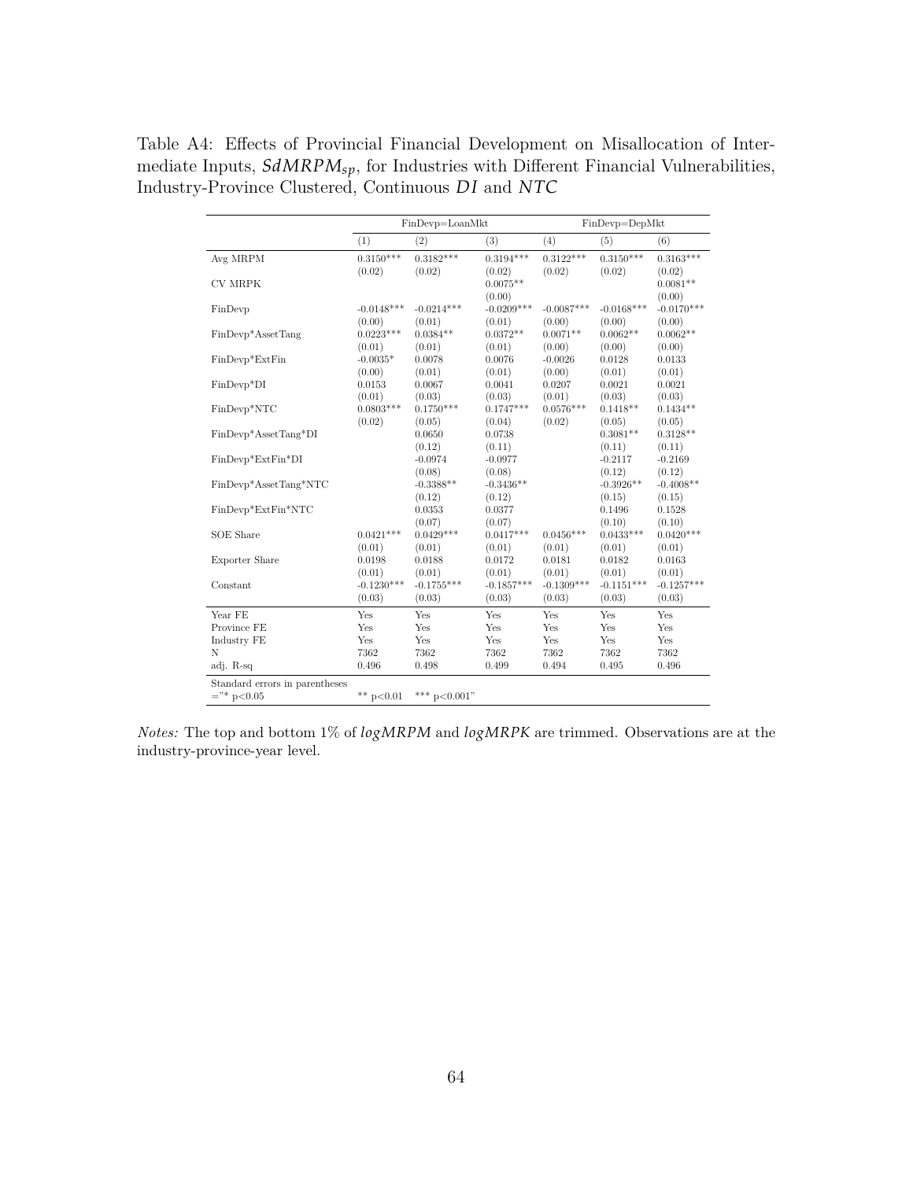Table A4: Effects of Provincial Financial Development on Misallocation of Intermediate Inputs, $SdMRPM_{sp}$, for Industries with Different Financial Vulnerabilities, Industry-Province Clustered, Continuous $DI$ and $NTC$

| | FinDevp=LoanMkt | | | FinDevp=DepMkt | | |
|---|---|---|---|---|---|---|
| | (1) | (2) | (3) | (4) | (5) | (6) |
| Avg MRPM | 0.3150*** | 0.3182*** | 0.3194*** | 0.3122*** | 0.3150*** | 0.3163*** |
| | (0.02) | (0.02) | (0.02) | (0.02) | (0.02) | (0.02) |
| CV MRPK | | | 0.0075** | | | 0.0081** |
| | | | (0.00) | | | (0.00) |
| FinDevp | -0.0148*** | -0.0214*** | -0.0209*** | -0.0087*** | -0.0168*** | -0.0170*** |
| | (0.00) | (0.01) | (0.01) | (0.00) | (0.00) | (0.00) |
| FinDevp*AssetTang | 0.0223*** | 0.0384** | 0.0372** | 0.0071** | 0.0062** | 0.0062** |
| | (0.01) | (0.01) | (0.01) | (0.00) | (0.00) | (0.00) |
| FinDevp*ExtFin | -0.0035* | 0.0078 | 0.0076 | -0.0026 | 0.0128 | 0.0133 |
| | (0.00) | (0.01) | (0.01) | (0.00) | (0.01) | (0.01) |
| FinDevp*DI | 0.0153 | 0.0067 | 0.0041 | 0.0207 | 0.0021 | 0.0021 |
| | (0.01) | (0.03) | (0.03) | (0.01) | (0.03) | (0.03) |
| FinDevp*NTC | 0.0803*** | 0.1750*** | 0.1747*** | 0.0576*** | 0.1418** | 0.1434** |
| | (0.02) | (0.05) | (0.04) | (0.02) | (0.05) | (0.05) |
| FinDevp*AssetTang*DI | | 0.0650 | 0.0738 | | 0.3081** | 0.3128** |
| | | (0.12) | (0.11) | | (0.11) | (0.11) |
| FinDevp*ExtFin*DI | | -0.0974 | -0.0977 | | -0.2117 | -0.2169 |
| | | (0.08) | (0.08) | | (0.12) | (0.12) |
| FinDevp*AssetTang*NTC | | -0.3388** | -0.3436** | | -0.3926** | -0.4008** |
| | | (0.12) | (0.12) | | (0.15) | (0.15) |
| FinDevp*ExtFin*NTC | | 0.0353 | 0.0377 | | 0.1496 | 0.1528 |
| | | (0.07) | (0.07) | | (0.10) | (0.10) |
| SOE Share | 0.0421*** | 0.0429*** | 0.0417*** | 0.0456*** | 0.0433*** | 0.0420*** |
| | (0.01) | (0.01) | (0.01) | (0.01) | (0.01) | (0.01) |
| Exporter Share | 0.0198 | 0.0188 | 0.0172 | 0.0181 | 0.0182 | 0.0163 |
| | (0.01) | (0.01) | (0.01) | (0.01) | (0.01) | (0.01) |
| Constant | -0.1230*** | -0.1755*** | -0.1857*** | -0.1309*** | -0.1151*** | -0.1257*** |
| | (0.03) | (0.03) | (0.03) | (0.03) | (0.03) | (0.03) |
| Year FE | Yes | Yes | Yes | Yes | Yes | Yes |
| Province FE | Yes | Yes | Yes | Yes | Yes | Yes |
| Industry FE | Yes | Yes | Yes | Yes | Yes | Yes |
| N | 7362 | 7362 | 7362 | 7362 | 7362 | 7362 |
| adj. R-sq | 0.496 | 0.498 | 0.499 | 0.494 | 0.495 | 0.496 |

Standard errors in parentheses
="* p<0.05 ** p<0.01 *** p<0.001"

*Notes:* The top and bottom 1% of $logMRPM$ and $logMRPK$ are trimmed. Observations are at the industry-province-year level.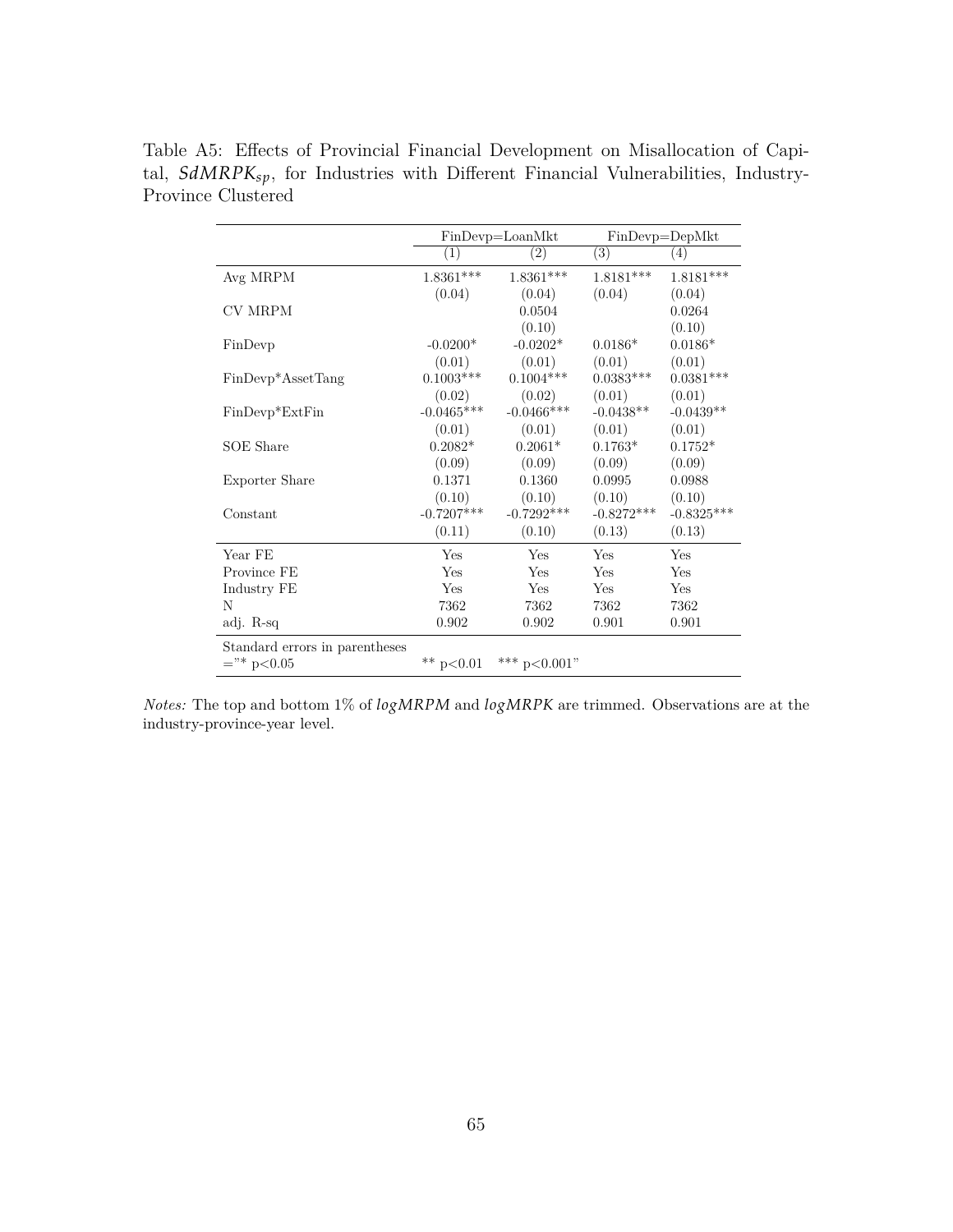Table A5: Effects of Provincial Financial Development on Misallocation of Capital, $SdMRPK_{sp}$, for Industries with Different Financial Vulnerabilities, Industry-Province Clustered

| | FinDevp=LoanMkt | | FinDevp=DepMkt | |
|---|---|---|---|---|
| | (1) | (2) | (3) | (4) |
| Avg MRPM | 1.8361*** | 1.8361*** | 1.8181*** | 1.8181*** |
| | (0.04) | (0.04) | (0.04) | (0.04) |
| CV MRPM | | 0.0504 | | 0.0264 |
| | | (0.10) | | (0.10) |
| FinDevp | -0.0200* | -0.0202* | 0.0186* | 0.0186* |
| | (0.01) | (0.01) | (0.01) | (0.01) |
| FinDevp*AssetTang | 0.1003*** | 0.1004*** | 0.0383*** | 0.0381*** |
| | (0.02) | (0.02) | (0.01) | (0.01) |
| FinDevp*ExtFin | -0.0465*** | -0.0466*** | -0.0438** | -0.0439** |
| | (0.01) | (0.01) | (0.01) | (0.01) |
| SOE Share | 0.2082* | 0.2061* | 0.1763* | 0.1752* |
| | (0.09) | (0.09) | (0.09) | (0.09) |
| Exporter Share | 0.1371 | 0.1360 | 0.0995 | 0.0988 |
| | (0.10) | (0.10) | (0.10) | (0.10) |
| Constant | -0.7207*** | -0.7292*** | -0.8272*** | -0.8325*** |
| | (0.11) | (0.10) | (0.13) | (0.13) |
| Year FE | Yes | Yes | Yes | Yes |
| Province FE | Yes | Yes | Yes | Yes |
| Industry FE | Yes | Yes | Yes | Yes |
| N | 7362 | 7362 | 7362 | 7362 |
| adj. R-sq | 0.902 | 0.902 | 0.901 | 0.901 |

Standard errors in parentheses
="* p<0.05 ** p<0.01 *** p<0.001"

*Notes:* The top and bottom 1% of $logMRPM$ and $logMRPK$ are trimmed. Observations are at the industry-province-year level.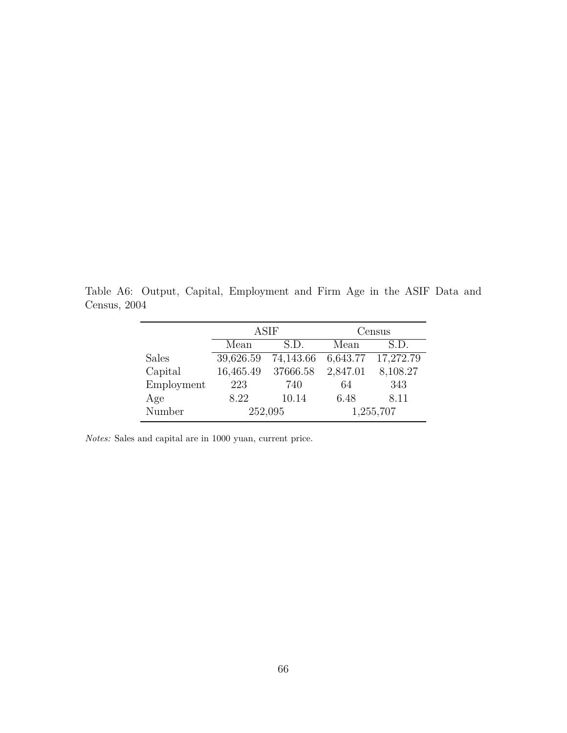Table A6: Output, Capital, Employment and Firm Age in the ASIF Data and Census, 2004

| | ASIF | | Census | |
|---|---|---|---|---|
| | Mean | S.D. | Mean | S.D. |
| Sales | 39,626.59 | 74,143.66 | 6,643.77 | 17,272.79 |
| Capital | 16,465.49 | 37666.58 | 2,847.01 | 8,108.27 |
| Employment | 223 | 740 | 64 | 343 |
| Age | 8.22 | 10.14 | 6.48 | 8.11 |
| Number | 252,095 | | 1,255,707 | |

*Notes:* Sales and capital are in 1000 yuan, current price.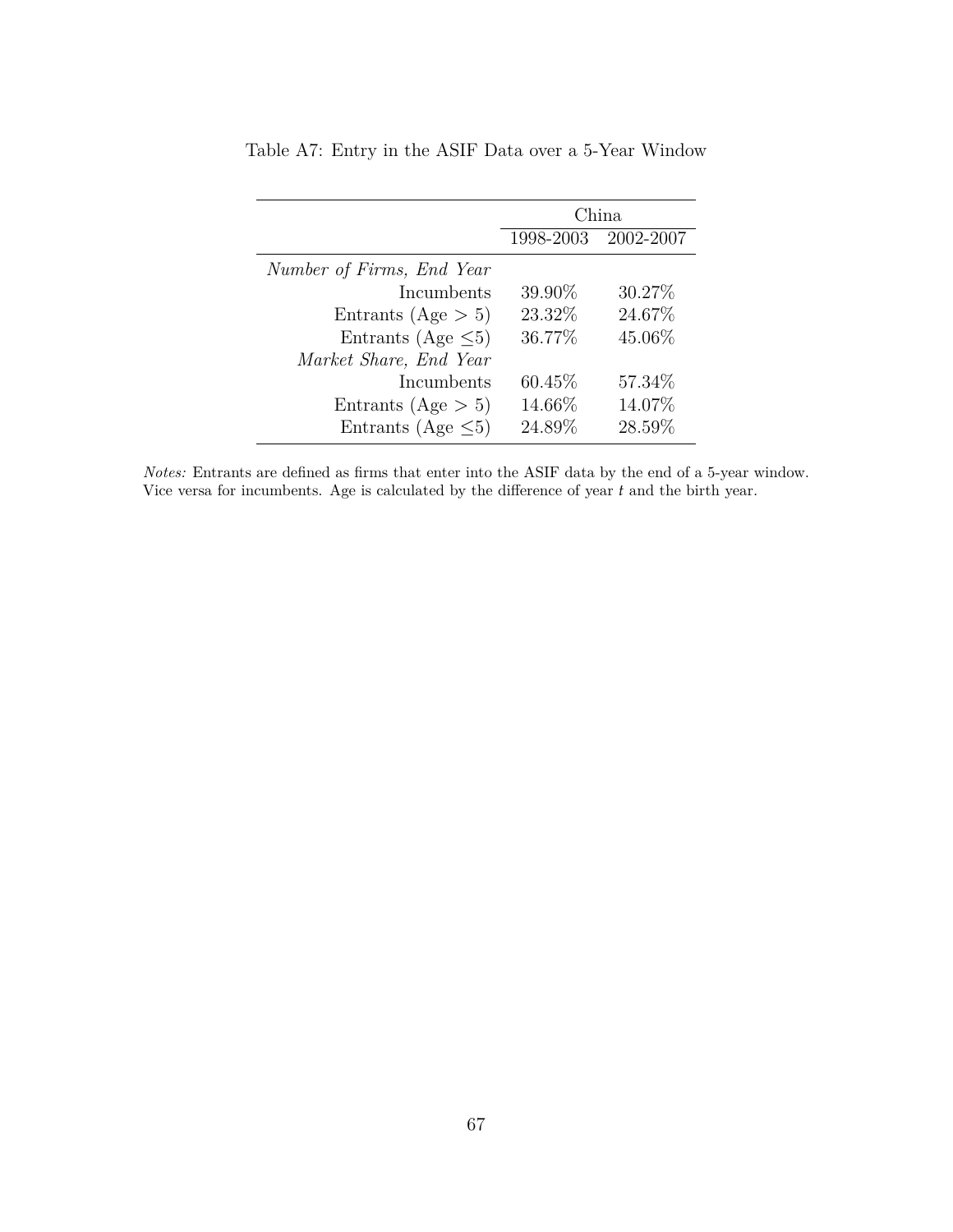Table A7: Entry in the ASIF Data over a 5-Year Window

| | China | |
|---|---|---|
| | 1998-2003 | 2002-2007 |
| *Number of Firms, End Year* | | |
| Incumbents | 39.90% | 30.27% |
| Entrants (Age $> 5$) | 23.32% | 24.67% |
| Entrants (Age $\leq 5$) | 36.77% | 45.06% |
| *Market Share, End Year* | | |
| Incumbents | 60.45% | 57.34% |
| Entrants (Age $> 5$) | 14.66% | 14.07% |
| Entrants (Age $\leq 5$) | 24.89% | 28.59% |

*Notes:* Entrants are defined as firms that enter into the ASIF data by the end of a 5-year window. Vice versa for incumbents. Age is calculated by the difference of year $t$ and the birth year.